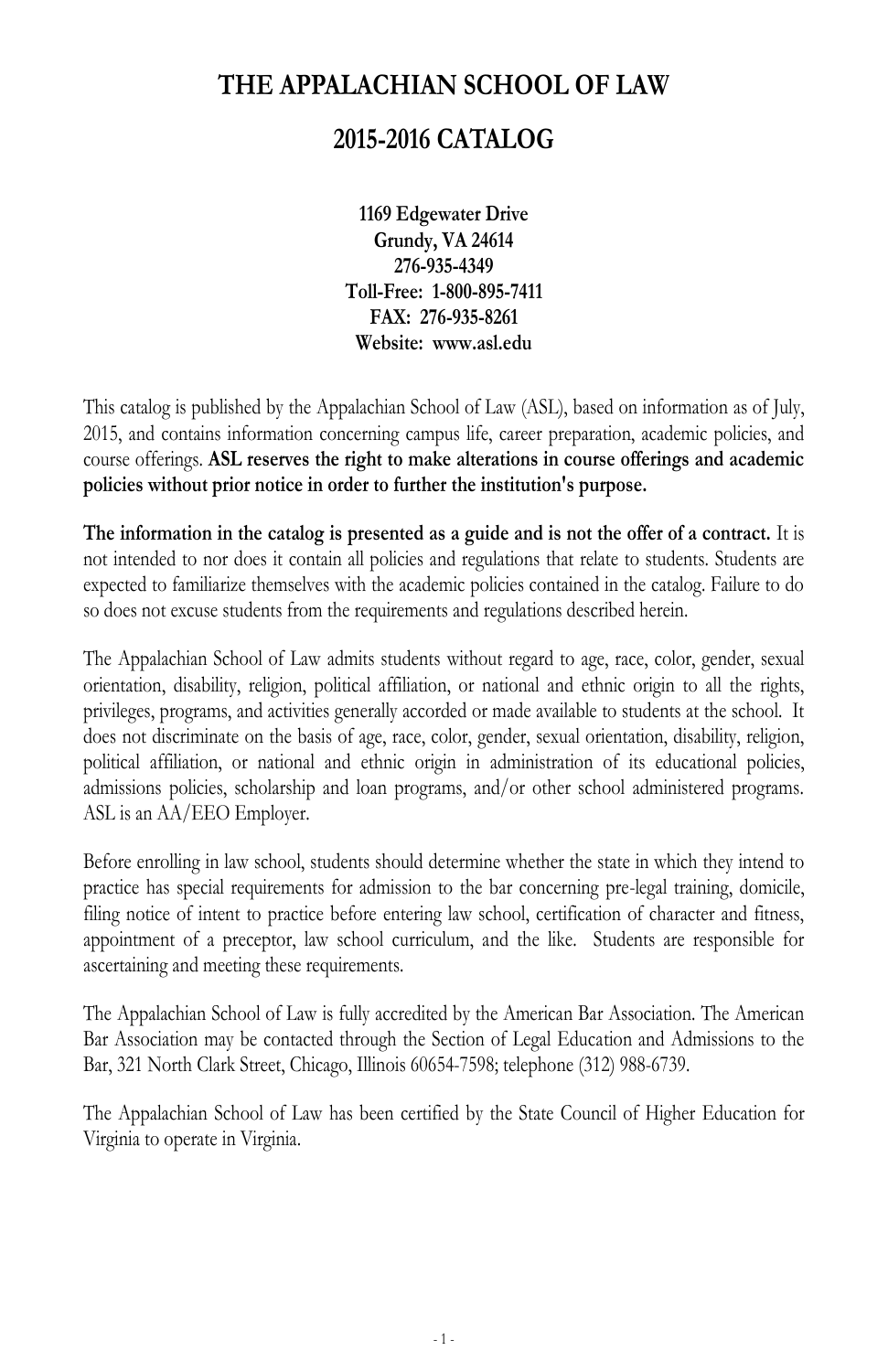# THE APPALACHIAN SCHOOL OF LAW

# 2015-2016 CATALOG

**1169 Edgewater Drive**
**Grundy, VA 24614**
**276-935-4349**
**Toll-Free: 1-800-895-7411**
**FAX: 276-935-8261**
**Website: www.asl.edu**

This catalog is published by the Appalachian School of Law (ASL), based on information as of July, 2015, and contains information concerning campus life, career preparation, academic policies, and course offerings. **ASL reserves the right to make alterations in course offerings and academic policies without prior notice in order to further the institution's purpose.**

**The information in the catalog is presented as a guide and is not the offer of a contract.** It is not intended to nor does it contain all policies and regulations that relate to students. Students are expected to familiarize themselves with the academic policies contained in the catalog. Failure to do so does not excuse students from the requirements and regulations described herein.

The Appalachian School of Law admits students without regard to age, race, color, gender, sexual orientation, disability, religion, political affiliation, or national and ethnic origin to all the rights, privileges, programs, and activities generally accorded or made available to students at the school. It does not discriminate on the basis of age, race, color, gender, sexual orientation, disability, religion, political affiliation, or national and ethnic origin in administration of its educational policies, admissions policies, scholarship and loan programs, and/or other school administered programs. ASL is an AA/EEO Employer.

Before enrolling in law school, students should determine whether the state in which they intend to practice has special requirements for admission to the bar concerning pre-legal training, domicile, filing notice of intent to practice before entering law school, certification of character and fitness, appointment of a preceptor, law school curriculum, and the like. Students are responsible for ascertaining and meeting these requirements.

The Appalachian School of Law is fully accredited by the American Bar Association. The American Bar Association may be contacted through the Section of Legal Education and Admissions to the Bar, 321 North Clark Street, Chicago, Illinois 60654-7598; telephone (312) 988-6739.

The Appalachian School of Law has been certified by the State Council of Higher Education for Virginia to operate in Virginia.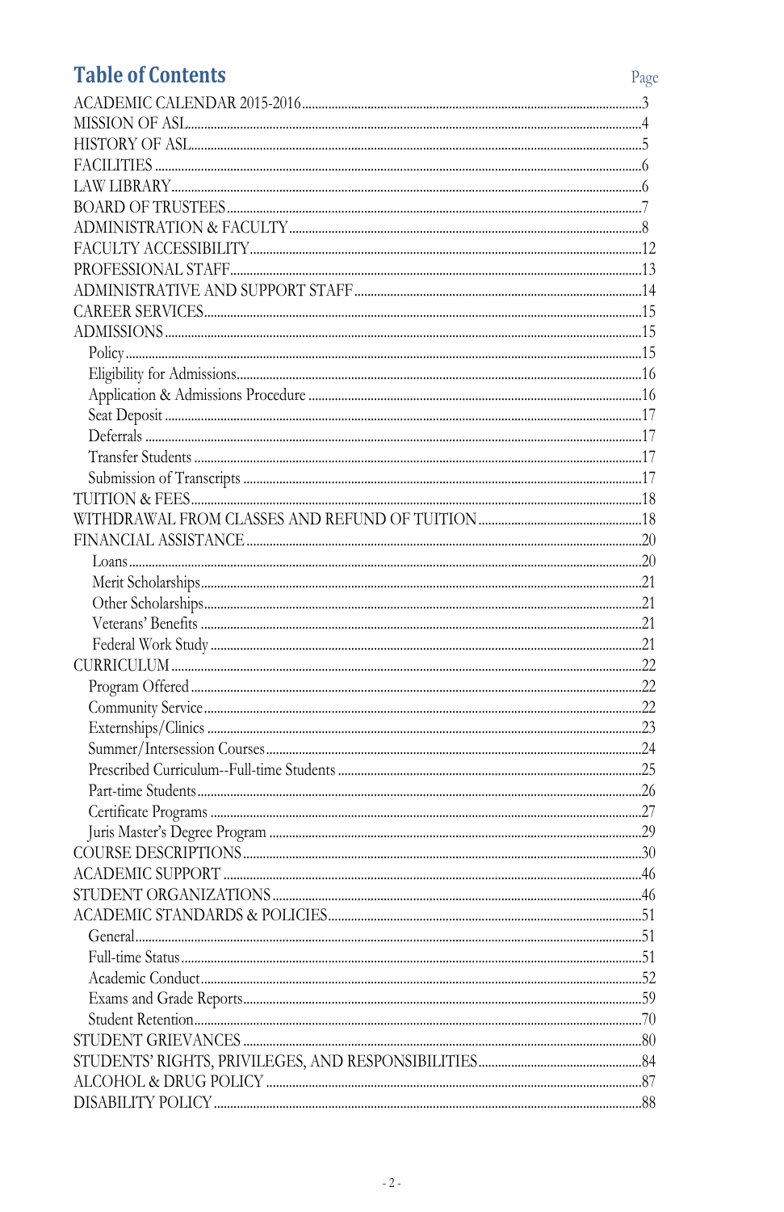# Table of Contents

| | Page |
|---|---|
| ACADEMIC CALENDAR 2015-2016 | 3 |
| MISSION OF ASL | 4 |
| HISTORY OF ASL | 5 |
| FACILITIES | 6 |
| LAW LIBRARY | 6 |
| BOARD OF TRUSTEES | 7 |
| ADMINISTRATION & FACULTY | 8 |
| FACULTY ACCESSIBILITY | 12 |
| PROFESSIONAL STAFF | 13 |
| ADMINISTRATIVE AND SUPPORT STAFF | 14 |
| CAREER SERVICES | 15 |
| ADMISSIONS | 15 |
| Policy | 15 |
| Eligibility for Admissions | 16 |
| Application & Admissions Procedure | 16 |
| Seat Deposit | 17 |
| Deferrals | 17 |
| Transfer Students | 17 |
| Submission of Transcripts | 17 |
| TUITION & FEES | 18 |
| WITHDRAWAL FROM CLASSES AND REFUND OF TUITION | 18 |
| FINANCIAL ASSISTANCE | 20 |
| Loans | 20 |
| Merit Scholarships | 21 |
| Other Scholarships | 21 |
| Veterans' Benefits | 21 |
| Federal Work Study | 21 |
| CURRICULUM | 22 |
| Program Offered | 22 |
| Community Service | 22 |
| Externships/Clinics | 23 |
| Summer/Intersession Courses | 24 |
| Prescribed Curriculum--Full-time Students | 25 |
| Part-time Students | 26 |
| Certificate Programs | 27 |
| Juris Master's Degree Program | 29 |
| COURSE DESCRIPTIONS | 30 |
| ACADEMIC SUPPORT | 46 |
| STUDENT ORGANIZATIONS | 46 |
| ACADEMIC STANDARDS & POLICIES | 51 |
| General | 51 |
| Full-time Status | 51 |
| Academic Conduct | 52 |
| Exams and Grade Reports | 59 |
| Student Retention | 70 |
| STUDENT GRIEVANCES | 80 |
| STUDENTS' RIGHTS, PRIVILEGES, AND RESPONSIBILITIES | 84 |
| ALCOHOL & DRUG POLICY | 87 |
| DISABILITY POLICY | 88 |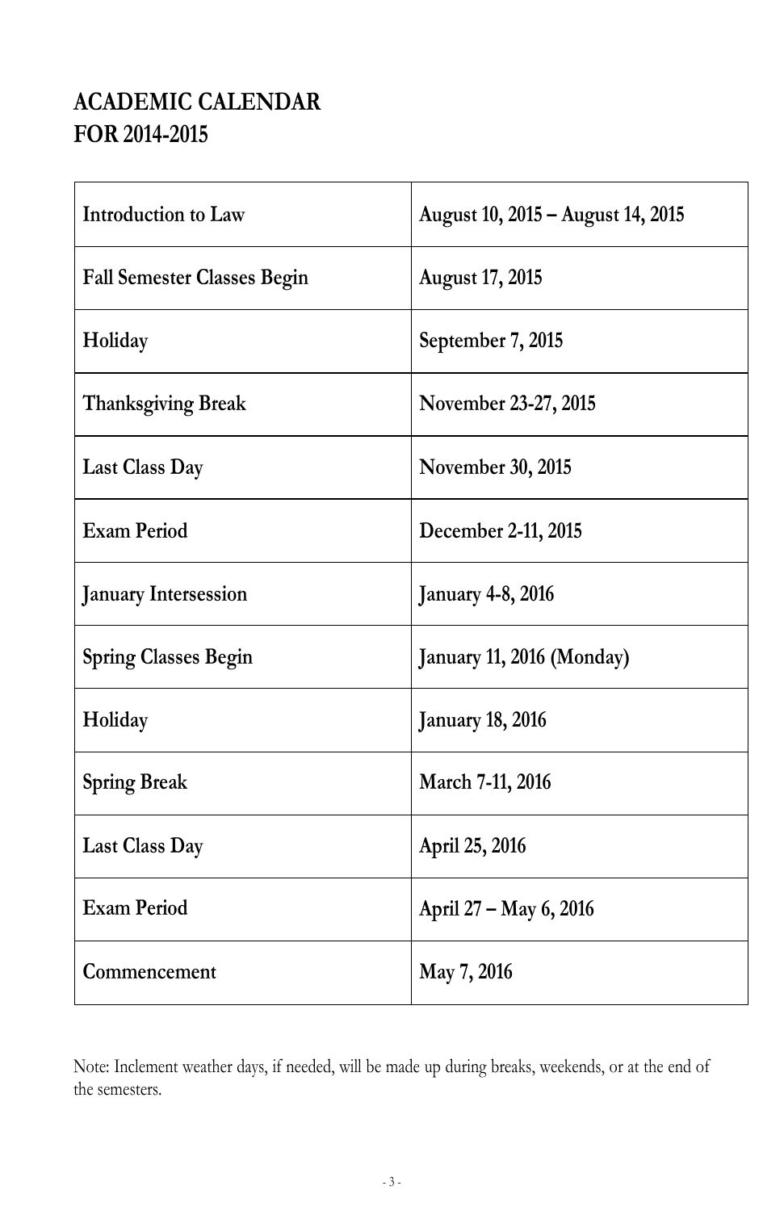# ACADEMIC CALENDAR FOR 2014-2015

| | |
|---|---|
| **Introduction to Law** | **August 10, 2015 – August 14, 2015** |
| **Fall Semester Classes Begin** | **August 17, 2015** |
| **Holiday** | **September 7, 2015** |
| **Thanksgiving Break** | **November 23-27, 2015** |
| **Last Class Day** | **November 30, 2015** |
| **Exam Period** | **December 2-11, 2015** |
| **January Intersession** | **January 4-8, 2016** |
| **Spring Classes Begin** | **January 11, 2016 (Monday)** |
| **Holiday** | **January 18, 2016** |
| **Spring Break** | **March 7-11, 2016** |
| **Last Class Day** | **April 25, 2016** |
| **Exam Period** | **April 27 – May 6, 2016** |
| **Commencement** | **May 7, 2016** |

Note: Inclement weather days, if needed, will be made up during breaks, weekends, or at the end of the semesters.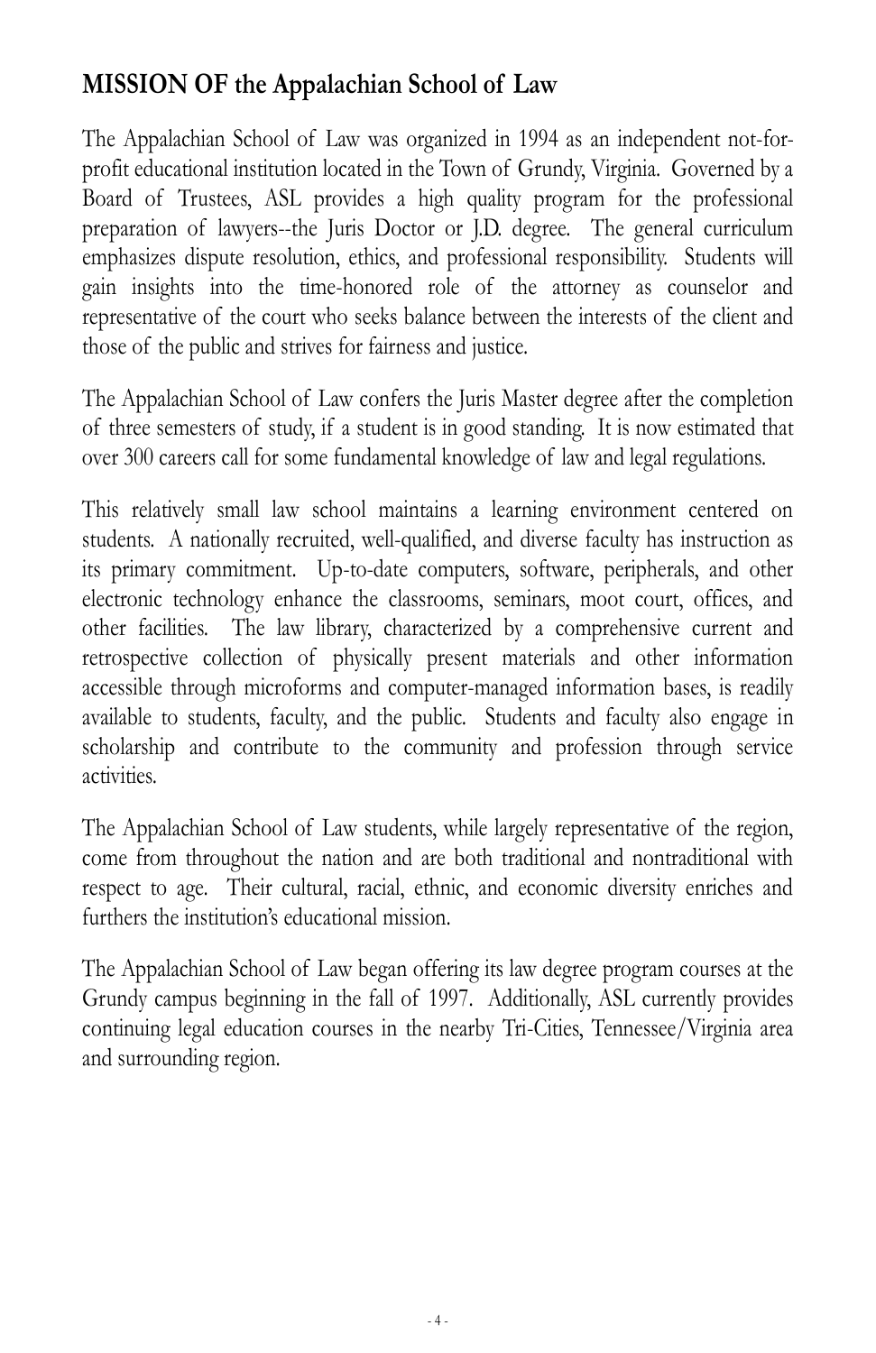## MISSION OF the Appalachian School of Law

The Appalachian School of Law was organized in 1994 as an independent not-for-profit educational institution located in the Town of Grundy, Virginia. Governed by a Board of Trustees, ASL provides a high quality program for the professional preparation of lawyers--the Juris Doctor or J.D. degree. The general curriculum emphasizes dispute resolution, ethics, and professional responsibility. Students will gain insights into the time-honored role of the attorney as counselor and representative of the court who seeks balance between the interests of the client and those of the public and strives for fairness and justice.

The Appalachian School of Law confers the Juris Master degree after the completion of three semesters of study, if a student is in good standing. It is now estimated that over 300 careers call for some fundamental knowledge of law and legal regulations.

This relatively small law school maintains a learning environment centered on students. A nationally recruited, well-qualified, and diverse faculty has instruction as its primary commitment. Up-to-date computers, software, peripherals, and other electronic technology enhance the classrooms, seminars, moot court, offices, and other facilities. The law library, characterized by a comprehensive current and retrospective collection of physically present materials and other information accessible through microforms and computer-managed information bases, is readily available to students, faculty, and the public. Students and faculty also engage in scholarship and contribute to the community and profession through service activities.

The Appalachian School of Law students, while largely representative of the region, come from throughout the nation and are both traditional and nontraditional with respect to age. Their cultural, racial, ethnic, and economic diversity enriches and furthers the institution's educational mission.

The Appalachian School of Law began offering its law degree program courses at the Grundy campus beginning in the fall of 1997. Additionally, ASL currently provides continuing legal education courses in the nearby Tri-Cities, Tennessee/Virginia area and surrounding region.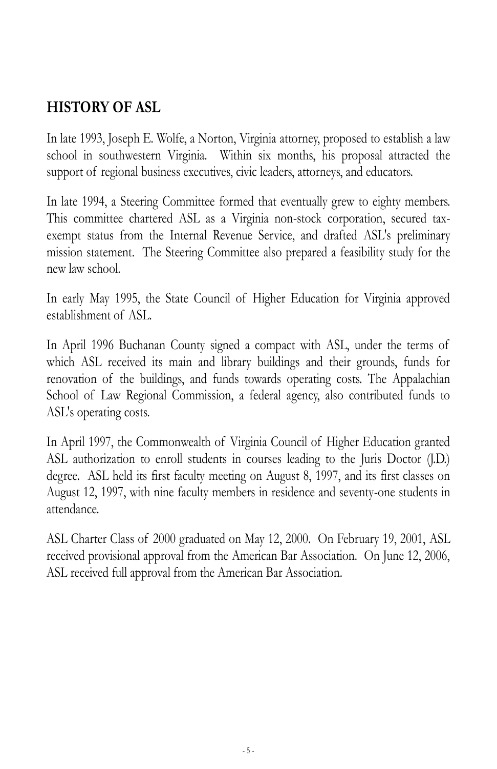## HISTORY OF ASL

In late 1993, Joseph E. Wolfe, a Norton, Virginia attorney, proposed to establish a law school in southwestern Virginia. Within six months, his proposal attracted the support of regional business executives, civic leaders, attorneys, and educators.

In late 1994, a Steering Committee formed that eventually grew to eighty members. This committee chartered ASL as a Virginia non-stock corporation, secured tax-exempt status from the Internal Revenue Service, and drafted ASL's preliminary mission statement. The Steering Committee also prepared a feasibility study for the new law school.

In early May 1995, the State Council of Higher Education for Virginia approved establishment of ASL.

In April 1996 Buchanan County signed a compact with ASL, under the terms of which ASL received its main and library buildings and their grounds, funds for renovation of the buildings, and funds towards operating costs. The Appalachian School of Law Regional Commission, a federal agency, also contributed funds to ASL's operating costs.

In April 1997, the Commonwealth of Virginia Council of Higher Education granted ASL authorization to enroll students in courses leading to the Juris Doctor (J.D.) degree. ASL held its first faculty meeting on August 8, 1997, and its first classes on August 12, 1997, with nine faculty members in residence and seventy-one students in attendance.

ASL Charter Class of 2000 graduated on May 12, 2000. On February 19, 2001, ASL received provisional approval from the American Bar Association. On June 12, 2006, ASL received full approval from the American Bar Association.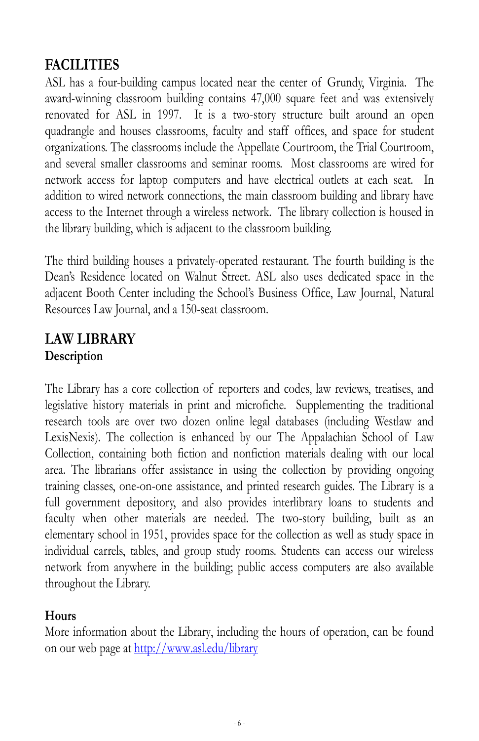## FACILITIES

ASL has a four-building campus located near the center of Grundy, Virginia. The award-winning classroom building contains 47,000 square feet and was extensively renovated for ASL in 1997. It is a two-story structure built around an open quadrangle and houses classrooms, faculty and staff offices, and space for student organizations. The classrooms include the Appellate Courtroom, the Trial Courtroom, and several smaller classrooms and seminar rooms. Most classrooms are wired for network access for laptop computers and have electrical outlets at each seat. In addition to wired network connections, the main classroom building and library have access to the Internet through a wireless network. The library collection is housed in the library building, which is adjacent to the classroom building.

The third building houses a privately-operated restaurant. The fourth building is the Dean's Residence located on Walnut Street. ASL also uses dedicated space in the adjacent Booth Center including the School's Business Office, Law Journal, Natural Resources Law Journal, and a 150-seat classroom.

## LAW LIBRARY

### Description

The Library has a core collection of reporters and codes, law reviews, treatises, and legislative history materials in print and microfiche. Supplementing the traditional research tools are over two dozen online legal databases (including Westlaw and LexisNexis). The collection is enhanced by our The Appalachian School of Law Collection, containing both fiction and nonfiction materials dealing with our local area. The librarians offer assistance in using the collection by providing ongoing training classes, one-on-one assistance, and printed research guides. The Library is a full government depository, and also provides interlibrary loans to students and faculty when other materials are needed. The two-story building, built as an elementary school in 1951, provides space for the collection as well as study space in individual carrels, tables, and group study rooms. Students can access our wireless network from anywhere in the building; public access computers are also available throughout the Library.

### Hours

More information about the Library, including the hours of operation, can be found on our web page at http://www.asl.edu/library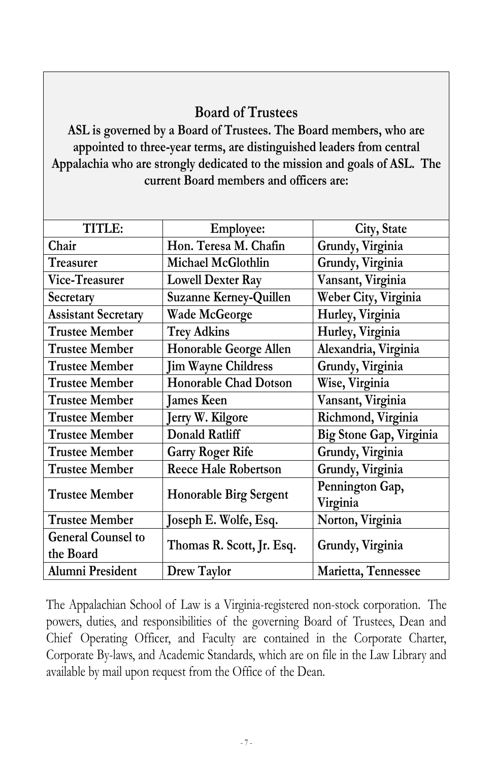## Board of Trustees

**ASL is governed by a Board of Trustees. The Board members, who are appointed to three-year terms, are distinguished leaders from central Appalachia who are strongly dedicated to the mission and goals of ASL. The current Board members and officers are:**

| TITLE: | Employee: | City, State |
|---|---|---|
| Chair | Hon. Teresa M. Chafin | Grundy, Virginia |
| Treasurer | Michael McGlothlin | Grundy, Virginia |
| Vice-Treasurer | Lowell Dexter Ray | Vansant, Virginia |
| Secretary | Suzanne Kerney-Quillen | Weber City, Virginia |
| Assistant Secretary | Wade McGeorge | Hurley, Virginia |
| Trustee Member | Trey Adkins | Hurley, Virginia |
| Trustee Member | Honorable George Allen | Alexandria, Virginia |
| Trustee Member | Jim Wayne Childress | Grundy, Virginia |
| Trustee Member | Honorable Chad Dotson | Wise, Virginia |
| Trustee Member | James Keen | Vansant, Virginia |
| Trustee Member | Jerry W. Kilgore | Richmond, Virginia |
| Trustee Member | Donald Ratliff | Big Stone Gap, Virginia |
| Trustee Member | Garry Roger Rife | Grundy, Virginia |
| Trustee Member | Reece Hale Robertson | Grundy, Virginia |
| Trustee Member | Honorable Birg Sergent | Pennington Gap, Virginia |
| Trustee Member | Joseph E. Wolfe, Esq. | Norton, Virginia |
| General Counsel to the Board | Thomas R. Scott, Jr. Esq. | Grundy, Virginia |
| Alumni President | Drew Taylor | Marietta, Tennessee |

The Appalachian School of Law is a Virginia-registered non-stock corporation. The powers, duties, and responsibilities of the governing Board of Trustees, Dean and Chief Operating Officer, and Faculty are contained in the Corporate Charter, Corporate By-laws, and Academic Standards, which are on file in the Law Library and available by mail upon request from the Office of the Dean.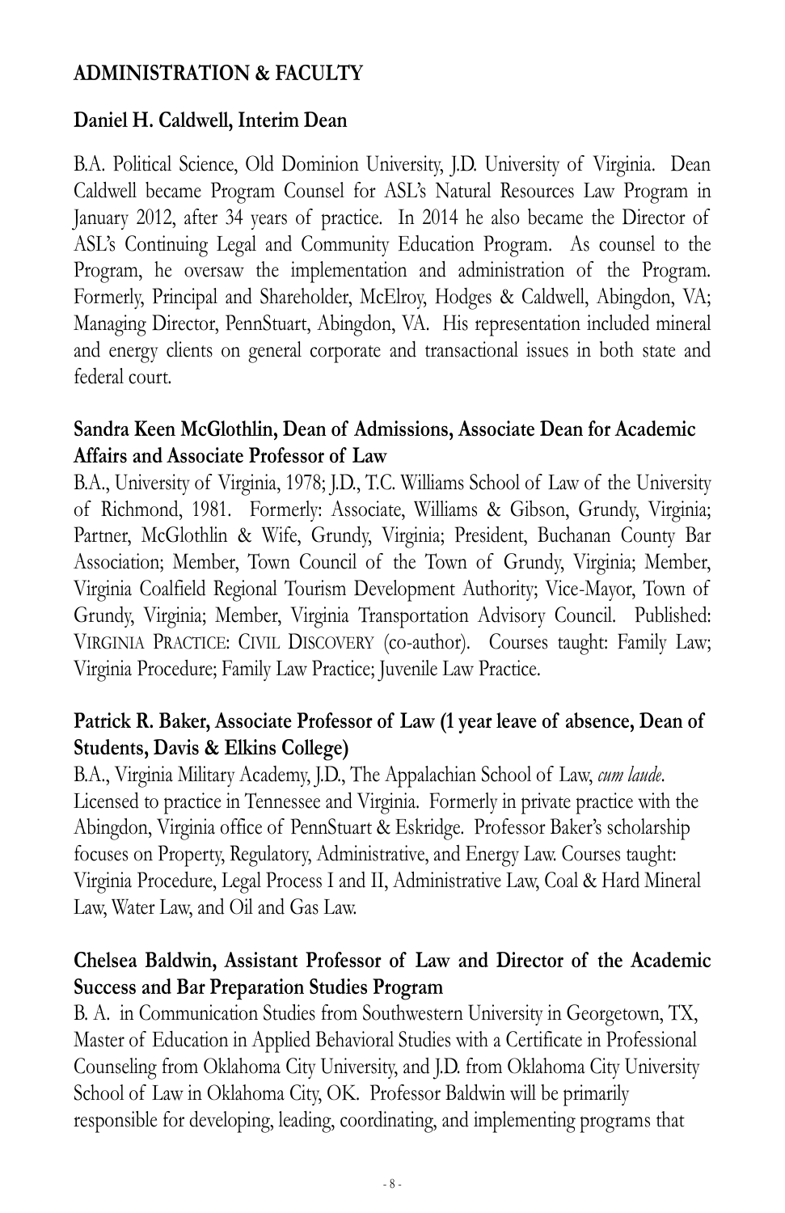## ADMINISTRATION & FACULTY

### Daniel H. Caldwell, Interim Dean

B.A. Political Science, Old Dominion University, J.D. University of Virginia. Dean Caldwell became Program Counsel for ASL's Natural Resources Law Program in January 2012, after 34 years of practice. In 2014 he also became the Director of ASL's Continuing Legal and Community Education Program. As counsel to the Program, he oversaw the implementation and administration of the Program. Formerly, Principal and Shareholder, McElroy, Hodges & Caldwell, Abingdon, VA; Managing Director, PennStuart, Abingdon, VA. His representation included mineral and energy clients on general corporate and transactional issues in both state and federal court.

### Sandra Keen McGlothlin, Dean of Admissions, Associate Dean for Academic Affairs and Associate Professor of Law

B.A., University of Virginia, 1978; J.D., T.C. Williams School of Law of the University of Richmond, 1981. Formerly: Associate, Williams & Gibson, Grundy, Virginia; Partner, McGlothlin & Wife, Grundy, Virginia; President, Buchanan County Bar Association; Member, Town Council of the Town of Grundy, Virginia; Member, Virginia Coalfield Regional Tourism Development Authority; Vice-Mayor, Town of Grundy, Virginia; Member, Virginia Transportation Advisory Council. Published: VIRGINIA PRACTICE: CIVIL DISCOVERY (co-author). Courses taught: Family Law; Virginia Procedure; Family Law Practice; Juvenile Law Practice.

### Patrick R. Baker, Associate Professor of Law (1 year leave of absence, Dean of Students, Davis & Elkins College)

B.A., Virginia Military Academy, J.D., The Appalachian School of Law, *cum laude*. Licensed to practice in Tennessee and Virginia. Formerly in private practice with the Abingdon, Virginia office of PennStuart & Eskridge. Professor Baker's scholarship focuses on Property, Regulatory, Administrative, and Energy Law. Courses taught: Virginia Procedure, Legal Process I and II, Administrative Law, Coal & Hard Mineral Law, Water Law, and Oil and Gas Law.

### Chelsea Baldwin, Assistant Professor of Law and Director of the Academic Success and Bar Preparation Studies Program

B. A. in Communication Studies from Southwestern University in Georgetown, TX, Master of Education in Applied Behavioral Studies with a Certificate in Professional Counseling from Oklahoma City University, and J.D. from Oklahoma City University School of Law in Oklahoma City, OK. Professor Baldwin will be primarily responsible for developing, leading, coordinating, and implementing programs that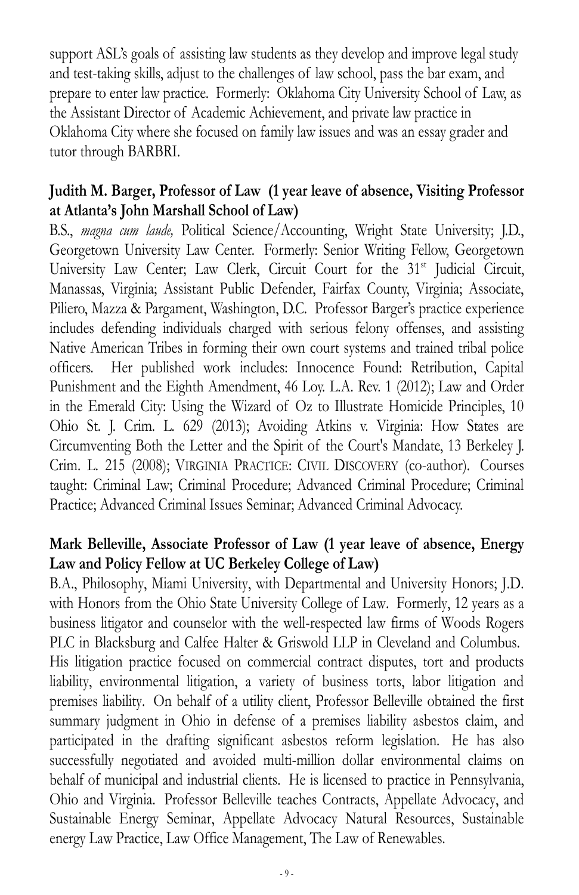support ASL's goals of assisting law students as they develop and improve legal study and test-taking skills, adjust to the challenges of law school, pass the bar exam, and prepare to enter law practice. Formerly: Oklahoma City University School of Law, as the Assistant Director of Academic Achievement, and private law practice in Oklahoma City where she focused on family law issues and was an essay grader and tutor through BARBRI.

**Judith M. Barger, Professor of Law (1 year leave of absence, Visiting Professor at Atlanta's John Marshall School of Law)**

B.S., *magna cum laude,* Political Science/Accounting, Wright State University; J.D., Georgetown University Law Center. Formerly: Senior Writing Fellow, Georgetown University Law Center; Law Clerk, Circuit Court for the 31st Judicial Circuit, Manassas, Virginia; Assistant Public Defender, Fairfax County, Virginia; Associate, Piliero, Mazza & Pargament, Washington, D.C. Professor Barger's practice experience includes defending individuals charged with serious felony offenses, and assisting Native American Tribes in forming their own court systems and trained tribal police officers. Her published work includes: Innocence Found: Retribution, Capital Punishment and the Eighth Amendment, 46 Loy. L.A. Rev. 1 (2012); Law and Order in the Emerald City: Using the Wizard of Oz to Illustrate Homicide Principles, 10 Ohio St. J. Crim. L. 629 (2013); Avoiding Atkins v. Virginia: How States are Circumventing Both the Letter and the Spirit of the Court's Mandate, 13 Berkeley J. Crim. L. 215 (2008); VIRGINIA PRACTICE: CIVIL DISCOVERY (co-author). Courses taught: Criminal Law; Criminal Procedure; Advanced Criminal Procedure; Criminal Practice; Advanced Criminal Issues Seminar; Advanced Criminal Advocacy.

**Mark Belleville, Associate Professor of Law (1 year leave of absence, Energy Law and Policy Fellow at UC Berkeley College of Law)**

B.A., Philosophy, Miami University, with Departmental and University Honors; J.D. with Honors from the Ohio State University College of Law. Formerly, 12 years as a business litigator and counselor with the well-respected law firms of Woods Rogers PLC in Blacksburg and Calfee Halter & Griswold LLP in Cleveland and Columbus. His litigation practice focused on commercial contract disputes, tort and products liability, environmental litigation, a variety of business torts, labor litigation and premises liability. On behalf of a utility client, Professor Belleville obtained the first summary judgment in Ohio in defense of a premises liability asbestos claim, and participated in the drafting significant asbestos reform legislation. He has also successfully negotiated and avoided multi-million dollar environmental claims on behalf of municipal and industrial clients. He is licensed to practice in Pennsylvania, Ohio and Virginia. Professor Belleville teaches Contracts, Appellate Advocacy, and Sustainable Energy Seminar, Appellate Advocacy Natural Resources, Sustainable energy Law Practice, Law Office Management, The Law of Renewables.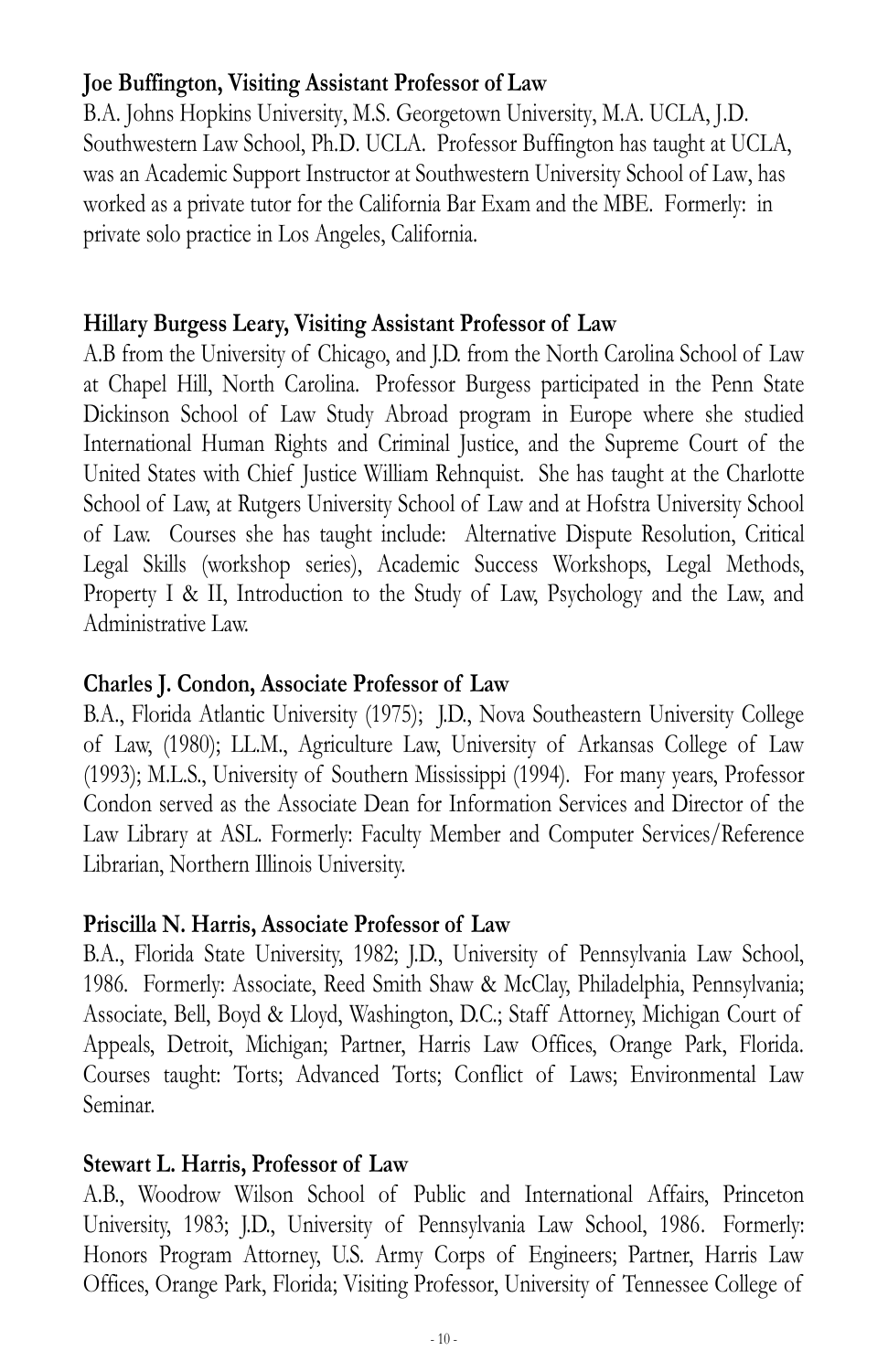**Joe Buffington, Visiting Assistant Professor of Law**

B.A. Johns Hopkins University, M.S. Georgetown University, M.A. UCLA, J.D. Southwestern Law School, Ph.D. UCLA. Professor Buffington has taught at UCLA, was an Academic Support Instructor at Southwestern University School of Law, has worked as a private tutor for the California Bar Exam and the MBE. Formerly: in private solo practice in Los Angeles, California.

**Hillary Burgess Leary, Visiting Assistant Professor of Law**

A.B from the University of Chicago, and J.D. from the North Carolina School of Law at Chapel Hill, North Carolina. Professor Burgess participated in the Penn State Dickinson School of Law Study Abroad program in Europe where she studied International Human Rights and Criminal Justice, and the Supreme Court of the United States with Chief Justice William Rehnquist. She has taught at the Charlotte School of Law, at Rutgers University School of Law and at Hofstra University School of Law. Courses she has taught include: Alternative Dispute Resolution, Critical Legal Skills (workshop series), Academic Success Workshops, Legal Methods, Property I & II, Introduction to the Study of Law, Psychology and the Law, and Administrative Law.

**Charles J. Condon, Associate Professor of Law**

B.A., Florida Atlantic University (1975); J.D., Nova Southeastern University College of Law, (1980); LL.M., Agriculture Law, University of Arkansas College of Law (1993); M.L.S., University of Southern Mississippi (1994). For many years, Professor Condon served as the Associate Dean for Information Services and Director of the Law Library at ASL. Formerly: Faculty Member and Computer Services/Reference Librarian, Northern Illinois University.

**Priscilla N. Harris, Associate Professor of Law**

B.A., Florida State University, 1982; J.D., University of Pennsylvania Law School, 1986. Formerly: Associate, Reed Smith Shaw & McClay, Philadelphia, Pennsylvania; Associate, Bell, Boyd & Lloyd, Washington, D.C.; Staff Attorney, Michigan Court of Appeals, Detroit, Michigan; Partner, Harris Law Offices, Orange Park, Florida. Courses taught: Torts; Advanced Torts; Conflict of Laws; Environmental Law Seminar.

**Stewart L. Harris, Professor of Law**

A.B., Woodrow Wilson School of Public and International Affairs, Princeton University, 1983; J.D., University of Pennsylvania Law School, 1986. Formerly: Honors Program Attorney, U.S. Army Corps of Engineers; Partner, Harris Law Offices, Orange Park, Florida; Visiting Professor, University of Tennessee College of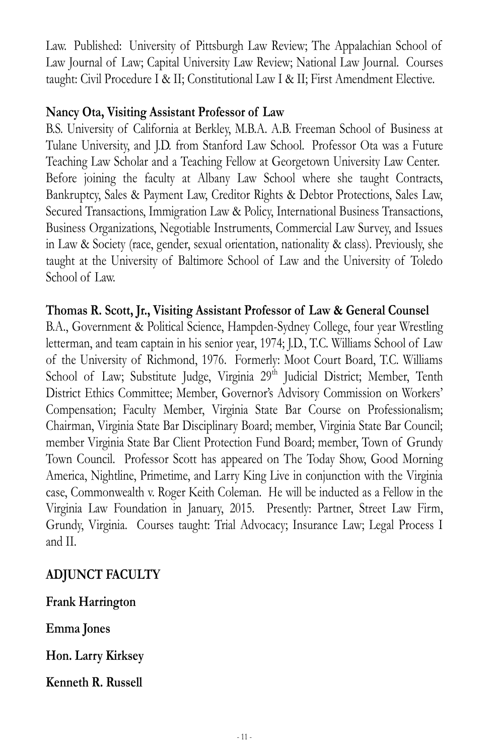Law. Published: University of Pittsburgh Law Review; The Appalachian School of Law Journal of Law; Capital University Law Review; National Law Journal. Courses taught: Civil Procedure I & II; Constitutional Law I & II; First Amendment Elective.

**Nancy Ota, Visiting Assistant Professor of Law**

B.S. University of California at Berkley, M.B.A. A.B. Freeman School of Business at Tulane University, and J.D. from Stanford Law School. Professor Ota was a Future Teaching Law Scholar and a Teaching Fellow at Georgetown University Law Center. Before joining the faculty at Albany Law School where she taught Contracts, Bankruptcy, Sales & Payment Law, Creditor Rights & Debtor Protections, Sales Law, Secured Transactions, Immigration Law & Policy, International Business Transactions, Business Organizations, Negotiable Instruments, Commercial Law Survey, and Issues in Law & Society (race, gender, sexual orientation, nationality & class). Previously, she taught at the University of Baltimore School of Law and the University of Toledo School of Law.

**Thomas R. Scott, Jr., Visiting Assistant Professor of Law & General Counsel**

B.A., Government & Political Science, Hampden-Sydney College, four year Wrestling letterman, and team captain in his senior year, 1974; J.D., T.C. Williams School of Law of the University of Richmond, 1976. Formerly: Moot Court Board, T.C. Williams School of Law; Substitute Judge, Virginia 29th Judicial District; Member, Tenth District Ethics Committee; Member, Governor's Advisory Commission on Workers' Compensation; Faculty Member, Virginia State Bar Course on Professionalism; Chairman, Virginia State Bar Disciplinary Board; member, Virginia State Bar Council; member Virginia State Bar Client Protection Fund Board; member, Town of Grundy Town Council. Professor Scott has appeared on The Today Show, Good Morning America, Nightline, Primetime, and Larry King Live in conjunction with the Virginia case, Commonwealth v. Roger Keith Coleman. He will be inducted as a Fellow in the Virginia Law Foundation in January, 2015. Presently: Partner, Street Law Firm, Grundy, Virginia. Courses taught: Trial Advocacy; Insurance Law; Legal Process I and II.

## ADJUNCT FACULTY

**Frank Harrington**

**Emma Jones**

**Hon. Larry Kirksey**

**Kenneth R. Russell**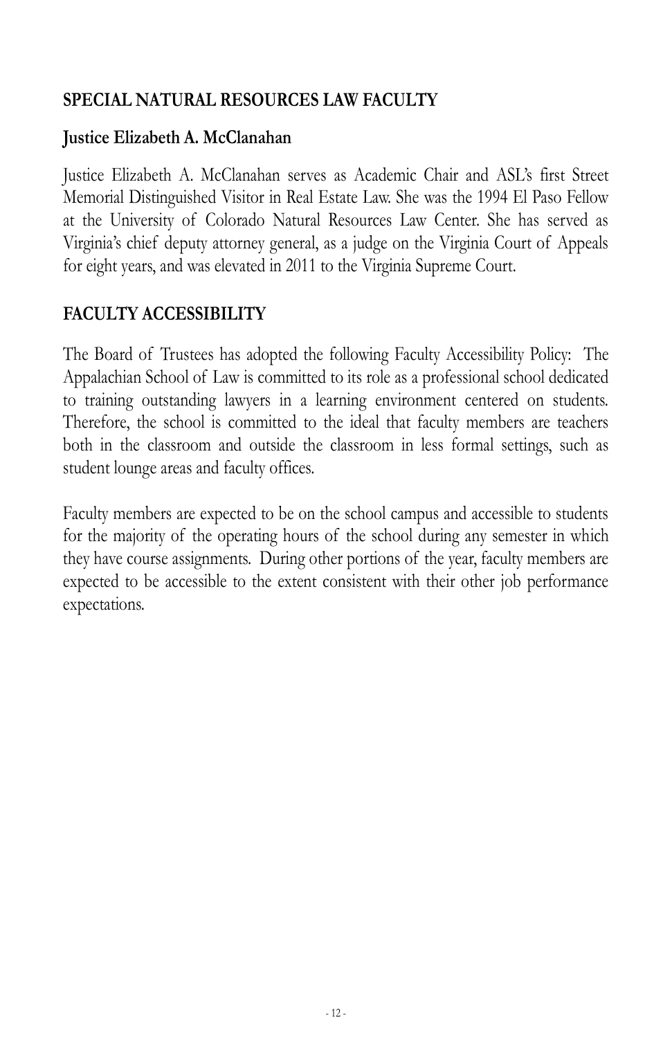## SPECIAL NATURAL RESOURCES LAW FACULTY

### Justice Elizabeth A. McClanahan

Justice Elizabeth A. McClanahan serves as Academic Chair and ASL's first Street Memorial Distinguished Visitor in Real Estate Law. She was the 1994 El Paso Fellow at the University of Colorado Natural Resources Law Center. She has served as Virginia's chief deputy attorney general, as a judge on the Virginia Court of Appeals for eight years, and was elevated in 2011 to the Virginia Supreme Court.

## FACULTY ACCESSIBILITY

The Board of Trustees has adopted the following Faculty Accessibility Policy: The Appalachian School of Law is committed to its role as a professional school dedicated to training outstanding lawyers in a learning environment centered on students. Therefore, the school is committed to the ideal that faculty members are teachers both in the classroom and outside the classroom in less formal settings, such as student lounge areas and faculty offices.

Faculty members are expected to be on the school campus and accessible to students for the majority of the operating hours of the school during any semester in which they have course assignments. During other portions of the year, faculty members are expected to be accessible to the extent consistent with their other job performance expectations.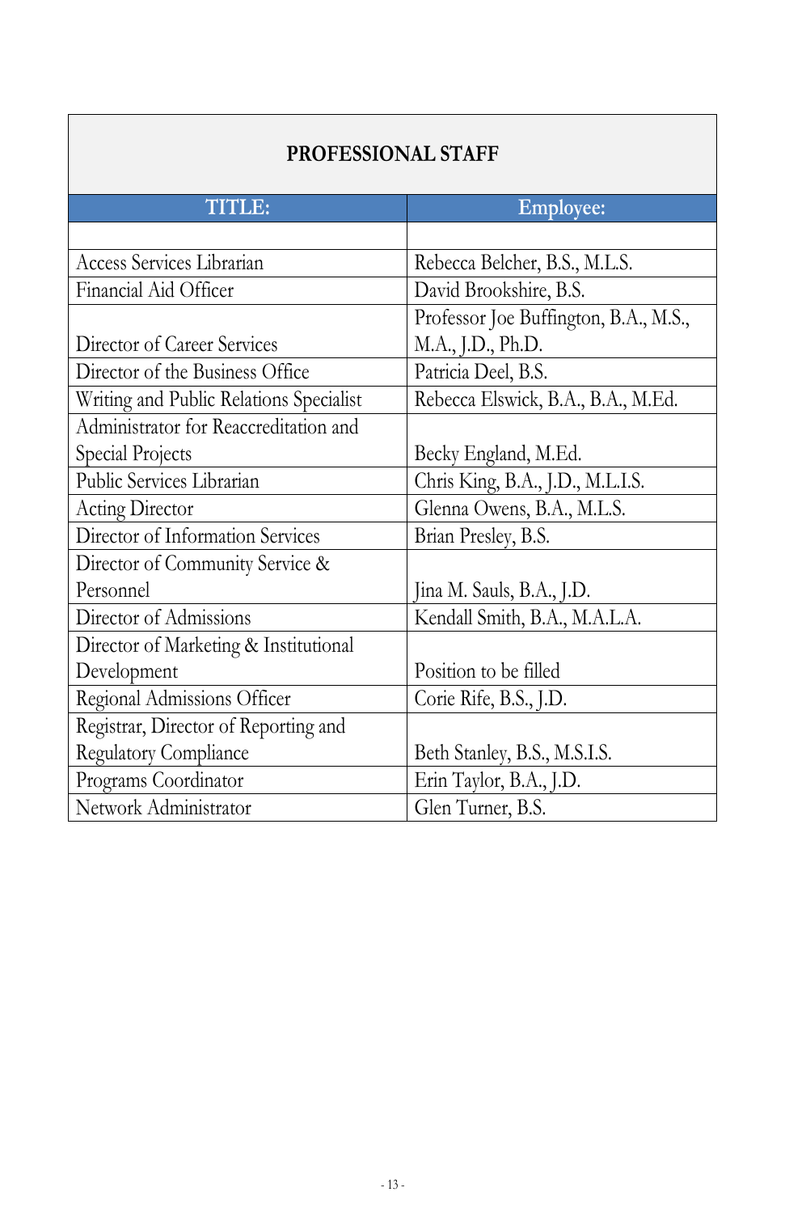## PROFESSIONAL STAFF

| TITLE: | Employee: |
|---|---|
| | |
| Access Services Librarian | Rebecca Belcher, B.S., M.L.S. |
| Financial Aid Officer | David Brookshire, B.S. |
| Director of Career Services | Professor Joe Buffington, B.A., M.S., M.A., J.D., Ph.D. |
| Director of the Business Office | Patricia Deel, B.S. |
| Writing and Public Relations Specialist | Rebecca Elswick, B.A., B.A., M.Ed. |
| Administrator for Reaccreditation and Special Projects | Becky England, M.Ed. |
| Public Services Librarian | Chris King, B.A., J.D., M.L.I.S. |
| Acting Director | Glenna Owens, B.A., M.L.S. |
| Director of Information Services | Brian Presley, B.S. |
| Director of Community Service & Personnel | Jina M. Sauls, B.A., J.D. |
| Director of Admissions | Kendall Smith, B.A., M.A.L.A. |
| Director of Marketing & Institutional Development | Position to be filled |
| Regional Admissions Officer | Corie Rife, B.S., J.D. |
| Registrar, Director of Reporting and Regulatory Compliance | Beth Stanley, B.S., M.S.I.S. |
| Programs Coordinator | Erin Taylor, B.A., J.D. |
| Network Administrator | Glen Turner, B.S. |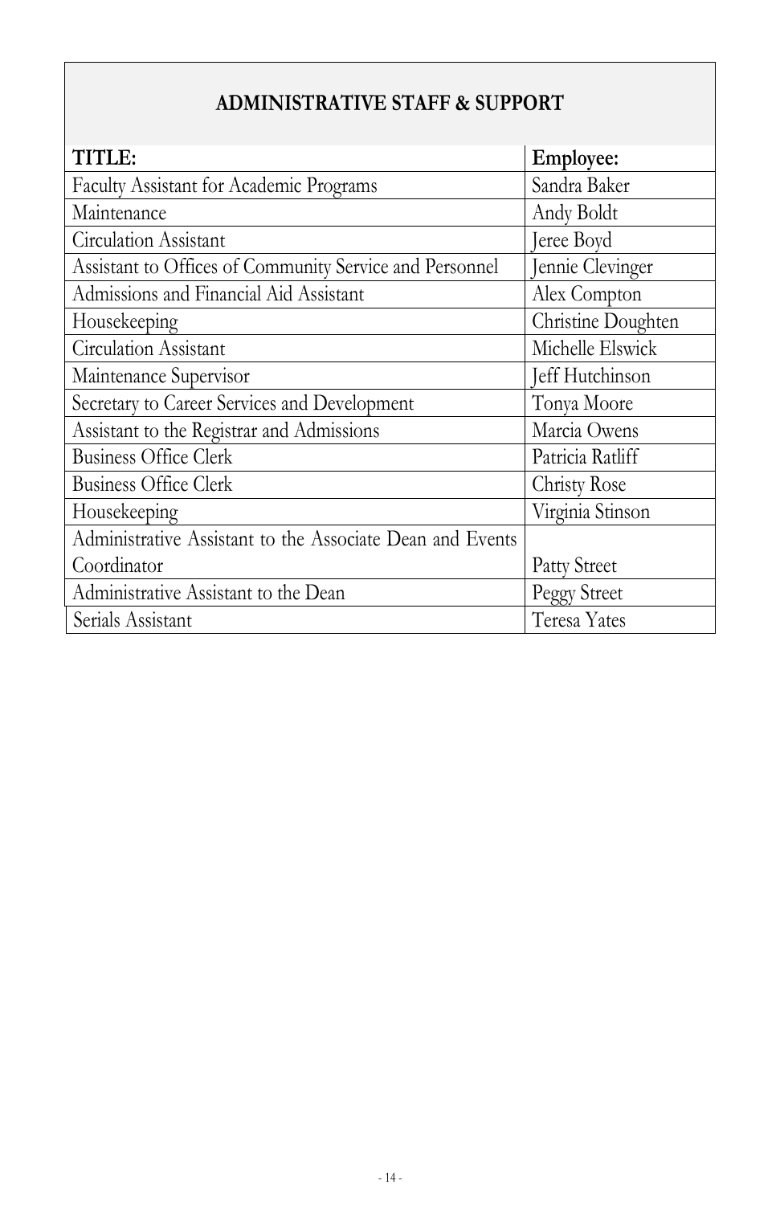## ADMINISTRATIVE STAFF & SUPPORT

| TITLE: | Employee: |
|---|---|
| Faculty Assistant for Academic Programs | Sandra Baker |
| Maintenance | Andy Boldt |
| Circulation Assistant | Jeree Boyd |
| Assistant to Offices of Community Service and Personnel | Jennie Clevinger |
| Admissions and Financial Aid Assistant | Alex Compton |
| Housekeeping | Christine Doughten |
| Circulation Assistant | Michelle Elswick |
| Maintenance Supervisor | Jeff Hutchinson |
| Secretary to Career Services and Development | Tonya Moore |
| Assistant to the Registrar and Admissions | Marcia Owens |
| Business Office Clerk | Patricia Ratliff |
| Business Office Clerk | Christy Rose |
| Housekeeping | Virginia Stinson |
| Administrative Assistant to the Associate Dean and Events Coordinator | Patty Street |
| Administrative Assistant to the Dean | Peggy Street |
| Serials Assistant | Teresa Yates |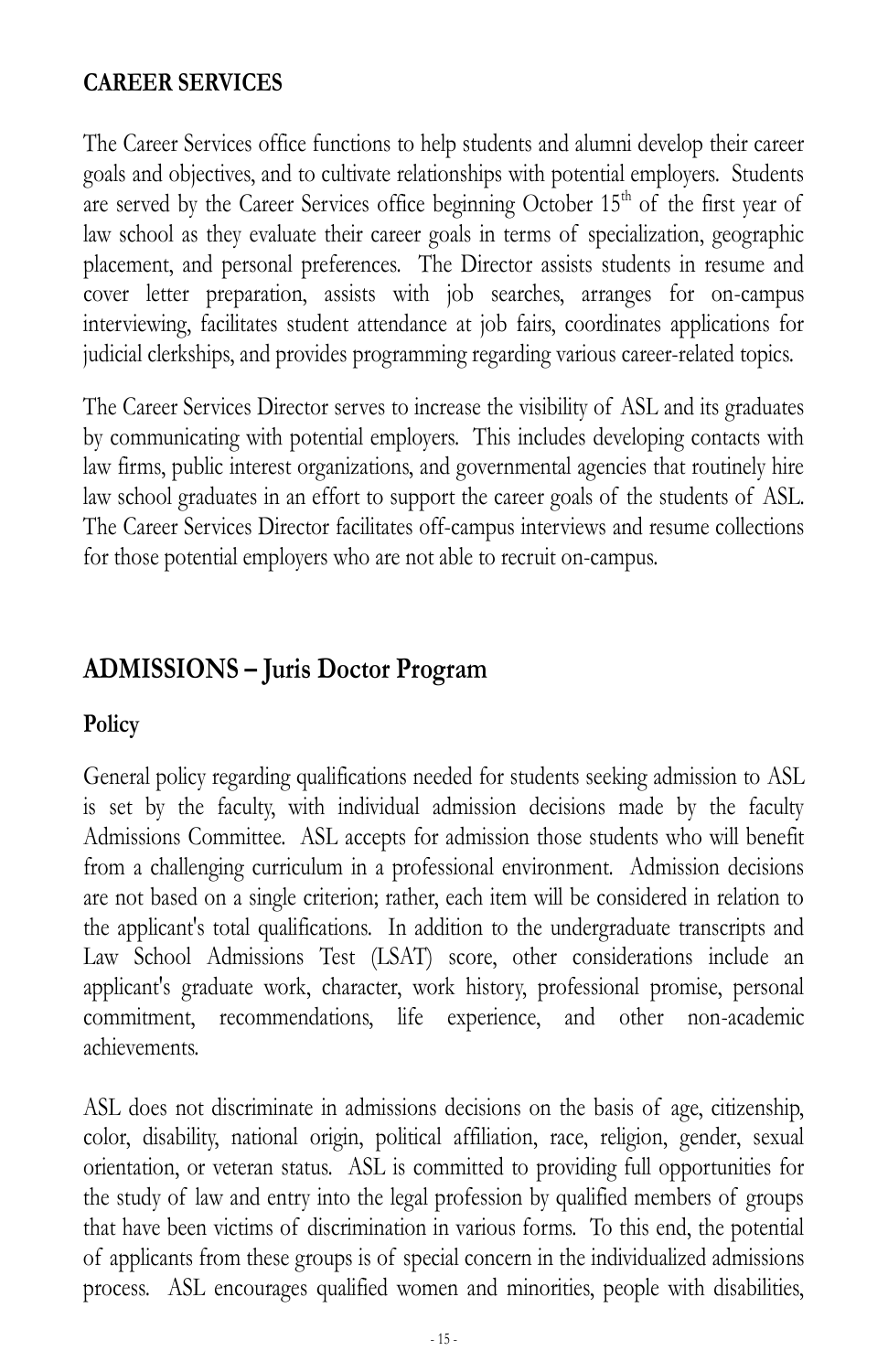## CAREER SERVICES

The Career Services office functions to help students and alumni develop their career goals and objectives, and to cultivate relationships with potential employers. Students are served by the Career Services office beginning October 15th of the first year of law school as they evaluate their career goals in terms of specialization, geographic placement, and personal preferences. The Director assists students in resume and cover letter preparation, assists with job searches, arranges for on-campus interviewing, facilitates student attendance at job fairs, coordinates applications for judicial clerkships, and provides programming regarding various career-related topics.

The Career Services Director serves to increase the visibility of ASL and its graduates by communicating with potential employers. This includes developing contacts with law firms, public interest organizations, and governmental agencies that routinely hire law school graduates in an effort to support the career goals of the students of ASL. The Career Services Director facilitates off-campus interviews and resume collections for those potential employers who are not able to recruit on-campus.

# ADMISSIONS – Juris Doctor Program

### Policy

General policy regarding qualifications needed for students seeking admission to ASL is set by the faculty, with individual admission decisions made by the faculty Admissions Committee. ASL accepts for admission those students who will benefit from a challenging curriculum in a professional environment. Admission decisions are not based on a single criterion; rather, each item will be considered in relation to the applicant's total qualifications. In addition to the undergraduate transcripts and Law School Admissions Test (LSAT) score, other considerations include an applicant's graduate work, character, work history, professional promise, personal commitment, recommendations, life experience, and other non-academic achievements.

ASL does not discriminate in admissions decisions on the basis of age, citizenship, color, disability, national origin, political affiliation, race, religion, gender, sexual orientation, or veteran status. ASL is committed to providing full opportunities for the study of law and entry into the legal profession by qualified members of groups that have been victims of discrimination in various forms. To this end, the potential of applicants from these groups is of special concern in the individualized admissions process. ASL encourages qualified women and minorities, people with disabilities,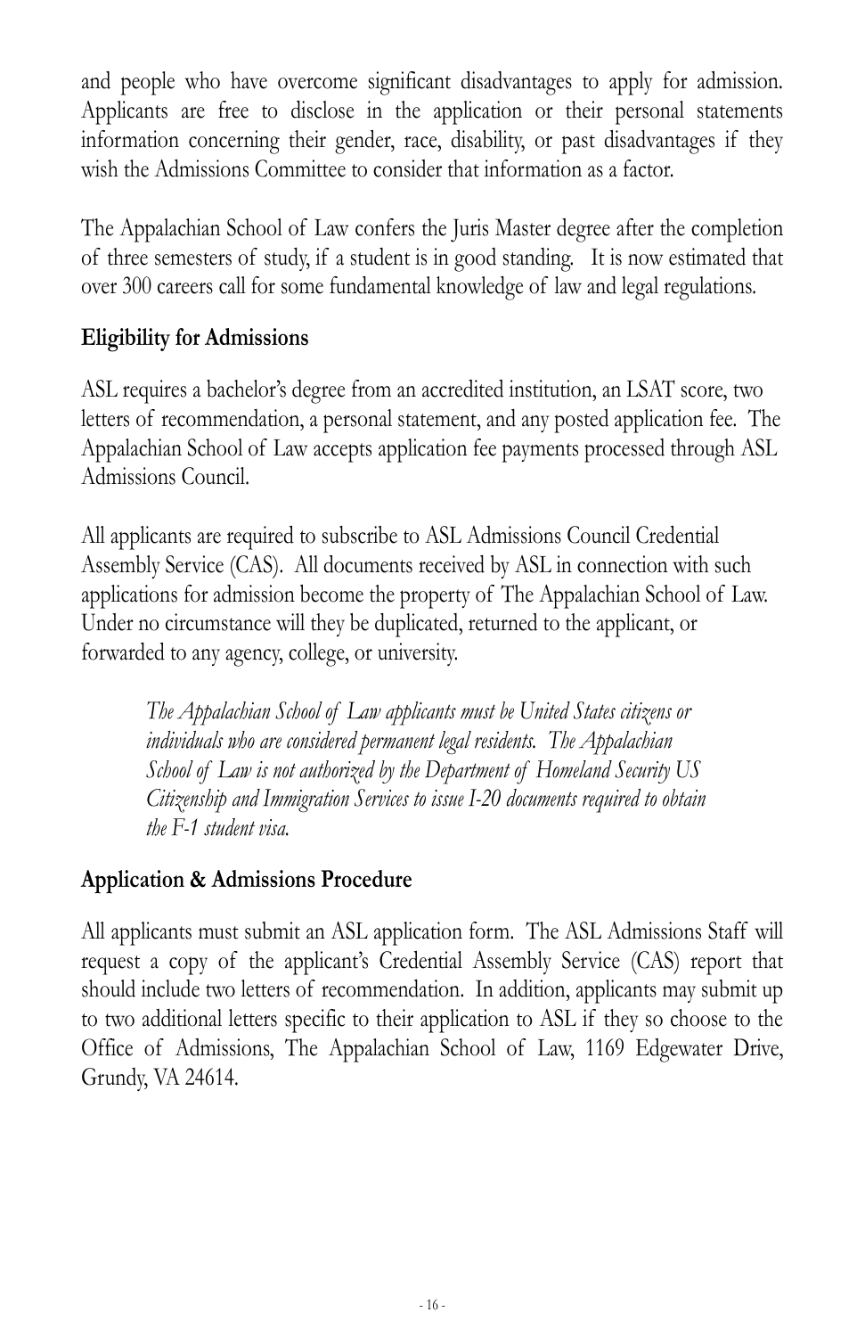and people who have overcome significant disadvantages to apply for admission. Applicants are free to disclose in the application or their personal statements information concerning their gender, race, disability, or past disadvantages if they wish the Admissions Committee to consider that information as a factor.

The Appalachian School of Law confers the Juris Master degree after the completion of three semesters of study, if a student is in good standing. It is now estimated that over 300 careers call for some fundamental knowledge of law and legal regulations.

## Eligibility for Admissions

ASL requires a bachelor's degree from an accredited institution, an LSAT score, two letters of recommendation, a personal statement, and any posted application fee. The Appalachian School of Law accepts application fee payments processed through ASL Admissions Council.

All applicants are required to subscribe to ASL Admissions Council Credential Assembly Service (CAS). All documents received by ASL in connection with such applications for admission become the property of The Appalachian School of Law. Under no circumstance will they be duplicated, returned to the applicant, or forwarded to any agency, college, or university.

> *The Appalachian School of Law applicants must be United States citizens or individuals who are considered permanent legal residents. The Appalachian School of Law is not authorized by the Department of Homeland Security US Citizenship and Immigration Services to issue I-20 documents required to obtain the F-1 student visa.*

## Application & Admissions Procedure

All applicants must submit an ASL application form. The ASL Admissions Staff will request a copy of the applicant's Credential Assembly Service (CAS) report that should include two letters of recommendation. In addition, applicants may submit up to two additional letters specific to their application to ASL if they so choose to the Office of Admissions, The Appalachian School of Law, 1169 Edgewater Drive, Grundy, VA 24614.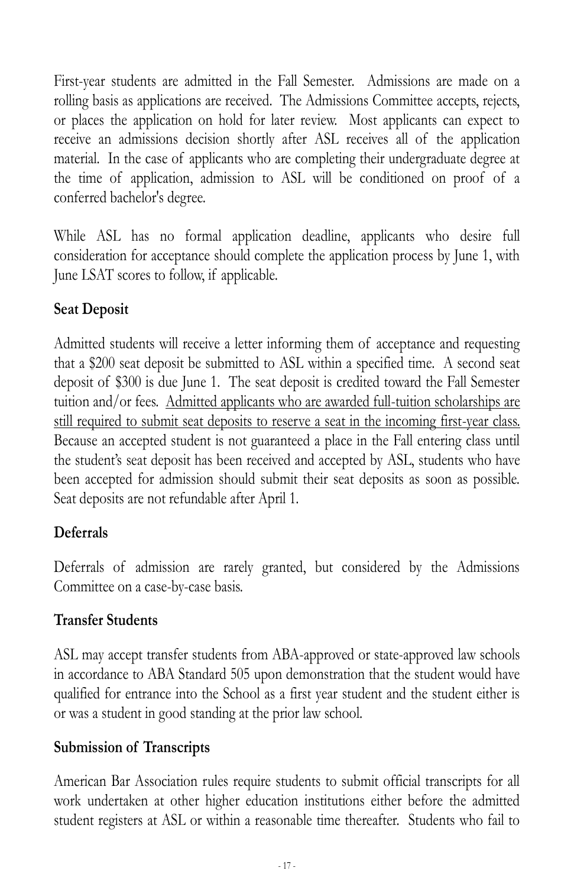First-year students are admitted in the Fall Semester. Admissions are made on a rolling basis as applications are received. The Admissions Committee accepts, rejects, or places the application on hold for later review. Most applicants can expect to receive an admissions decision shortly after ASL receives all of the application material. In the case of applicants who are completing their undergraduate degree at the time of application, admission to ASL will be conditioned on proof of a conferred bachelor's degree.

While ASL has no formal application deadline, applicants who desire full consideration for acceptance should complete the application process by June 1, with June LSAT scores to follow, if applicable.

### Seat Deposit

Admitted students will receive a letter informing them of acceptance and requesting that a $200 seat deposit be submitted to ASL within a specified time. A second seat deposit of $300 is due June 1. The seat deposit is credited toward the Fall Semester tuition and/or fees. <u>Admitted applicants who are awarded full-tuition scholarships are still required to submit seat deposits to reserve a seat in the incoming first-year class.</u> Because an accepted student is not guaranteed a place in the Fall entering class until the student's seat deposit has been received and accepted by ASL, students who have been accepted for admission should submit their seat deposits as soon as possible. Seat deposits are not refundable after April 1.

### Deferrals

Deferrals of admission are rarely granted, but considered by the Admissions Committee on a case-by-case basis.

### Transfer Students

ASL may accept transfer students from ABA-approved or state-approved law schools in accordance to ABA Standard 505 upon demonstration that the student would have qualified for entrance into the School as a first year student and the student either is or was a student in good standing at the prior law school.

### Submission of Transcripts

American Bar Association rules require students to submit official transcripts for all work undertaken at other higher education institutions either before the admitted student registers at ASL or within a reasonable time thereafter. Students who fail to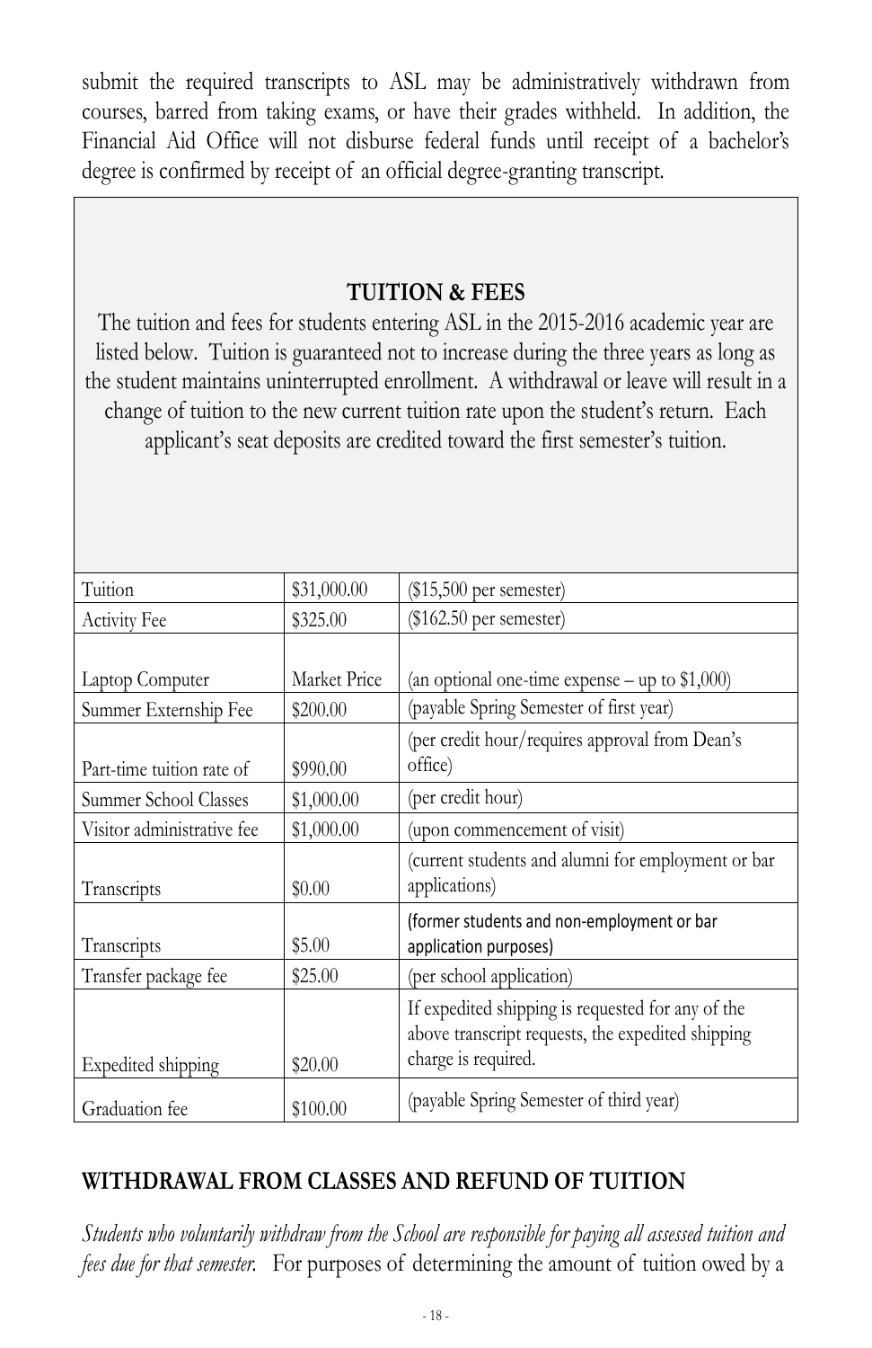submit the required transcripts to ASL may be administratively withdrawn from courses, barred from taking exams, or have their grades withheld. In addition, the Financial Aid Office will not disburse federal funds until receipt of a bachelor's degree is confirmed by receipt of an official degree-granting transcript.

## TUITION & FEES

The tuition and fees for students entering ASL in the 2015-2016 academic year are listed below. Tuition is guaranteed not to increase during the three years as long as the student maintains uninterrupted enrollment. A withdrawal or leave will result in a change of tuition to the new current tuition rate upon the student's return. Each applicant's seat deposits are credited toward the first semester's tuition.

| | | |
|---|---|---|
| Tuition | $31,000.00 | ($15,500 per semester) |
| Activity Fee | $325.00 | ($162.50 per semester) |
| Laptop Computer | Market Price | (an optional one-time expense – up to $1,000) |
| Summer Externship Fee | $200.00 | (payable Spring Semester of first year) |
| Part-time tuition rate of | $990.00 | (per credit hour/requires approval from Dean's office) |
| Summer School Classes | $1,000.00 | (per credit hour) |
| Visitor administrative fee | $1,000.00 | (upon commencement of visit) |
| Transcripts | $0.00 | (current students and alumni for employment or bar applications) |
| Transcripts | $5.00 | (former students and non-employment or bar application purposes) |
| Transfer package fee | $25.00 | (per school application) |
| Expedited shipping | $20.00 | If expedited shipping is requested for any of the above transcript requests, the expedited shipping charge is required. |
| Graduation fee | $100.00 | (payable Spring Semester of third year) |

## WITHDRAWAL FROM CLASSES AND REFUND OF TUITION

*Students who voluntarily withdraw from the School are responsible for paying all assessed tuition and fees due for that semester.* For purposes of determining the amount of tuition owed by a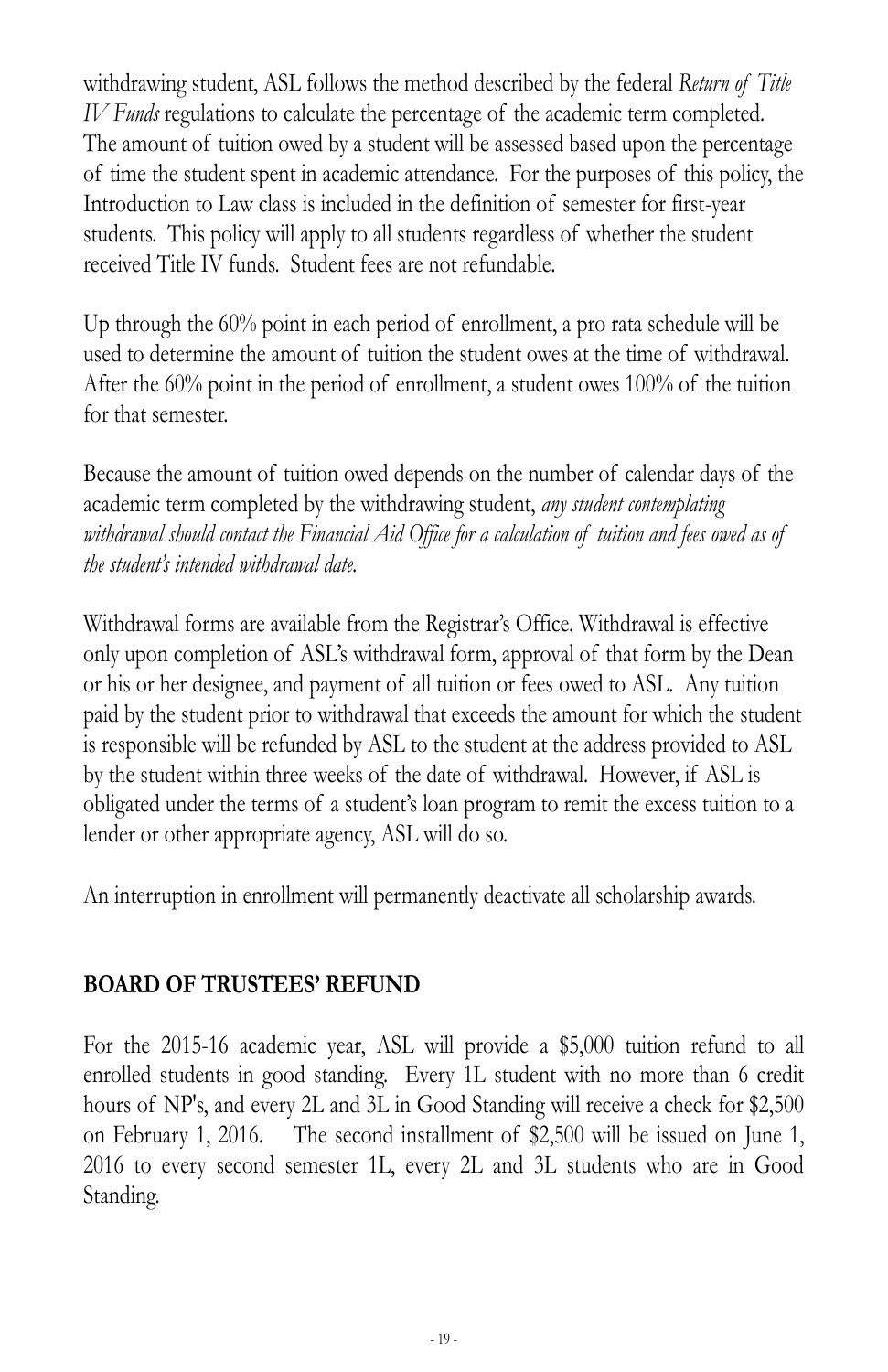withdrawing student, ASL follows the method described by the federal *Return of Title IV Funds* regulations to calculate the percentage of the academic term completed. The amount of tuition owed by a student will be assessed based upon the percentage of time the student spent in academic attendance. For the purposes of this policy, the Introduction to Law class is included in the definition of semester for first-year students. This policy will apply to all students regardless of whether the student received Title IV funds. Student fees are not refundable.

Up through the 60% point in each period of enrollment, a pro rata schedule will be used to determine the amount of tuition the student owes at the time of withdrawal. After the 60% point in the period of enrollment, a student owes 100% of the tuition for that semester.

Because the amount of tuition owed depends on the number of calendar days of the academic term completed by the withdrawing student, *any student contemplating withdrawal should contact the Financial Aid Office for a calculation of tuition and fees owed as of the student's intended withdrawal date.*

Withdrawal forms are available from the Registrar's Office. Withdrawal is effective only upon completion of ASL's withdrawal form, approval of that form by the Dean or his or her designee, and payment of all tuition or fees owed to ASL. Any tuition paid by the student prior to withdrawal that exceeds the amount for which the student is responsible will be refunded by ASL to the student at the address provided to ASL by the student within three weeks of the date of withdrawal. However, if ASL is obligated under the terms of a student's loan program to remit the excess tuition to a lender or other appropriate agency, ASL will do so.

An interruption in enrollment will permanently deactivate all scholarship awards.

## BOARD OF TRUSTEES' REFUND

For the 2015-16 academic year, ASL will provide a $5,000 tuition refund to all enrolled students in good standing. Every 1L student with no more than 6 credit hours of NP's, and every 2L and 3L in Good Standing will receive a check for $2,500 on February 1, 2016. The second installment of $2,500 will be issued on June 1, 2016 to every second semester 1L, every 2L and 3L students who are in Good Standing.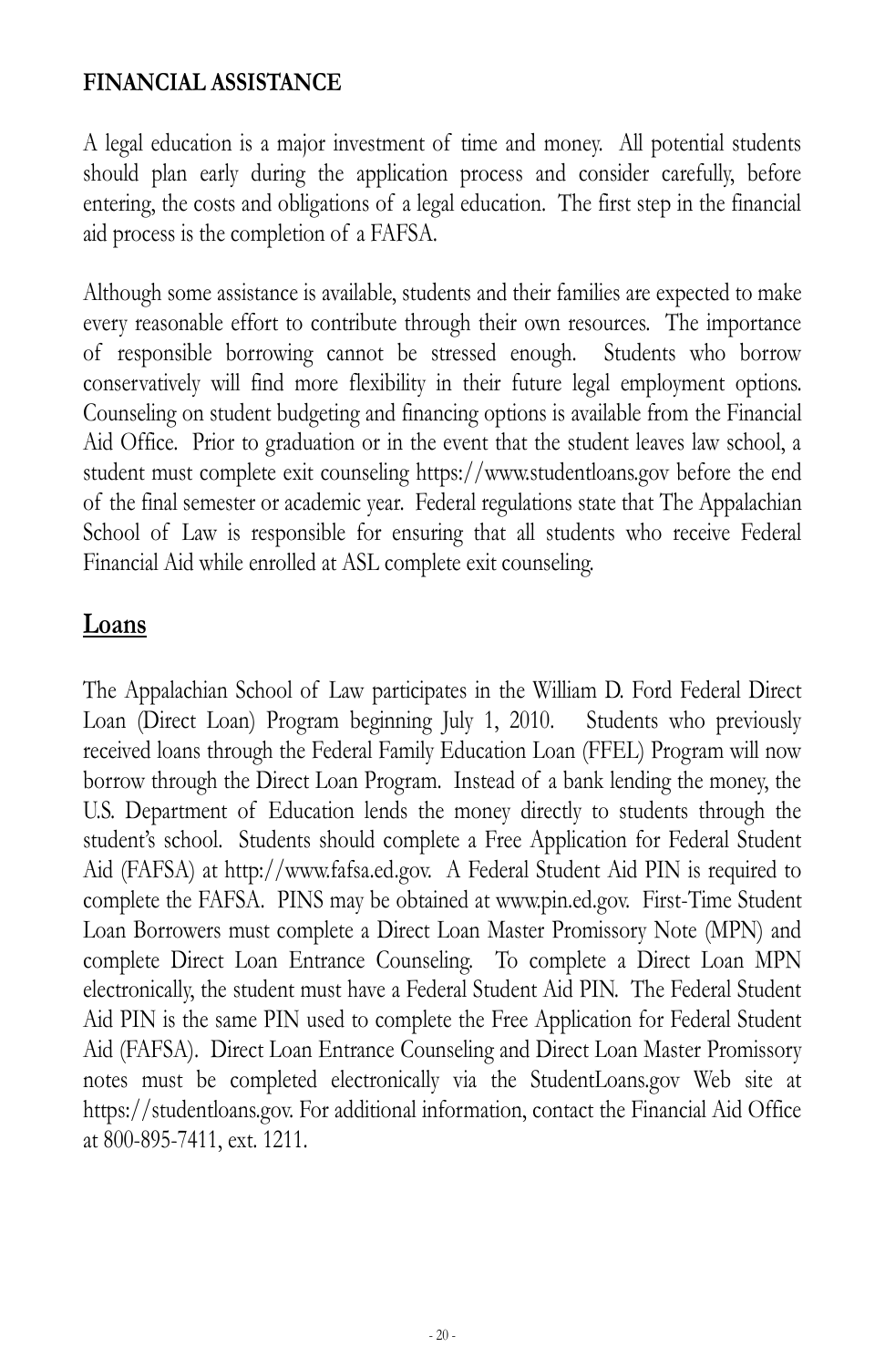**FINANCIAL ASSISTANCE**

A legal education is a major investment of time and money. All potential students should plan early during the application process and consider carefully, before entering, the costs and obligations of a legal education. The first step in the financial aid process is the completion of a FAFSA.

Although some assistance is available, students and their families are expected to make every reasonable effort to contribute through their own resources. The importance of responsible borrowing cannot be stressed enough. Students who borrow conservatively will find more flexibility in their future legal employment options. Counseling on student budgeting and financing options is available from the Financial Aid Office. Prior to graduation or in the event that the student leaves law school, a student must complete exit counseling https://www.studentloans.gov before the end of the final semester or academic year. Federal regulations state that The Appalachian School of Law is responsible for ensuring that all students who receive Federal Financial Aid while enrolled at ASL complete exit counseling.

## Loans

The Appalachian School of Law participates in the William D. Ford Federal Direct Loan (Direct Loan) Program beginning July 1, 2010. Students who previously received loans through the Federal Family Education Loan (FFEL) Program will now borrow through the Direct Loan Program. Instead of a bank lending the money, the U.S. Department of Education lends the money directly to students through the student's school. Students should complete a Free Application for Federal Student Aid (FAFSA) at http://www.fafsa.ed.gov. A Federal Student Aid PIN is required to complete the FAFSA. PINS may be obtained at www.pin.ed.gov. First-Time Student Loan Borrowers must complete a Direct Loan Master Promissory Note (MPN) and complete Direct Loan Entrance Counseling. To complete a Direct Loan MPN electronically, the student must have a Federal Student Aid PIN. The Federal Student Aid PIN is the same PIN used to complete the Free Application for Federal Student Aid (FAFSA). Direct Loan Entrance Counseling and Direct Loan Master Promissory notes must be completed electronically via the StudentLoans.gov Web site at https://studentloans.gov. For additional information, contact the Financial Aid Office at 800-895-7411, ext. 1211.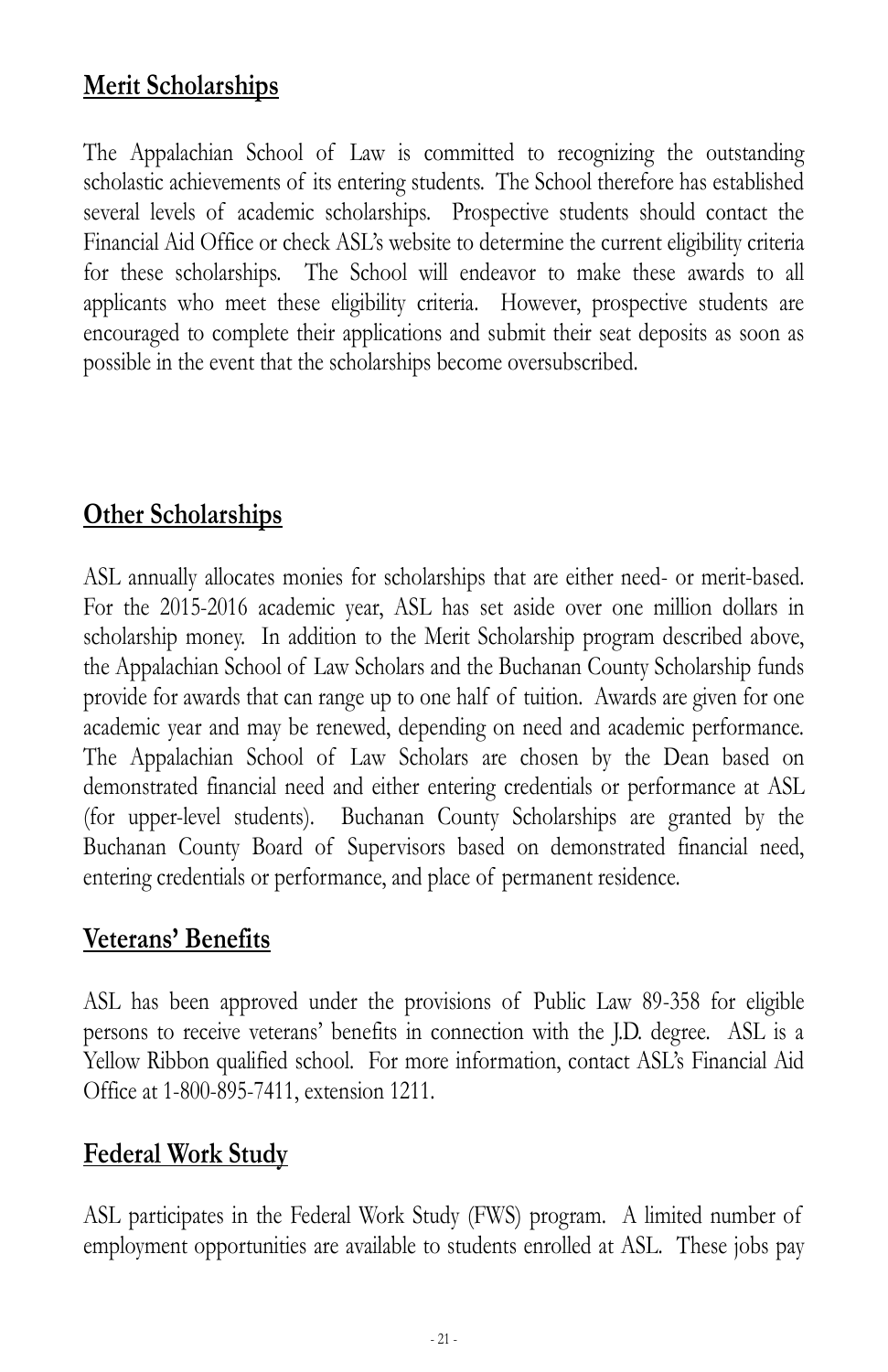## Merit Scholarships

The Appalachian School of Law is committed to recognizing the outstanding scholastic achievements of its entering students. The School therefore has established several levels of academic scholarships. Prospective students should contact the Financial Aid Office or check ASL's website to determine the current eligibility criteria for these scholarships. The School will endeavor to make these awards to all applicants who meet these eligibility criteria. However, prospective students are encouraged to complete their applications and submit their seat deposits as soon as possible in the event that the scholarships become oversubscribed.

## Other Scholarships

ASL annually allocates monies for scholarships that are either need- or merit-based. For the 2015-2016 academic year, ASL has set aside over one million dollars in scholarship money. In addition to the Merit Scholarship program described above, the Appalachian School of Law Scholars and the Buchanan County Scholarship funds provide for awards that can range up to one half of tuition. Awards are given for one academic year and may be renewed, depending on need and academic performance. The Appalachian School of Law Scholars are chosen by the Dean based on demonstrated financial need and either entering credentials or performance at ASL (for upper-level students). Buchanan County Scholarships are granted by the Buchanan County Board of Supervisors based on demonstrated financial need, entering credentials or performance, and place of permanent residence.

## Veterans' Benefits

ASL has been approved under the provisions of Public Law 89-358 for eligible persons to receive veterans' benefits in connection with the J.D. degree. ASL is a Yellow Ribbon qualified school. For more information, contact ASL's Financial Aid Office at 1-800-895-7411, extension 1211.

## Federal Work Study

ASL participates in the Federal Work Study (FWS) program. A limited number of employment opportunities are available to students enrolled at ASL. These jobs pay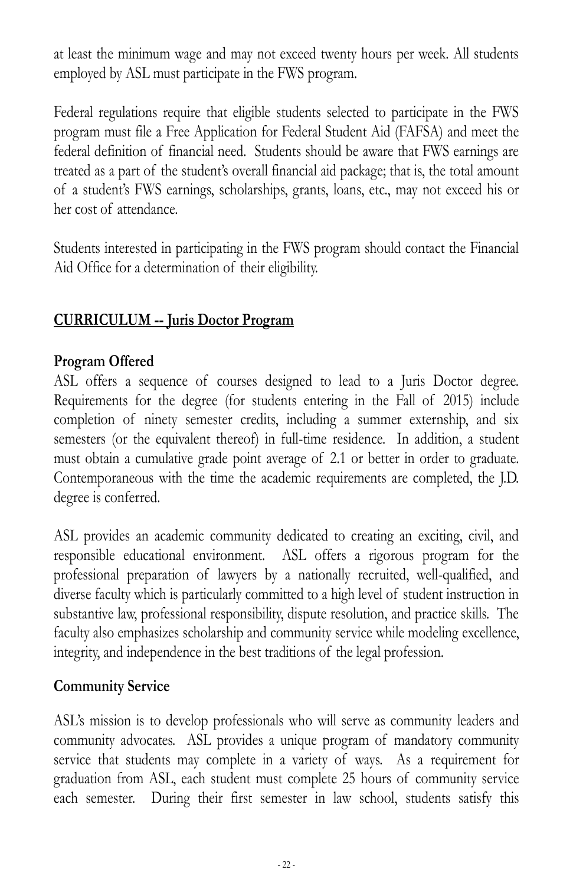at least the minimum wage and may not exceed twenty hours per week. All students employed by ASL must participate in the FWS program.

Federal regulations require that eligible students selected to participate in the FWS program must file a Free Application for Federal Student Aid (FAFSA) and meet the federal definition of financial need. Students should be aware that FWS earnings are treated as a part of the student's overall financial aid package; that is, the total amount of a student's FWS earnings, scholarships, grants, loans, etc., may not exceed his or her cost of attendance.

Students interested in participating in the FWS program should contact the Financial Aid Office for a determination of their eligibility.

## CURRICULUM -- Juris Doctor Program

### Program Offered

ASL offers a sequence of courses designed to lead to a Juris Doctor degree. Requirements for the degree (for students entering in the Fall of 2015) include completion of ninety semester credits, including a summer externship, and six semesters (or the equivalent thereof) in full-time residence. In addition, a student must obtain a cumulative grade point average of 2.1 or better in order to graduate. Contemporaneous with the time the academic requirements are completed, the J.D. degree is conferred.

ASL provides an academic community dedicated to creating an exciting, civil, and responsible educational environment. ASL offers a rigorous program for the professional preparation of lawyers by a nationally recruited, well-qualified, and diverse faculty which is particularly committed to a high level of student instruction in substantive law, professional responsibility, dispute resolution, and practice skills. The faculty also emphasizes scholarship and community service while modeling excellence, integrity, and independence in the best traditions of the legal profession.

### Community Service

ASL's mission is to develop professionals who will serve as community leaders and community advocates. ASL provides a unique program of mandatory community service that students may complete in a variety of ways. As a requirement for graduation from ASL, each student must complete 25 hours of community service each semester. During their first semester in law school, students satisfy this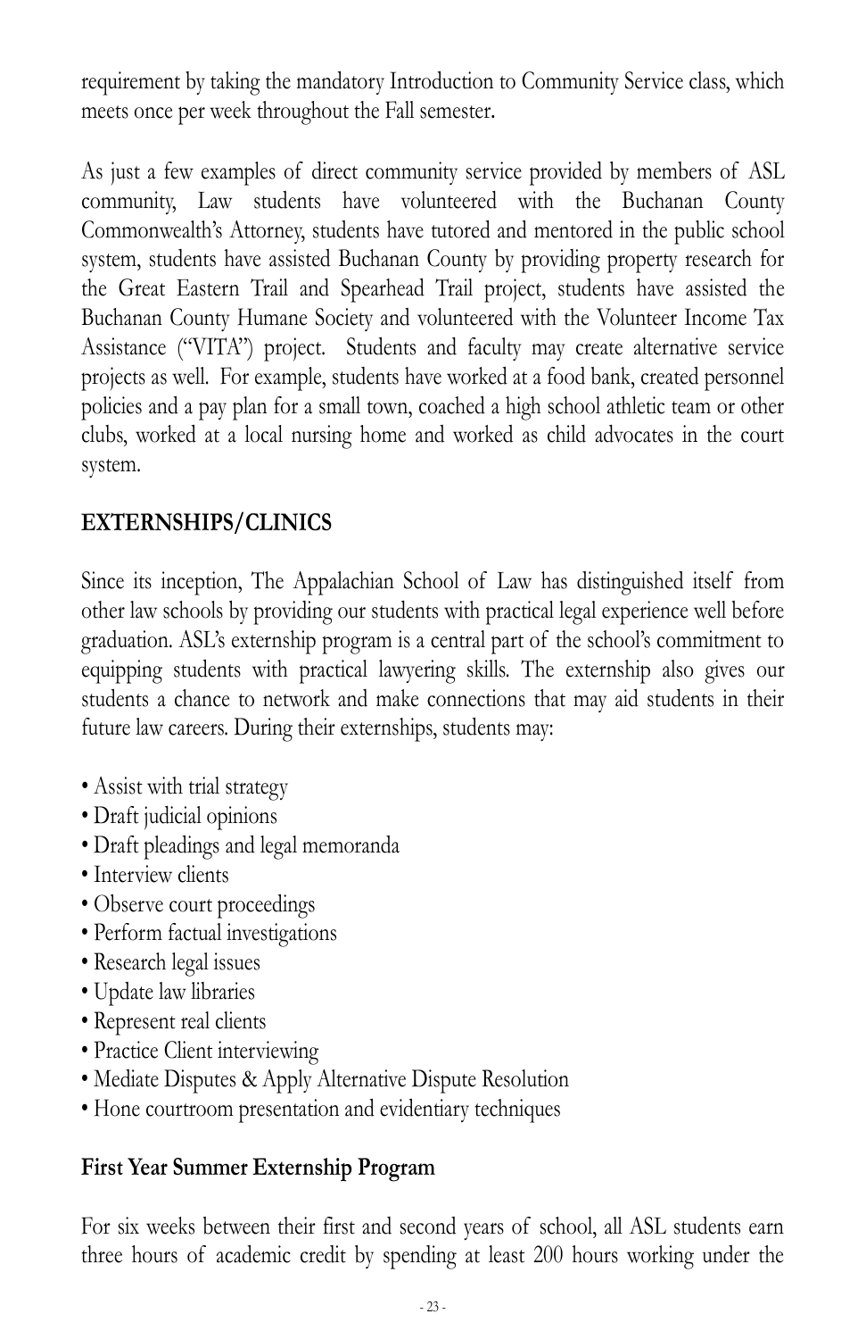requirement by taking the mandatory Introduction to Community Service class, which meets once per week throughout the Fall semester.

As just a few examples of direct community service provided by members of ASL community, Law students have volunteered with the Buchanan County Commonwealth's Attorney, students have tutored and mentored in the public school system, students have assisted Buchanan County by providing property research for the Great Eastern Trail and Spearhead Trail project, students have assisted the Buchanan County Humane Society and volunteered with the Volunteer Income Tax Assistance ("VITA") project. Students and faculty may create alternative service projects as well. For example, students have worked at a food bank, created personnel policies and a pay plan for a small town, coached a high school athletic team or other clubs, worked at a local nursing home and worked as child advocates in the court system.

## EXTERNSHIPS/CLINICS

Since its inception, The Appalachian School of Law has distinguished itself from other law schools by providing our students with practical legal experience well before graduation. ASL's externship program is a central part of the school's commitment to equipping students with practical lawyering skills. The externship also gives our students a chance to network and make connections that may aid students in their future law careers. During their externships, students may:

- Assist with trial strategy
- Draft judicial opinions
- Draft pleadings and legal memoranda
- Interview clients
- Observe court proceedings
- Perform factual investigations
- Research legal issues
- Update law libraries
- Represent real clients
- Practice Client interviewing
- Mediate Disputes & Apply Alternative Dispute Resolution
- Hone courtroom presentation and evidentiary techniques

### First Year Summer Externship Program

For six weeks between their first and second years of school, all ASL students earn three hours of academic credit by spending at least 200 hours working under the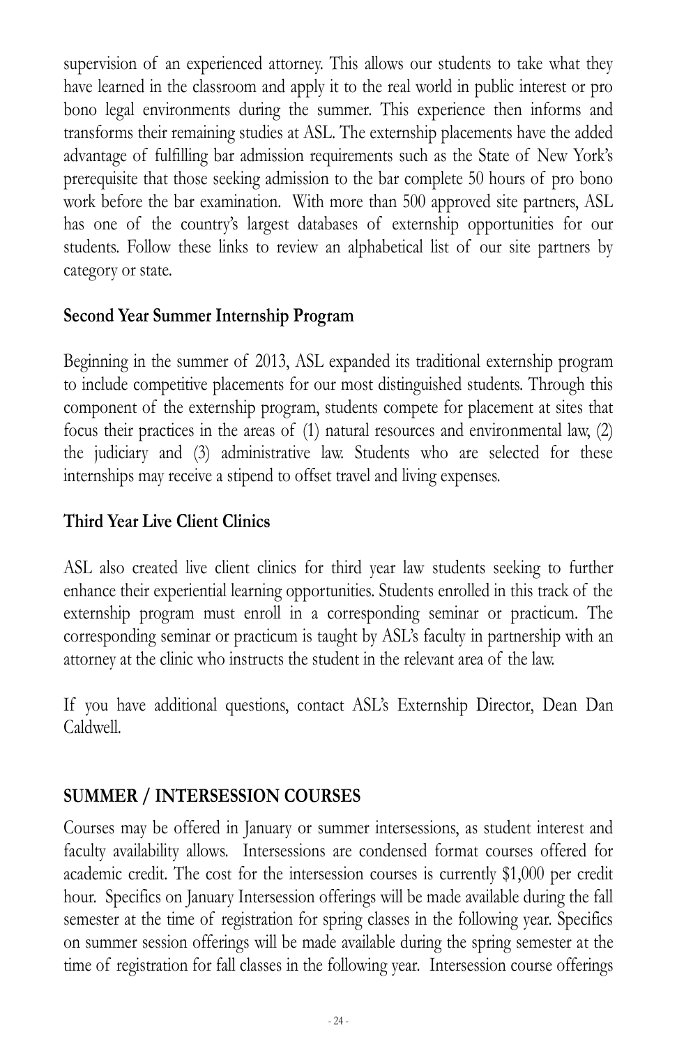supervision of an experienced attorney. This allows our students to take what they have learned in the classroom and apply it to the real world in public interest or pro bono legal environments during the summer. This experience then informs and transforms their remaining studies at ASL. The externship placements have the added advantage of fulfilling bar admission requirements such as the State of New York's prerequisite that those seeking admission to the bar complete 50 hours of pro bono work before the bar examination. With more than 500 approved site partners, ASL has one of the country's largest databases of externship opportunities for our students. Follow these links to review an alphabetical list of our site partners by category or state.

### Second Year Summer Internship Program

Beginning in the summer of 2013, ASL expanded its traditional externship program to include competitive placements for our most distinguished students. Through this component of the externship program, students compete for placement at sites that focus their practices in the areas of (1) natural resources and environmental law, (2) the judiciary and (3) administrative law. Students who are selected for these internships may receive a stipend to offset travel and living expenses.

### Third Year Live Client Clinics

ASL also created live client clinics for third year law students seeking to further enhance their experiential learning opportunities. Students enrolled in this track of the externship program must enroll in a corresponding seminar or practicum. The corresponding seminar or practicum is taught by ASL's faculty in partnership with an attorney at the clinic who instructs the student in the relevant area of the law.

If you have additional questions, contact ASL's Externship Director, Dean Dan Caldwell.

## SUMMER / INTERSESSION COURSES

Courses may be offered in January or summer intersessions, as student interest and faculty availability allows. Intersessions are condensed format courses offered for academic credit. The cost for the intersession courses is currently $1,000 per credit hour. Specifics on January Intersession offerings will be made available during the fall semester at the time of registration for spring classes in the following year. Specifics on summer session offerings will be made available during the spring semester at the time of registration for fall classes in the following year. Intersession course offerings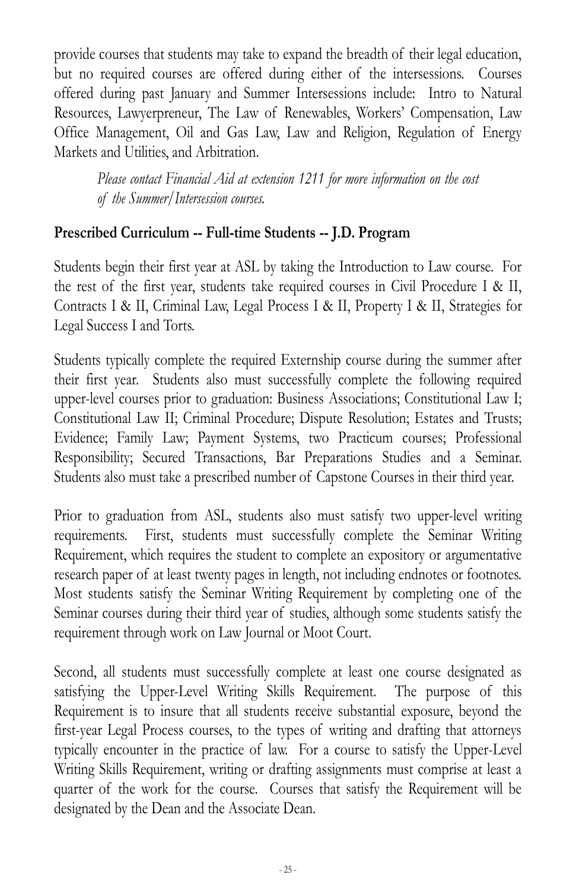provide courses that students may take to expand the breadth of their legal education, but no required courses are offered during either of the intersessions. Courses offered during past January and Summer Intersessions include: Intro to Natural Resources, Lawyerpreneur, The Law of Renewables, Workers' Compensation, Law Office Management, Oil and Gas Law, Law and Religion, Regulation of Energy Markets and Utilities, and Arbitration.

> *Please contact Financial Aid at extension 1211 for more information on the cost of the Summer/Intersession courses.*

## Prescribed Curriculum -- Full-time Students -- J.D. Program

Students begin their first year at ASL by taking the Introduction to Law course. For the rest of the first year, students take required courses in Civil Procedure I & II, Contracts I & II, Criminal Law, Legal Process I & II, Property I & II, Strategies for Legal Success I and Torts.

Students typically complete the required Externship course during the summer after their first year. Students also must successfully complete the following required upper-level courses prior to graduation: Business Associations; Constitutional Law I; Constitutional Law II; Criminal Procedure; Dispute Resolution; Estates and Trusts; Evidence; Family Law; Payment Systems, two Practicum courses; Professional Responsibility; Secured Transactions, Bar Preparations Studies and a Seminar. Students also must take a prescribed number of Capstone Courses in their third year.

Prior to graduation from ASL, students also must satisfy two upper-level writing requirements. First, students must successfully complete the Seminar Writing Requirement, which requires the student to complete an expository or argumentative research paper of at least twenty pages in length, not including endnotes or footnotes. Most students satisfy the Seminar Writing Requirement by completing one of the Seminar courses during their third year of studies, although some students satisfy the requirement through work on Law Journal or Moot Court.

Second, all students must successfully complete at least one course designated as satisfying the Upper-Level Writing Skills Requirement. The purpose of this Requirement is to insure that all students receive substantial exposure, beyond the first-year Legal Process courses, to the types of writing and drafting that attorneys typically encounter in the practice of law. For a course to satisfy the Upper-Level Writing Skills Requirement, writing or drafting assignments must comprise at least a quarter of the work for the course. Courses that satisfy the Requirement will be designated by the Dean and the Associate Dean.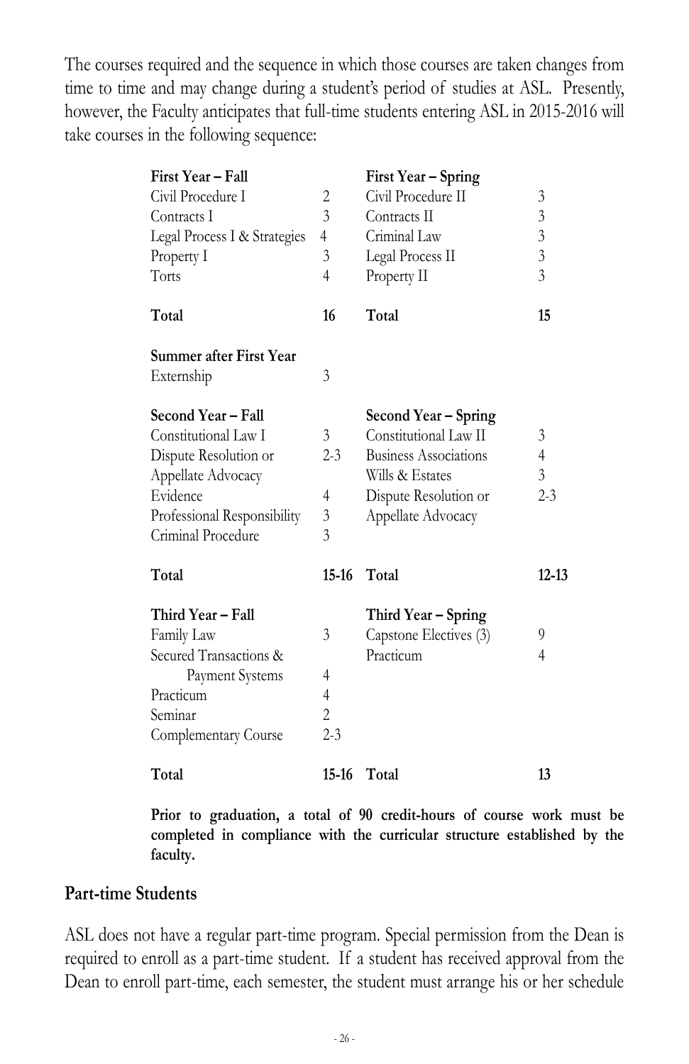The courses required and the sequence in which those courses are taken changes from time to time and may change during a student's period of studies at ASL. Presently, however, the Faculty anticipates that full-time students entering ASL in 2015-2016 will take courses in the following sequence:

| **First Year – Fall** | | **First Year – Spring** | |
|---|---|---|---|
| Civil Procedure I | 2 | Civil Procedure II | 3 |
| Contracts I | 3 | Contracts II | 3 |
| Legal Process I & Strategies | 4 | Criminal Law | 3 |
| Property I | 3 | Legal Process II | 3 |
| Torts | 4 | Property II | 3 |
| **Total** | **16** | **Total** | **15** |
| **Summer after First Year** | | | |
| Externship | 3 | | |
| **Second Year – Fall** | | **Second Year – Spring** | |
| Constitutional Law I | 3 | Constitutional Law II | 3 |
| Dispute Resolution or Appellate Advocacy | 2-3 | Business Associations | 4 |
| | | Wills & Estates | 3 |
| Evidence | 4 | Dispute Resolution or Appellate Advocacy | 2-3 |
| Professional Responsibility | 3 | | |
| Criminal Procedure | 3 | | |
| **Total** | **15-16** | **Total** | **12-13** |
| **Third Year – Fall** | | **Third Year – Spring** | |
| Family Law | 3 | Capstone Electives (3) | 9 |
| Secured Transactions & Payment Systems | 4 | Practicum | 4 |
| Practicum | 4 | | |
| Seminar | 2 | | |
| Complementary Course | 2-3 | | |
| **Total** | **15-16** | **Total** | **13** |

**Prior to graduation, a total of 90 credit-hours of course work must be completed in compliance with the curricular structure established by the faculty.**

## Part-time Students

ASL does not have a regular part-time program. Special permission from the Dean is required to enroll as a part-time student. If a student has received approval from the Dean to enroll part-time, each semester, the student must arrange his or her schedule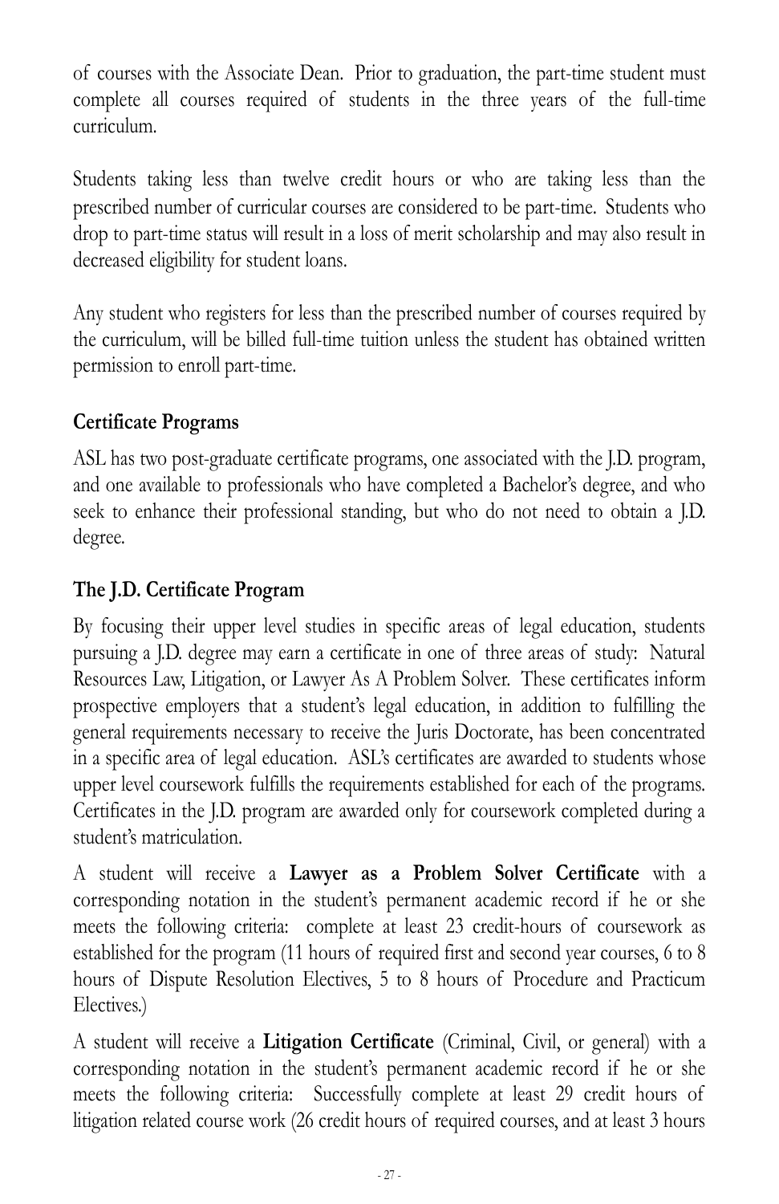of courses with the Associate Dean. Prior to graduation, the part-time student must complete all courses required of students in the three years of the full-time curriculum.

Students taking less than twelve credit hours or who are taking less than the prescribed number of curricular courses are considered to be part-time. Students who drop to part-time status will result in a loss of merit scholarship and may also result in decreased eligibility for student loans.

Any student who registers for less than the prescribed number of courses required by the curriculum, will be billed full-time tuition unless the student has obtained written permission to enroll part-time.

### Certificate Programs

ASL has two post-graduate certificate programs, one associated with the J.D. program, and one available to professionals who have completed a Bachelor's degree, and who seek to enhance their professional standing, but who do not need to obtain a J.D. degree.

### The J.D. Certificate Program

By focusing their upper level studies in specific areas of legal education, students pursuing a J.D. degree may earn a certificate in one of three areas of study: Natural Resources Law, Litigation, or Lawyer As A Problem Solver. These certificates inform prospective employers that a student's legal education, in addition to fulfilling the general requirements necessary to receive the Juris Doctorate, has been concentrated in a specific area of legal education. ASL's certificates are awarded to students whose upper level coursework fulfills the requirements established for each of the programs. Certificates in the J.D. program are awarded only for coursework completed during a student's matriculation.

A student will receive a **Lawyer as a Problem Solver Certificate** with a corresponding notation in the student's permanent academic record if he or she meets the following criteria: complete at least 23 credit-hours of coursework as established for the program (11 hours of required first and second year courses, 6 to 8 hours of Dispute Resolution Electives, 5 to 8 hours of Procedure and Practicum Electives.)

A student will receive a **Litigation Certificate** (Criminal, Civil, or general) with a corresponding notation in the student's permanent academic record if he or she meets the following criteria: Successfully complete at least 29 credit hours of litigation related course work (26 credit hours of required courses, and at least 3 hours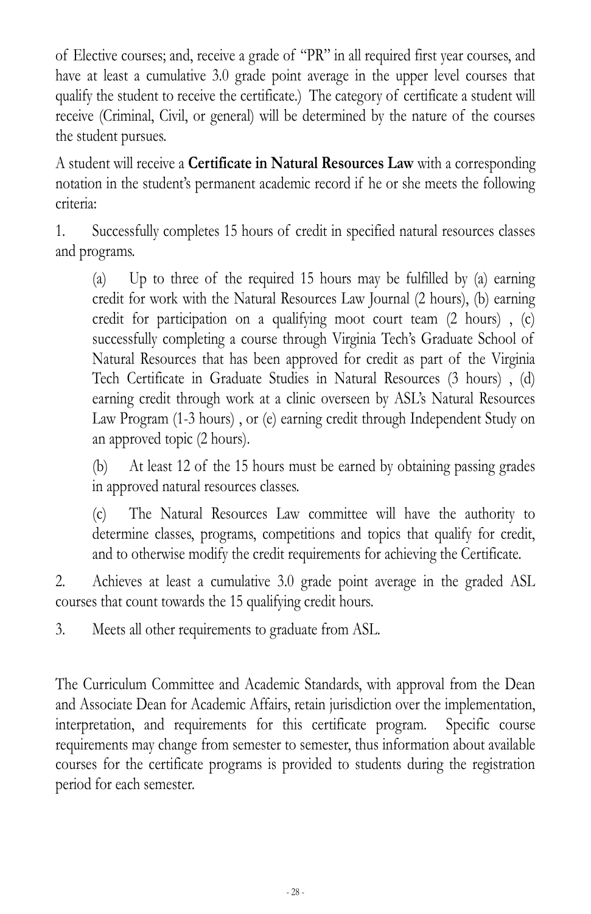of Elective courses; and, receive a grade of "PR" in all required first year courses, and have at least a cumulative 3.0 grade point average in the upper level courses that qualify the student to receive the certificate.) The category of certificate a student will receive (Criminal, Civil, or general) will be determined by the nature of the courses the student pursues.

A student will receive a **Certificate in Natural Resources Law** with a corresponding notation in the student's permanent academic record if he or she meets the following criteria:

1. Successfully completes 15 hours of credit in specified natural resources classes and programs.

   (a) Up to three of the required 15 hours may be fulfilled by (a) earning credit for work with the Natural Resources Law Journal (2 hours), (b) earning credit for participation on a qualifying moot court team (2 hours) , (c) successfully completing a course through Virginia Tech's Graduate School of Natural Resources that has been approved for credit as part of the Virginia Tech Certificate in Graduate Studies in Natural Resources (3 hours) , (d) earning credit through work at a clinic overseen by ASL's Natural Resources Law Program (1-3 hours) , or (e) earning credit through Independent Study on an approved topic (2 hours).

   (b) At least 12 of the 15 hours must be earned by obtaining passing grades in approved natural resources classes.

   (c) The Natural Resources Law committee will have the authority to determine classes, programs, competitions and topics that qualify for credit, and to otherwise modify the credit requirements for achieving the Certificate.

2. Achieves at least a cumulative 3.0 grade point average in the graded ASL courses that count towards the 15 qualifying credit hours.

3. Meets all other requirements to graduate from ASL.

The Curriculum Committee and Academic Standards, with approval from the Dean and Associate Dean for Academic Affairs, retain jurisdiction over the implementation, interpretation, and requirements for this certificate program. Specific course requirements may change from semester to semester, thus information about available courses for the certificate programs is provided to students during the registration period for each semester.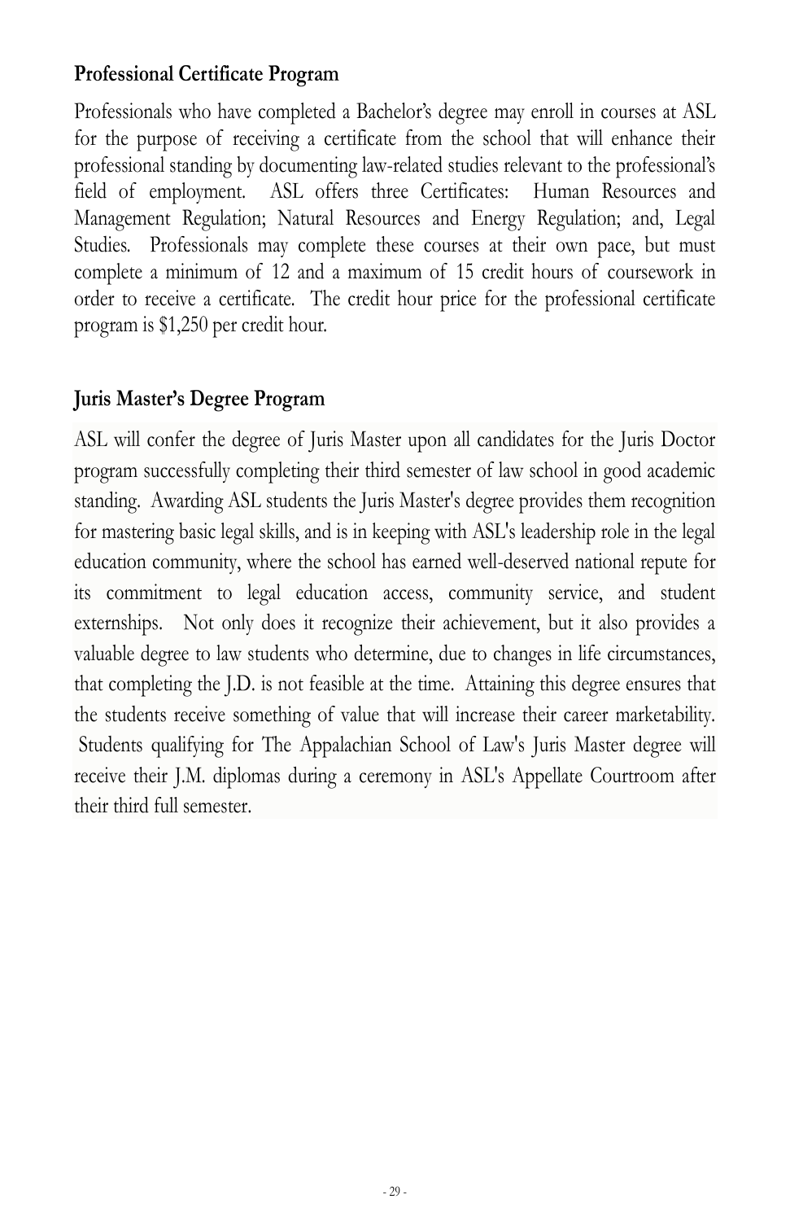## Professional Certificate Program

Professionals who have completed a Bachelor's degree may enroll in courses at ASL for the purpose of receiving a certificate from the school that will enhance their professional standing by documenting law-related studies relevant to the professional's field of employment. ASL offers three Certificates: Human Resources and Management Regulation; Natural Resources and Energy Regulation; and, Legal Studies. Professionals may complete these courses at their own pace, but must complete a minimum of 12 and a maximum of 15 credit hours of coursework in order to receive a certificate. The credit hour price for the professional certificate program is $1,250 per credit hour.

## Juris Master's Degree Program

ASL will confer the degree of Juris Master upon all candidates for the Juris Doctor program successfully completing their third semester of law school in good academic standing. Awarding ASL students the Juris Master's degree provides them recognition for mastering basic legal skills, and is in keeping with ASL's leadership role in the legal education community, where the school has earned well-deserved national repute for its commitment to legal education access, community service, and student externships. Not only does it recognize their achievement, but it also provides a valuable degree to law students who determine, due to changes in life circumstances, that completing the J.D. is not feasible at the time. Attaining this degree ensures that the students receive something of value that will increase their career marketability. Students qualifying for The Appalachian School of Law's Juris Master degree will receive their J.M. diplomas during a ceremony in ASL's Appellate Courtroom after their third full semester.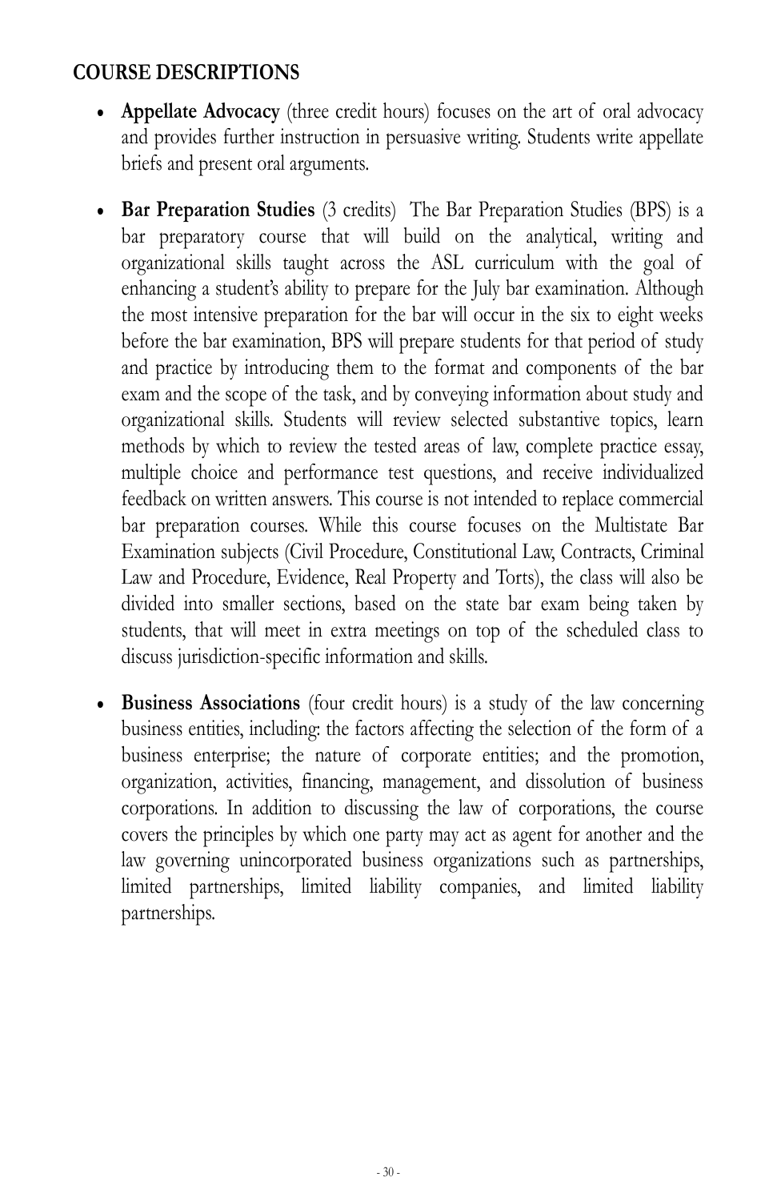## COURSE DESCRIPTIONS

- **Appellate Advocacy** (three credit hours) focuses on the art of oral advocacy and provides further instruction in persuasive writing. Students write appellate briefs and present oral arguments.

- **Bar Preparation Studies** (3 credits) The Bar Preparation Studies (BPS) is a bar preparatory course that will build on the analytical, writing and organizational skills taught across the ASL curriculum with the goal of enhancing a student's ability to prepare for the July bar examination. Although the most intensive preparation for the bar will occur in the six to eight weeks before the bar examination, BPS will prepare students for that period of study and practice by introducing them to the format and components of the bar exam and the scope of the task, and by conveying information about study and organizational skills. Students will review selected substantive topics, learn methods by which to review the tested areas of law, complete practice essay, multiple choice and performance test questions, and receive individualized feedback on written answers. This course is not intended to replace commercial bar preparation courses. While this course focuses on the Multistate Bar Examination subjects (Civil Procedure, Constitutional Law, Contracts, Criminal Law and Procedure, Evidence, Real Property and Torts), the class will also be divided into smaller sections, based on the state bar exam being taken by students, that will meet in extra meetings on top of the scheduled class to discuss jurisdiction-specific information and skills.

- **Business Associations** (four credit hours) is a study of the law concerning business entities, including: the factors affecting the selection of the form of a business enterprise; the nature of corporate entities; and the promotion, organization, activities, financing, management, and dissolution of business corporations. In addition to discussing the law of corporations, the course covers the principles by which one party may act as agent for another and the law governing unincorporated business organizations such as partnerships, limited partnerships, limited liability companies, and limited liability partnerships.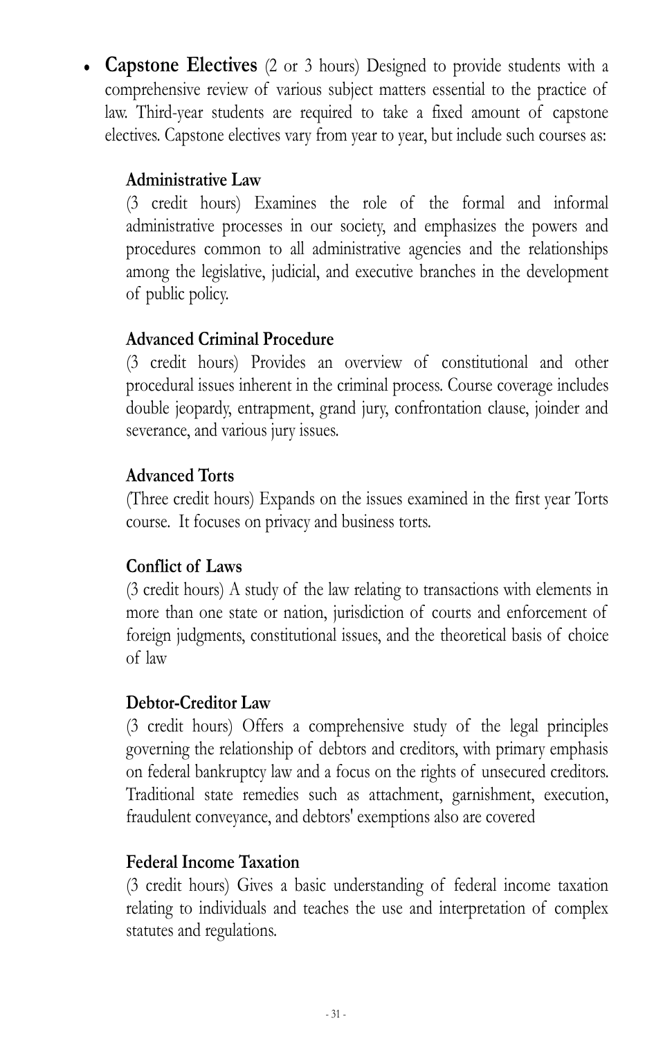- **Capstone Electives** (2 or 3 hours) Designed to provide students with a comprehensive review of various subject matters essential to the practice of law. Third-year students are required to take a fixed amount of capstone electives. Capstone electives vary from year to year, but include such courses as:

  **Administrative Law**
  (3 credit hours) Examines the role of the formal and informal administrative processes in our society, and emphasizes the powers and procedures common to all administrative agencies and the relationships among the legislative, judicial, and executive branches in the development of public policy.

  **Advanced Criminal Procedure**
  (3 credit hours) Provides an overview of constitutional and other procedural issues inherent in the criminal process. Course coverage includes double jeopardy, entrapment, grand jury, confrontation clause, joinder and severance, and various jury issues.

  **Advanced Torts**
  (Three credit hours) Expands on the issues examined in the first year Torts course. It focuses on privacy and business torts.

  **Conflict of Laws**
  (3 credit hours) A study of the law relating to transactions with elements in more than one state or nation, jurisdiction of courts and enforcement of foreign judgments, constitutional issues, and the theoretical basis of choice of law

  **Debtor-Creditor Law**
  (3 credit hours) Offers a comprehensive study of the legal principles governing the relationship of debtors and creditors, with primary emphasis on federal bankruptcy law and a focus on the rights of unsecured creditors. Traditional state remedies such as attachment, garnishment, execution, fraudulent conveyance, and debtors' exemptions also are covered

  **Federal Income Taxation**
  (3 credit hours) Gives a basic understanding of federal income taxation relating to individuals and teaches the use and interpretation of complex statutes and regulations.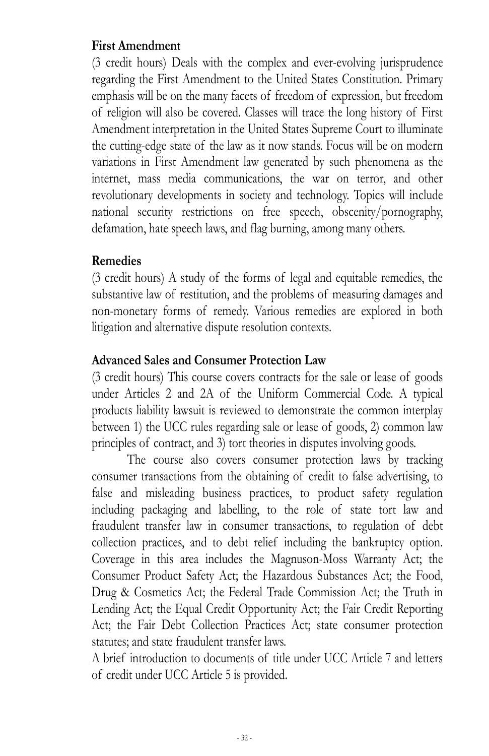### First Amendment

(3 credit hours) Deals with the complex and ever-evolving jurisprudence regarding the First Amendment to the United States Constitution. Primary emphasis will be on the many facets of freedom of expression, but freedom of religion will also be covered. Classes will trace the long history of First Amendment interpretation in the United States Supreme Court to illuminate the cutting-edge state of the law as it now stands. Focus will be on modern variations in First Amendment law generated by such phenomena as the internet, mass media communications, the war on terror, and other revolutionary developments in society and technology. Topics will include national security restrictions on free speech, obscenity/pornography, defamation, hate speech laws, and flag burning, among many others.

### Remedies

(3 credit hours) A study of the forms of legal and equitable remedies, the substantive law of restitution, and the problems of measuring damages and non-monetary forms of remedy. Various remedies are explored in both litigation and alternative dispute resolution contexts.

### Advanced Sales and Consumer Protection Law

(3 credit hours) This course covers contracts for the sale or lease of goods under Articles 2 and 2A of the Uniform Commercial Code. A typical products liability lawsuit is reviewed to demonstrate the common interplay between 1) the UCC rules regarding sale or lease of goods, 2) common law principles of contract, and 3) tort theories in disputes involving goods.

The course also covers consumer protection laws by tracking consumer transactions from the obtaining of credit to false advertising, to false and misleading business practices, to product safety regulation including packaging and labelling, to the role of state tort law and fraudulent transfer law in consumer transactions, to regulation of debt collection practices, and to debt relief including the bankruptcy option. Coverage in this area includes the Magnuson-Moss Warranty Act; the Consumer Product Safety Act; the Hazardous Substances Act; the Food, Drug & Cosmetics Act; the Federal Trade Commission Act; the Truth in Lending Act; the Equal Credit Opportunity Act; the Fair Credit Reporting Act; the Fair Debt Collection Practices Act; state consumer protection statutes; and state fraudulent transfer laws.

A brief introduction to documents of title under UCC Article 7 and letters of credit under UCC Article 5 is provided.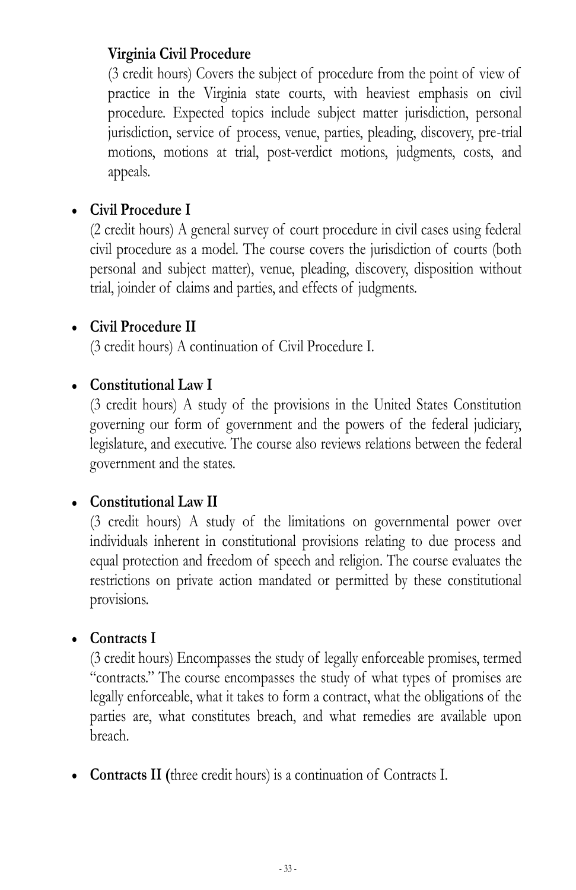**Virginia Civil Procedure**

(3 credit hours) Covers the subject of procedure from the point of view of practice in the Virginia state courts, with heaviest emphasis on civil procedure. Expected topics include subject matter jurisdiction, personal jurisdiction, service of process, venue, parties, pleading, discovery, pre-trial motions, motions at trial, post-verdict motions, judgments, costs, and appeals.

- **Civil Procedure I**

  (2 credit hours) A general survey of court procedure in civil cases using federal civil procedure as a model. The course covers the jurisdiction of courts (both personal and subject matter), venue, pleading, discovery, disposition without trial, joinder of claims and parties, and effects of judgments.

- **Civil Procedure II**

  (3 credit hours) A continuation of Civil Procedure I.

- **Constitutional Law I**

  (3 credit hours) A study of the provisions in the United States Constitution governing our form of government and the powers of the federal judiciary, legislature, and executive. The course also reviews relations between the federal government and the states.

- **Constitutional Law II**

  (3 credit hours) A study of the limitations on governmental power over individuals inherent in constitutional provisions relating to due process and equal protection and freedom of speech and religion. The course evaluates the restrictions on private action mandated or permitted by these constitutional provisions.

- **Contracts I**

  (3 credit hours) Encompasses the study of legally enforceable promises, termed "contracts." The course encompasses the study of what types of promises are legally enforceable, what it takes to form a contract, what the obligations of the parties are, what constitutes breach, and what remedies are available upon breach.

- **Contracts II (**three credit hours) is a continuation of Contracts I.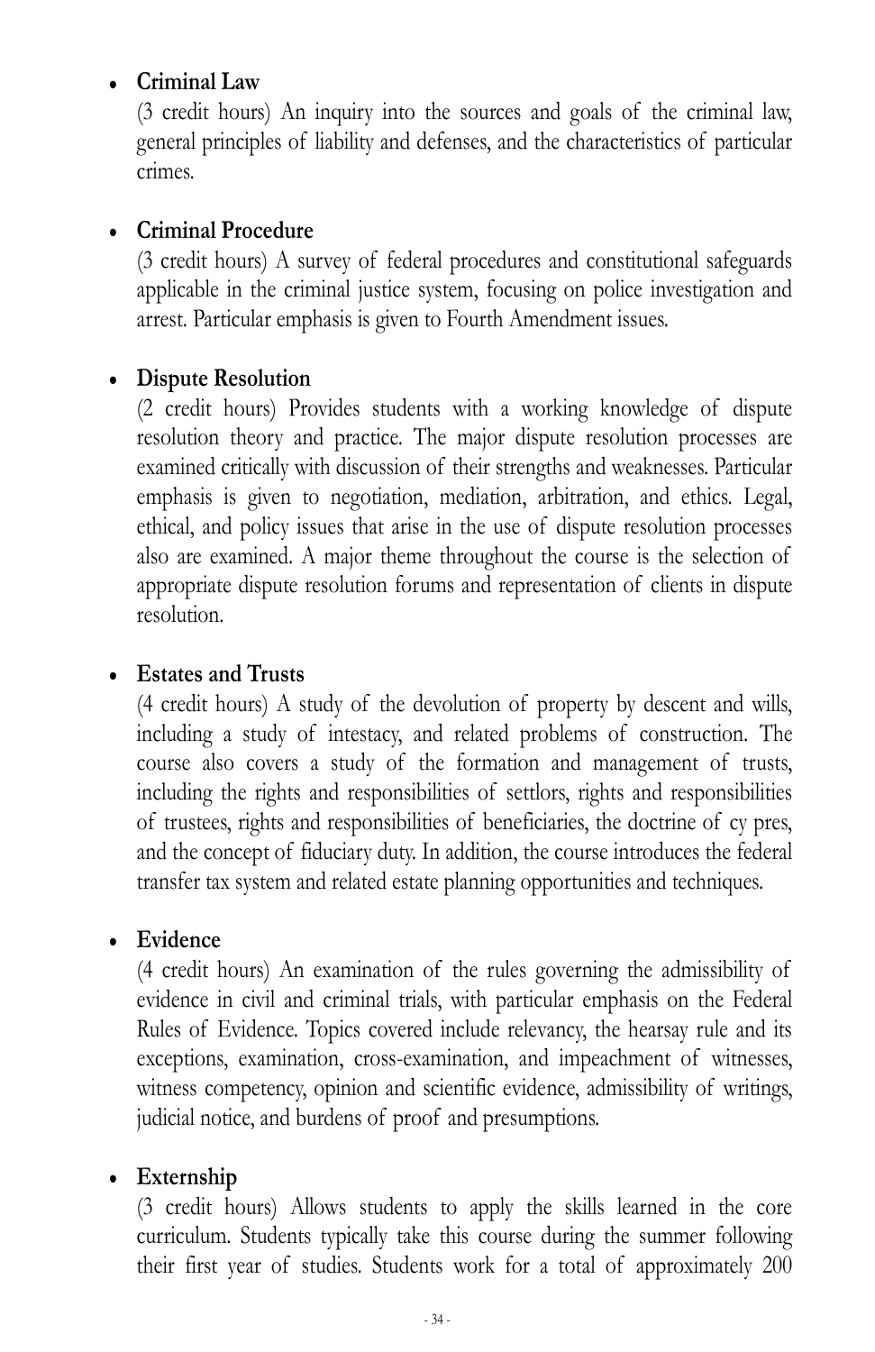- **Criminal Law**

  (3 credit hours) An inquiry into the sources and goals of the criminal law, general principles of liability and defenses, and the characteristics of particular crimes.

- **Criminal Procedure**

  (3 credit hours) A survey of federal procedures and constitutional safeguards applicable in the criminal justice system, focusing on police investigation and arrest. Particular emphasis is given to Fourth Amendment issues.

- **Dispute Resolution**

  (2 credit hours) Provides students with a working knowledge of dispute resolution theory and practice. The major dispute resolution processes are examined critically with discussion of their strengths and weaknesses. Particular emphasis is given to negotiation, mediation, arbitration, and ethics. Legal, ethical, and policy issues that arise in the use of dispute resolution processes also are examined. A major theme throughout the course is the selection of appropriate dispute resolution forums and representation of clients in dispute resolution.

- **Estates and Trusts**

  (4 credit hours) A study of the devolution of property by descent and wills, including a study of intestacy, and related problems of construction. The course also covers a study of the formation and management of trusts, including the rights and responsibilities of settlors, rights and responsibilities of trustees, rights and responsibilities of beneficiaries, the doctrine of cy pres, and the concept of fiduciary duty. In addition, the course introduces the federal transfer tax system and related estate planning opportunities and techniques.

- **Evidence**

  (4 credit hours) An examination of the rules governing the admissibility of evidence in civil and criminal trials, with particular emphasis on the Federal Rules of Evidence. Topics covered include relevancy, the hearsay rule and its exceptions, examination, cross-examination, and impeachment of witnesses, witness competency, opinion and scientific evidence, admissibility of writings, judicial notice, and burdens of proof and presumptions.

- **Externship**

  (3 credit hours) Allows students to apply the skills learned in the core curriculum. Students typically take this course during the summer following their first year of studies. Students work for a total of approximately 200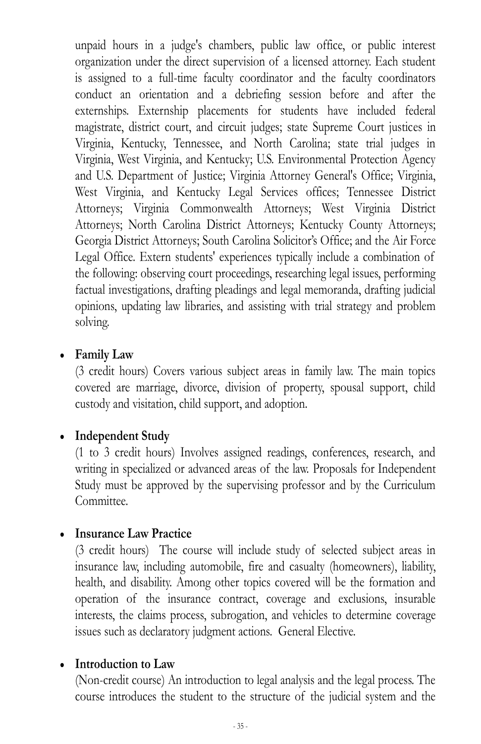unpaid hours in a judge's chambers, public law office, or public interest organization under the direct supervision of a licensed attorney. Each student is assigned to a full-time faculty coordinator and the faculty coordinators conduct an orientation and a debriefing session before and after the externships. Externship placements for students have included federal magistrate, district court, and circuit judges; state Supreme Court justices in Virginia, Kentucky, Tennessee, and North Carolina; state trial judges in Virginia, West Virginia, and Kentucky; U.S. Environmental Protection Agency and U.S. Department of Justice; Virginia Attorney General's Office; Virginia, West Virginia, and Kentucky Legal Services offices; Tennessee District Attorneys; Virginia Commonwealth Attorneys; West Virginia District Attorneys; North Carolina District Attorneys; Kentucky County Attorneys; Georgia District Attorneys; South Carolina Solicitor's Office; and the Air Force Legal Office. Extern students' experiences typically include a combination of the following: observing court proceedings, researching legal issues, performing factual investigations, drafting pleadings and legal memoranda, drafting judicial opinions, updating law libraries, and assisting with trial strategy and problem solving.

- **Family Law**
  (3 credit hours) Covers various subject areas in family law. The main topics covered are marriage, divorce, division of property, spousal support, child custody and visitation, child support, and adoption.

- **Independent Study**
  (1 to 3 credit hours) Involves assigned readings, conferences, research, and writing in specialized or advanced areas of the law. Proposals for Independent Study must be approved by the supervising professor and by the Curriculum Committee.

- **Insurance Law Practice**
  (3 credit hours) The course will include study of selected subject areas in insurance law, including automobile, fire and casualty (homeowners), liability, health, and disability. Among other topics covered will be the formation and operation of the insurance contract, coverage and exclusions, insurable interests, the claims process, subrogation, and vehicles to determine coverage issues such as declaratory judgment actions. General Elective.

- **Introduction to Law**
  (Non-credit course) An introduction to legal analysis and the legal process. The course introduces the student to the structure of the judicial system and the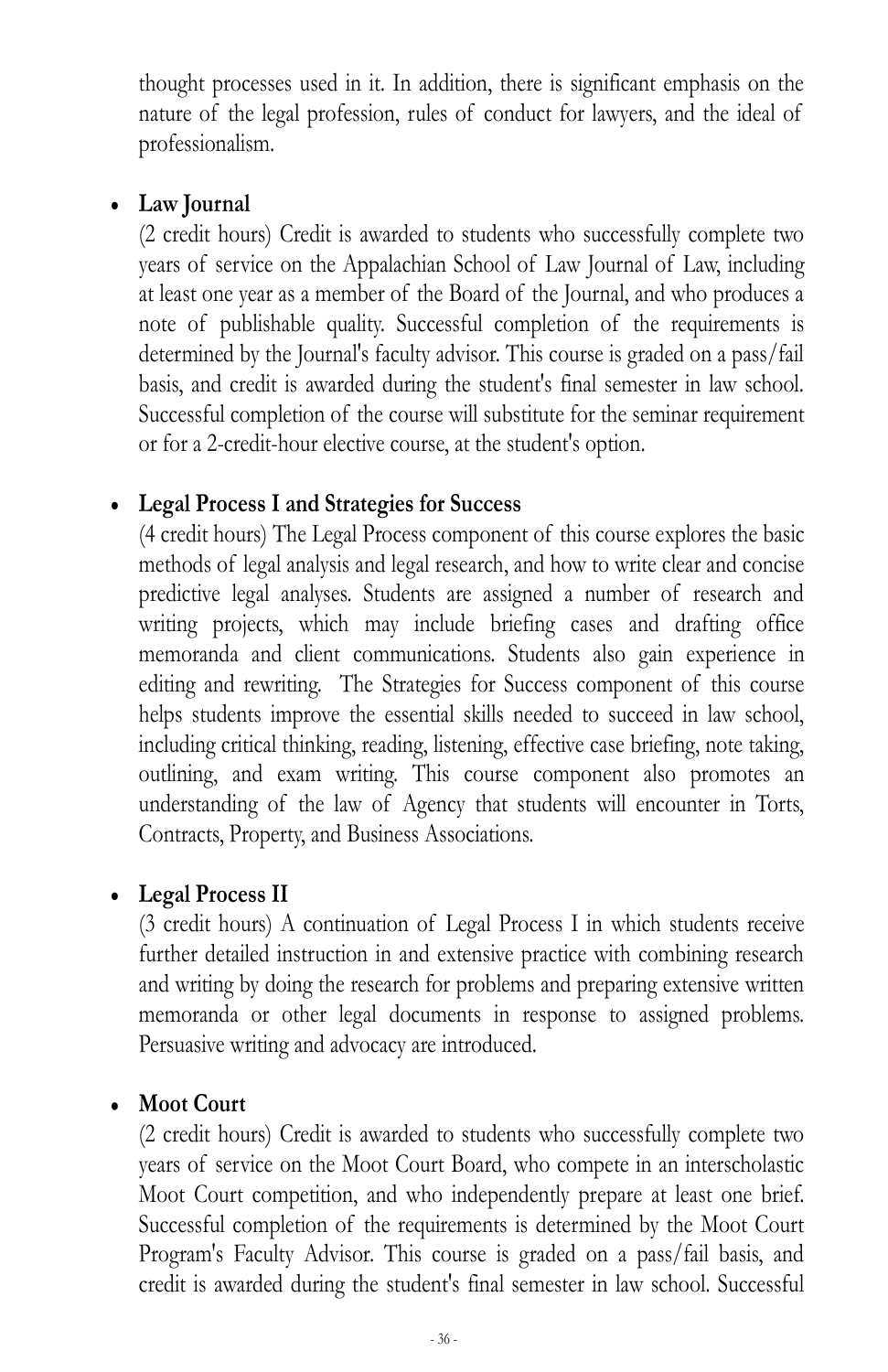thought processes used in it. In addition, there is significant emphasis on the nature of the legal profession, rules of conduct for lawyers, and the ideal of professionalism.

- **Law Journal**
  (2 credit hours) Credit is awarded to students who successfully complete two years of service on the Appalachian School of Law Journal of Law, including at least one year as a member of the Board of the Journal, and who produces a note of publishable quality. Successful completion of the requirements is determined by the Journal's faculty advisor. This course is graded on a pass/fail basis, and credit is awarded during the student's final semester in law school. Successful completion of the course will substitute for the seminar requirement or for a 2-credit-hour elective course, at the student's option.

- **Legal Process I and Strategies for Success**
  (4 credit hours) The Legal Process component of this course explores the basic methods of legal analysis and legal research, and how to write clear and concise predictive legal analyses. Students are assigned a number of research and writing projects, which may include briefing cases and drafting office memoranda and client communications. Students also gain experience in editing and rewriting. The Strategies for Success component of this course helps students improve the essential skills needed to succeed in law school, including critical thinking, reading, listening, effective case briefing, note taking, outlining, and exam writing. This course component also promotes an understanding of the law of Agency that students will encounter in Torts, Contracts, Property, and Business Associations.

- **Legal Process II**
  (3 credit hours) A continuation of Legal Process I in which students receive further detailed instruction in and extensive practice with combining research and writing by doing the research for problems and preparing extensive written memoranda or other legal documents in response to assigned problems. Persuasive writing and advocacy are introduced.

- **Moot Court**
  (2 credit hours) Credit is awarded to students who successfully complete two years of service on the Moot Court Board, who compete in an interscholastic Moot Court competition, and who independently prepare at least one brief. Successful completion of the requirements is determined by the Moot Court Program's Faculty Advisor. This course is graded on a pass/fail basis, and credit is awarded during the student's final semester in law school. Successful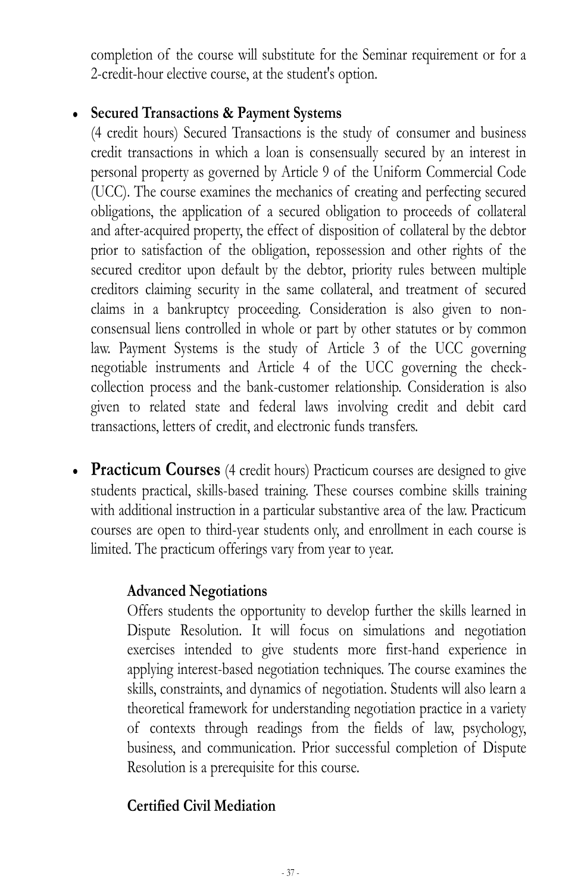completion of the course will substitute for the Seminar requirement or for a 2-credit-hour elective course, at the student's option.

- **Secured Transactions & Payment Systems**
  (4 credit hours) Secured Transactions is the study of consumer and business credit transactions in which a loan is consensually secured by an interest in personal property as governed by Article 9 of the Uniform Commercial Code (UCC). The course examines the mechanics of creating and perfecting secured obligations, the application of a secured obligation to proceeds of collateral and after-acquired property, the effect of disposition of collateral by the debtor prior to satisfaction of the obligation, repossession and other rights of the secured creditor upon default by the debtor, priority rules between multiple creditors claiming security in the same collateral, and treatment of secured claims in a bankruptcy proceeding. Consideration is also given to non-consensual liens controlled in whole or part by other statutes or by common law. Payment Systems is the study of Article 3 of the UCC governing negotiable instruments and Article 4 of the UCC governing the check-collection process and the bank-customer relationship. Consideration is also given to related state and federal laws involving credit and debit card transactions, letters of credit, and electronic funds transfers.

- **Practicum Courses** (4 credit hours) Practicum courses are designed to give students practical, skills-based training. These courses combine skills training with additional instruction in a particular substantive area of the law. Practicum courses are open to third-year students only, and enrollment in each course is limited. The practicum offerings vary from year to year.

  **Advanced Negotiations**
  Offers students the opportunity to develop further the skills learned in Dispute Resolution. It will focus on simulations and negotiation exercises intended to give students more first-hand experience in applying interest-based negotiation techniques. The course examines the skills, constraints, and dynamics of negotiation. Students will also learn a theoretical framework for understanding negotiation practice in a variety of contexts through readings from the fields of law, psychology, business, and communication. Prior successful completion of Dispute Resolution is a prerequisite for this course.

  **Certified Civil Mediation**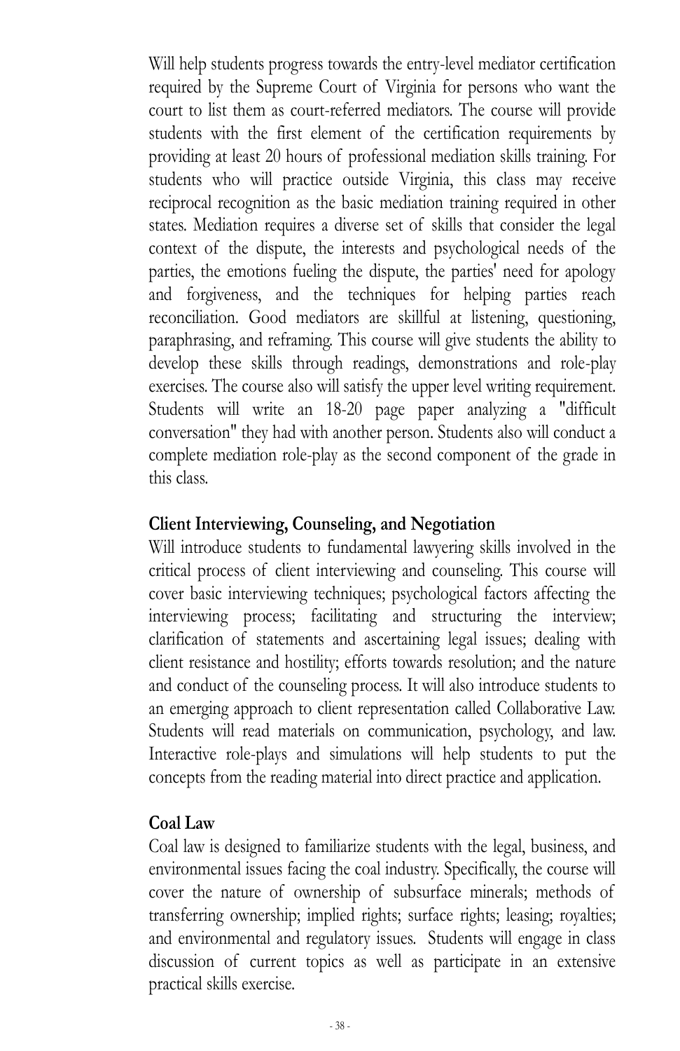Will help students progress towards the entry-level mediator certification required by the Supreme Court of Virginia for persons who want the court to list them as court-referred mediators. The course will provide students with the first element of the certification requirements by providing at least 20 hours of professional mediation skills training. For students who will practice outside Virginia, this class may receive reciprocal recognition as the basic mediation training required in other states. Mediation requires a diverse set of skills that consider the legal context of the dispute, the interests and psychological needs of the parties, the emotions fueling the dispute, the parties' need for apology and forgiveness, and the techniques for helping parties reach reconciliation. Good mediators are skillful at listening, questioning, paraphrasing, and reframing. This course will give students the ability to develop these skills through readings, demonstrations and role-play exercises. The course also will satisfy the upper level writing requirement. Students will write an 18-20 page paper analyzing a "difficult conversation" they had with another person. Students also will conduct a complete mediation role-play as the second component of the grade in this class.

**Client Interviewing, Counseling, and Negotiation**

Will introduce students to fundamental lawyering skills involved in the critical process of client interviewing and counseling. This course will cover basic interviewing techniques; psychological factors affecting the interviewing process; facilitating and structuring the interview; clarification of statements and ascertaining legal issues; dealing with client resistance and hostility; efforts towards resolution; and the nature and conduct of the counseling process. It will also introduce students to an emerging approach to client representation called Collaborative Law. Students will read materials on communication, psychology, and law. Interactive role-plays and simulations will help students to put the concepts from the reading material into direct practice and application.

**Coal Law**

Coal law is designed to familiarize students with the legal, business, and environmental issues facing the coal industry. Specifically, the course will cover the nature of ownership of subsurface minerals; methods of transferring ownership; implied rights; surface rights; leasing; royalties; and environmental and regulatory issues. Students will engage in class discussion of current topics as well as participate in an extensive practical skills exercise.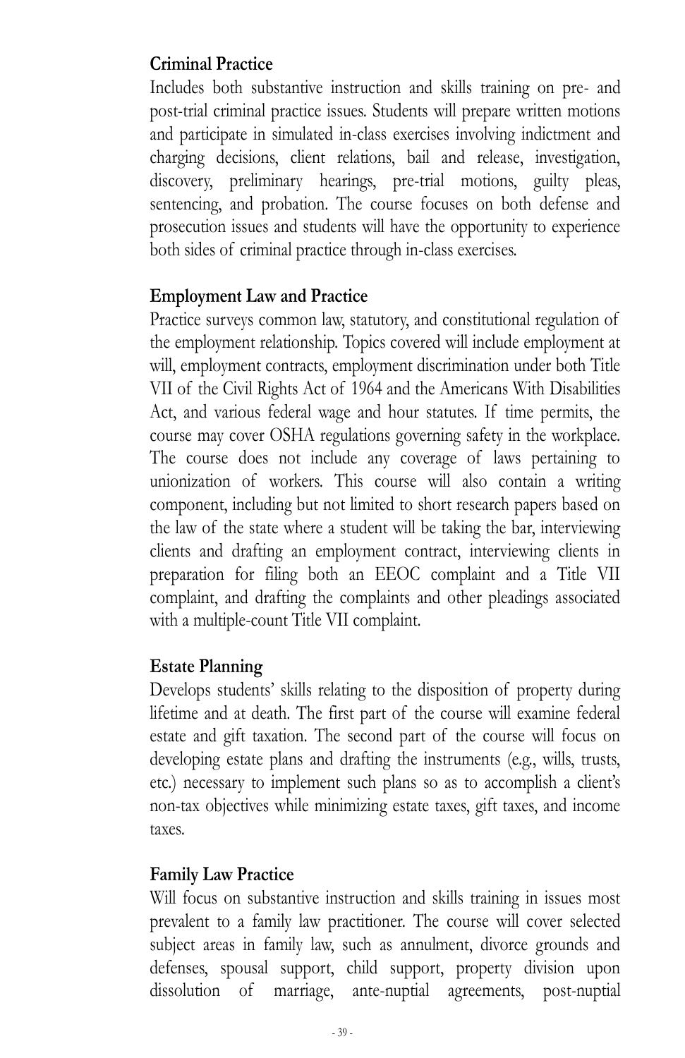### Criminal Practice

Includes both substantive instruction and skills training on pre- and post-trial criminal practice issues. Students will prepare written motions and participate in simulated in-class exercises involving indictment and charging decisions, client relations, bail and release, investigation, discovery, preliminary hearings, pre-trial motions, guilty pleas, sentencing, and probation. The course focuses on both defense and prosecution issues and students will have the opportunity to experience both sides of criminal practice through in-class exercises.

### Employment Law and Practice

Practice surveys common law, statutory, and constitutional regulation of the employment relationship. Topics covered will include employment at will, employment contracts, employment discrimination under both Title VII of the Civil Rights Act of 1964 and the Americans With Disabilities Act, and various federal wage and hour statutes. If time permits, the course may cover OSHA regulations governing safety in the workplace. The course does not include any coverage of laws pertaining to unionization of workers. This course will also contain a writing component, including but not limited to short research papers based on the law of the state where a student will be taking the bar, interviewing clients and drafting an employment contract, interviewing clients in preparation for filing both an EEOC complaint and a Title VII complaint, and drafting the complaints and other pleadings associated with a multiple-count Title VII complaint.

### Estate Planning

Develops students' skills relating to the disposition of property during lifetime and at death. The first part of the course will examine federal estate and gift taxation. The second part of the course will focus on developing estate plans and drafting the instruments (e.g., wills, trusts, etc.) necessary to implement such plans so as to accomplish a client's non-tax objectives while minimizing estate taxes, gift taxes, and income taxes.

### Family Law Practice

Will focus on substantive instruction and skills training in issues most prevalent to a family law practitioner. The course will cover selected subject areas in family law, such as annulment, divorce grounds and defenses, spousal support, child support, property division upon dissolution of marriage, ante-nuptial agreements, post-nuptial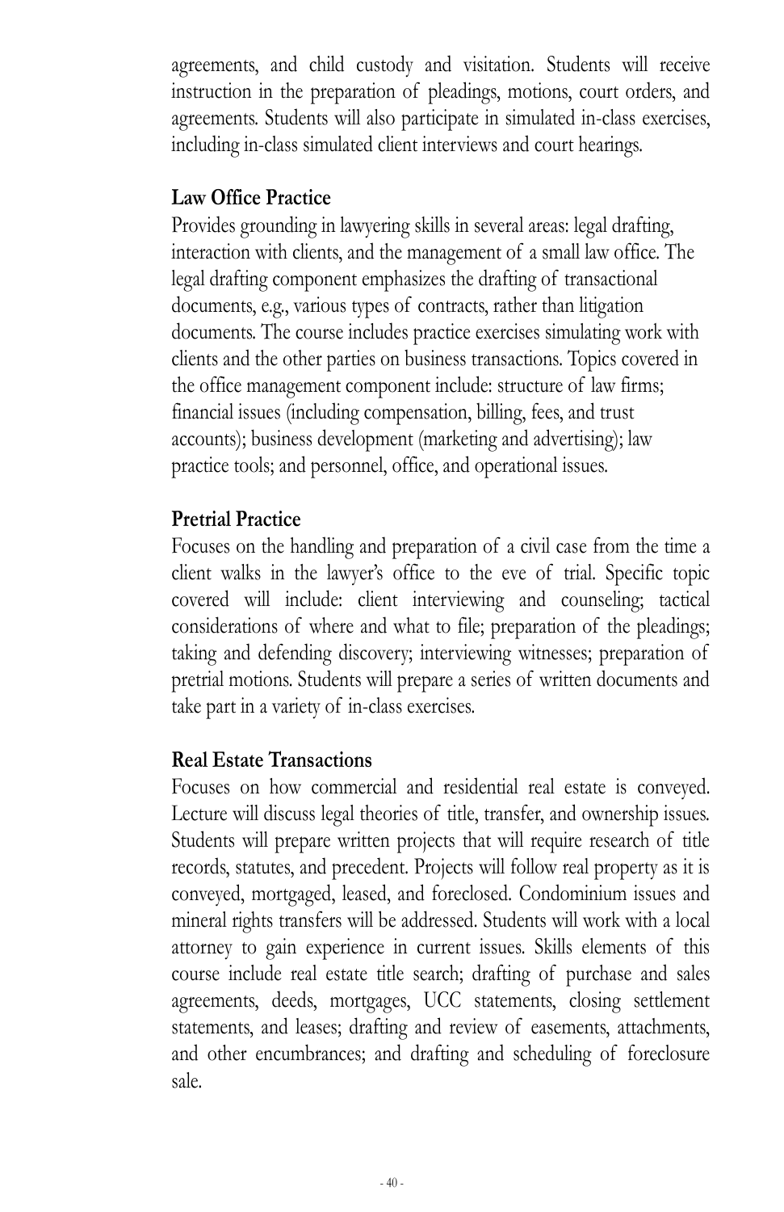agreements, and child custody and visitation. Students will receive instruction in the preparation of pleadings, motions, court orders, and agreements. Students will also participate in simulated in-class exercises, including in-class simulated client interviews and court hearings.

**Law Office Practice**

Provides grounding in lawyering skills in several areas: legal drafting, interaction with clients, and the management of a small law office. The legal drafting component emphasizes the drafting of transactional documents, e.g., various types of contracts, rather than litigation documents. The course includes practice exercises simulating work with clients and the other parties on business transactions. Topics covered in the office management component include: structure of law firms; financial issues (including compensation, billing, fees, and trust accounts); business development (marketing and advertising); law practice tools; and personnel, office, and operational issues.

**Pretrial Practice**

Focuses on the handling and preparation of a civil case from the time a client walks in the lawyer's office to the eve of trial. Specific topic covered will include: client interviewing and counseling; tactical considerations of where and what to file; preparation of the pleadings; taking and defending discovery; interviewing witnesses; preparation of pretrial motions. Students will prepare a series of written documents and take part in a variety of in-class exercises.

**Real Estate Transactions**

Focuses on how commercial and residential real estate is conveyed. Lecture will discuss legal theories of title, transfer, and ownership issues. Students will prepare written projects that will require research of title records, statutes, and precedent. Projects will follow real property as it is conveyed, mortgaged, leased, and foreclosed. Condominium issues and mineral rights transfers will be addressed. Students will work with a local attorney to gain experience in current issues. Skills elements of this course include real estate title search; drafting of purchase and sales agreements, deeds, mortgages, UCC statements, closing settlement statements, and leases; drafting and review of easements, attachments, and other encumbrances; and drafting and scheduling of foreclosure sale.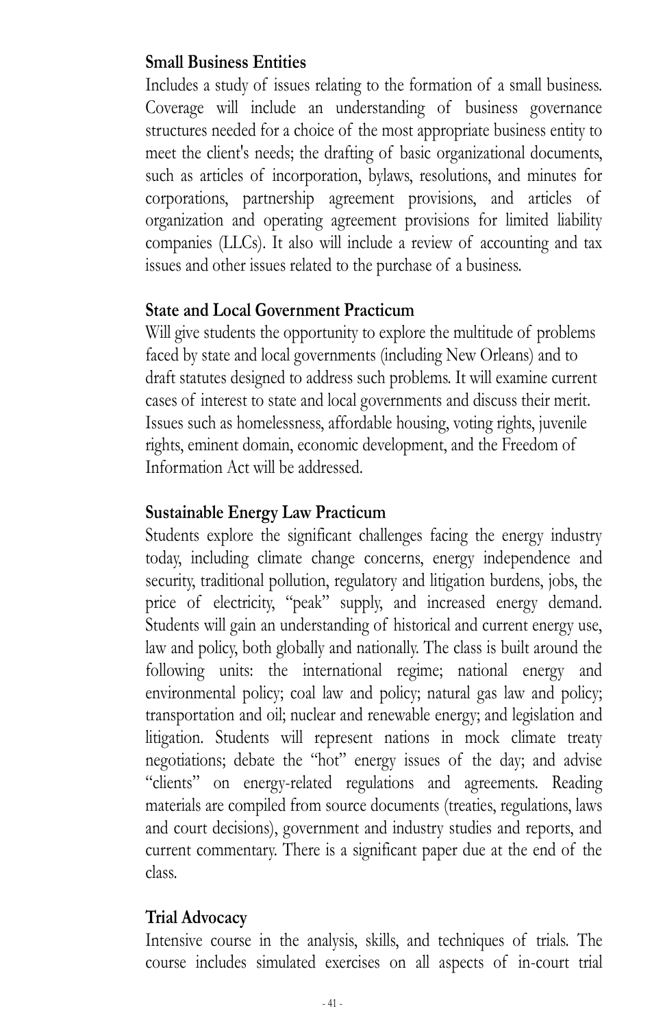**Small Business Entities**

Includes a study of issues relating to the formation of a small business. Coverage will include an understanding of business governance structures needed for a choice of the most appropriate business entity to meet the client's needs; the drafting of basic organizational documents, such as articles of incorporation, bylaws, resolutions, and minutes for corporations, partnership agreement provisions, and articles of organization and operating agreement provisions for limited liability companies (LLCs). It also will include a review of accounting and tax issues and other issues related to the purchase of a business.

**State and Local Government Practicum**

Will give students the opportunity to explore the multitude of problems faced by state and local governments (including New Orleans) and to draft statutes designed to address such problems. It will examine current cases of interest to state and local governments and discuss their merit. Issues such as homelessness, affordable housing, voting rights, juvenile rights, eminent domain, economic development, and the Freedom of Information Act will be addressed.

**Sustainable Energy Law Practicum**

Students explore the significant challenges facing the energy industry today, including climate change concerns, energy independence and security, traditional pollution, regulatory and litigation burdens, jobs, the price of electricity, "peak" supply, and increased energy demand. Students will gain an understanding of historical and current energy use, law and policy, both globally and nationally. The class is built around the following units: the international regime; national energy and environmental policy; coal law and policy; natural gas law and policy; transportation and oil; nuclear and renewable energy; and legislation and litigation. Students will represent nations in mock climate treaty negotiations; debate the "hot" energy issues of the day; and advise "clients" on energy-related regulations and agreements. Reading materials are compiled from source documents (treaties, regulations, laws and court decisions), government and industry studies and reports, and current commentary. There is a significant paper due at the end of the class.

**Trial Advocacy**

Intensive course in the analysis, skills, and techniques of trials. The course includes simulated exercises on all aspects of in-court trial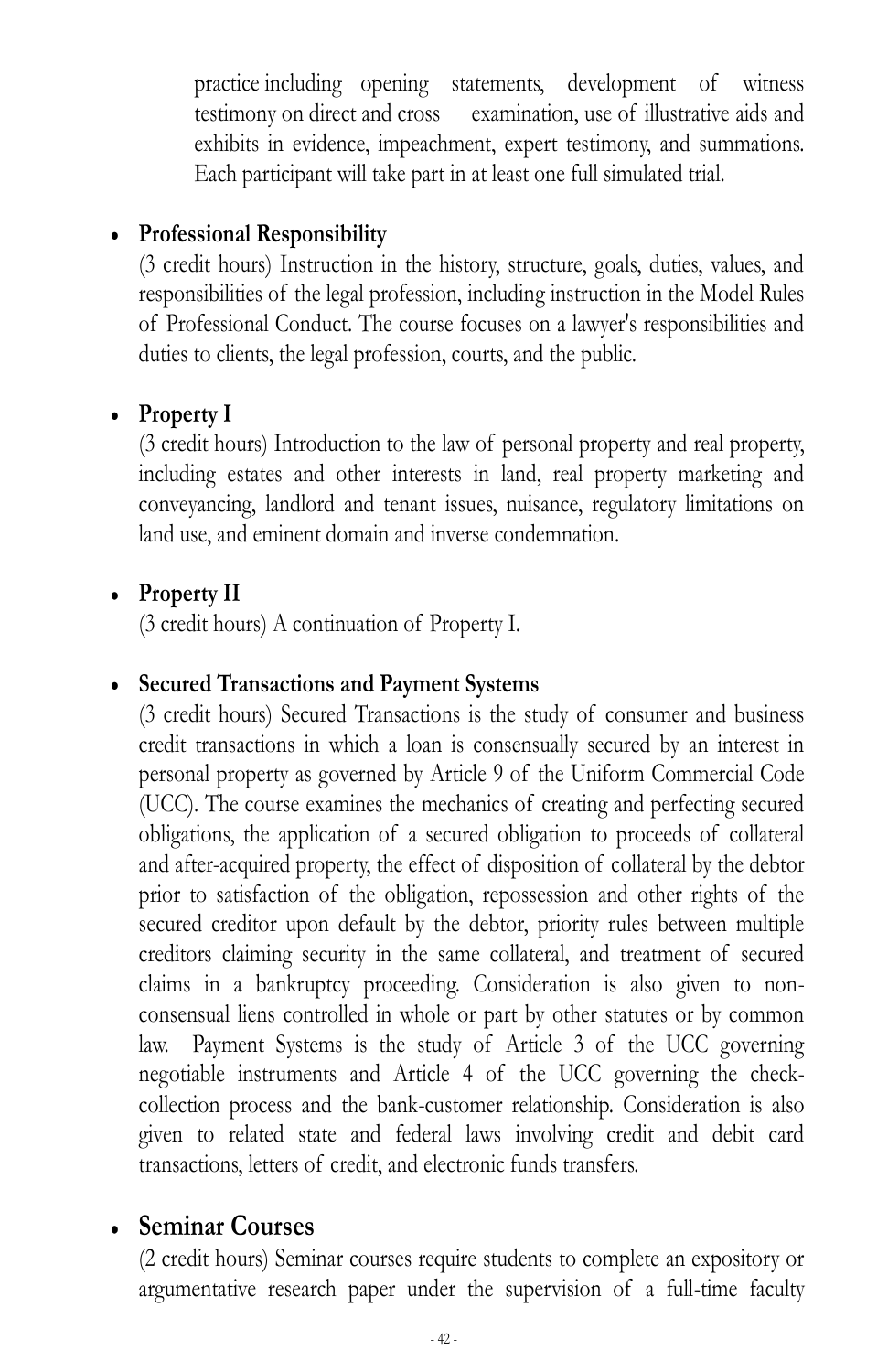practice including opening statements, development of witness testimony on direct and cross examination, use of illustrative aids and exhibits in evidence, impeachment, expert testimony, and summations. Each participant will take part in at least one full simulated trial.

- **Professional Responsibility**

  (3 credit hours) Instruction in the history, structure, goals, duties, values, and responsibilities of the legal profession, including instruction in the Model Rules of Professional Conduct. The course focuses on a lawyer's responsibilities and duties to clients, the legal profession, courts, and the public.

- **Property I**

  (3 credit hours) Introduction to the law of personal property and real property, including estates and other interests in land, real property marketing and conveyancing, landlord and tenant issues, nuisance, regulatory limitations on land use, and eminent domain and inverse condemnation.

- **Property II**

  (3 credit hours) A continuation of Property I.

- **Secured Transactions and Payment Systems**

  (3 credit hours) Secured Transactions is the study of consumer and business credit transactions in which a loan is consensually secured by an interest in personal property as governed by Article 9 of the Uniform Commercial Code (UCC). The course examines the mechanics of creating and perfecting secured obligations, the application of a secured obligation to proceeds of collateral and after-acquired property, the effect of disposition of collateral by the debtor prior to satisfaction of the obligation, repossession and other rights of the secured creditor upon default by the debtor, priority rules between multiple creditors claiming security in the same collateral, and treatment of secured claims in a bankruptcy proceeding. Consideration is also given to non-consensual liens controlled in whole or part by other statutes or by common law. Payment Systems is the study of Article 3 of the UCC governing negotiable instruments and Article 4 of the UCC governing the check-collection process and the bank-customer relationship. Consideration is also given to related state and federal laws involving credit and debit card transactions, letters of credit, and electronic funds transfers.

- **Seminar Courses**

  (2 credit hours) Seminar courses require students to complete an expository or argumentative research paper under the supervision of a full-time faculty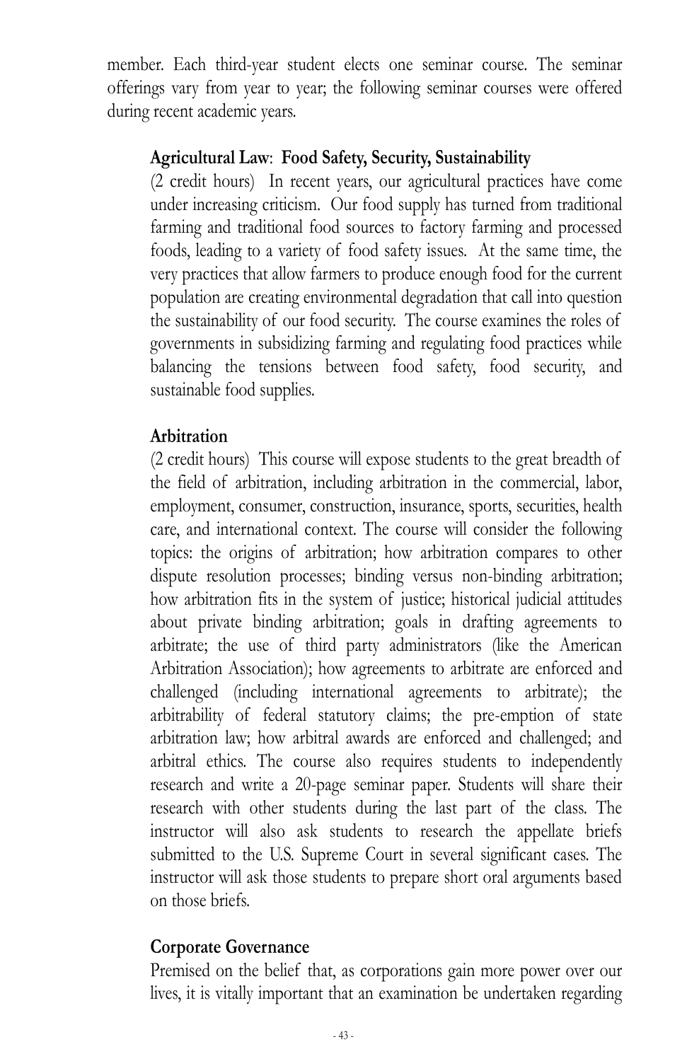member. Each third-year student elects one seminar course. The seminar offerings vary from year to year; the following seminar courses were offered during recent academic years.

**Agricultural Law**: **Food Safety, Security, Sustainability**
(2 credit hours) In recent years, our agricultural practices have come under increasing criticism. Our food supply has turned from traditional farming and traditional food sources to factory farming and processed foods, leading to a variety of food safety issues. At the same time, the very practices that allow farmers to produce enough food for the current population are creating environmental degradation that call into question the sustainability of our food security. The course examines the roles of governments in subsidizing farming and regulating food practices while balancing the tensions between food safety, food security, and sustainable food supplies.

**Arbitration**
(2 credit hours) This course will expose students to the great breadth of the field of arbitration, including arbitration in the commercial, labor, employment, consumer, construction, insurance, sports, securities, health care, and international context. The course will consider the following topics: the origins of arbitration; how arbitration compares to other dispute resolution processes; binding versus non-binding arbitration; how arbitration fits in the system of justice; historical judicial attitudes about private binding arbitration; goals in drafting agreements to arbitrate; the use of third party administrators (like the American Arbitration Association); how agreements to arbitrate are enforced and challenged (including international agreements to arbitrate); the arbitrability of federal statutory claims; the pre-emption of state arbitration law; how arbitral awards are enforced and challenged; and arbitral ethics. The course also requires students to independently research and write a 20-page seminar paper. Students will share their research with other students during the last part of the class. The instructor will also ask students to research the appellate briefs submitted to the U.S. Supreme Court in several significant cases. The instructor will ask those students to prepare short oral arguments based on those briefs.

**Corporate Governance**
Premised on the belief that, as corporations gain more power over our lives, it is vitally important that an examination be undertaken regarding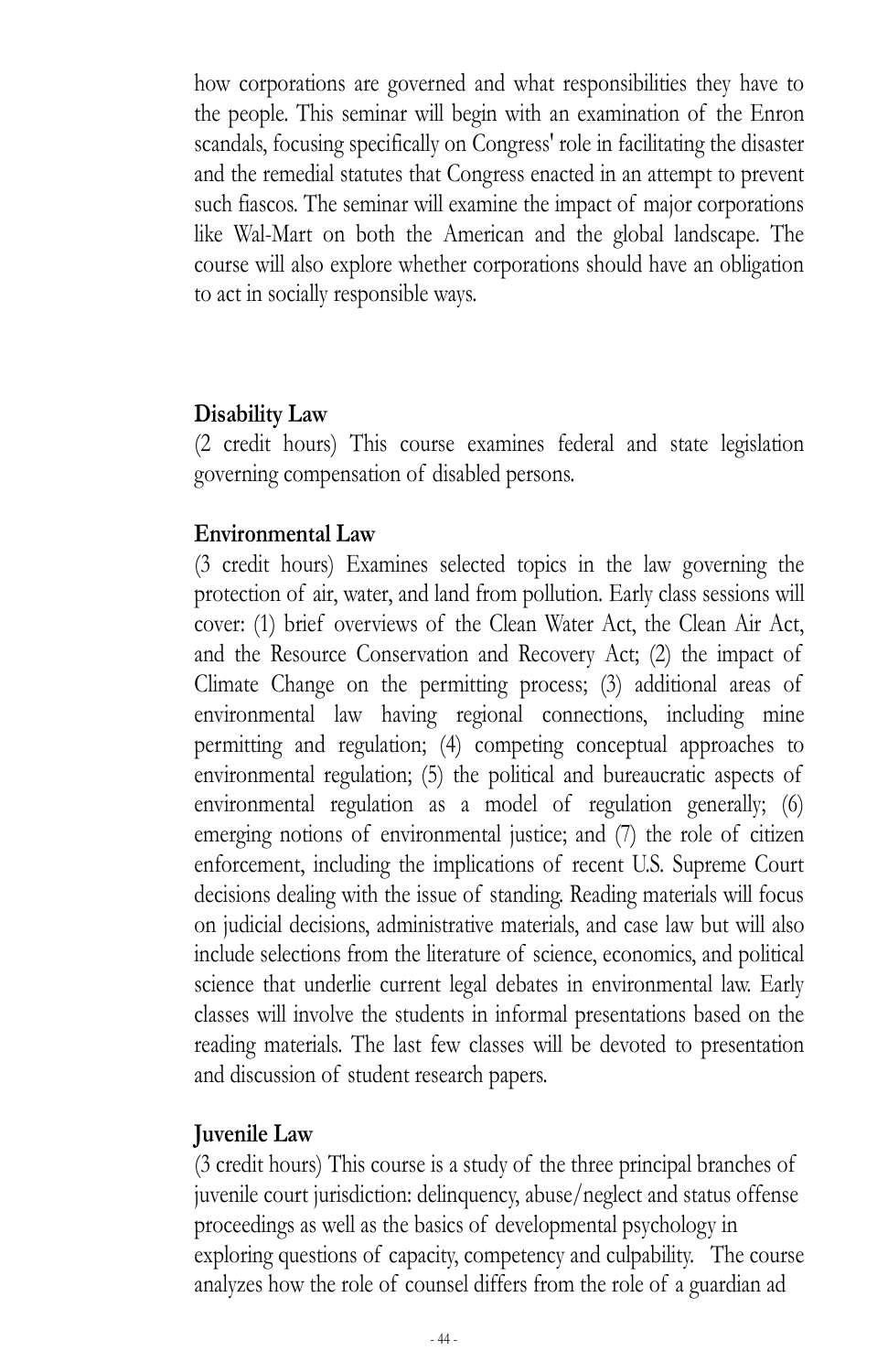how corporations are governed and what responsibilities they have to the people. This seminar will begin with an examination of the Enron scandals, focusing specifically on Congress' role in facilitating the disaster and the remedial statutes that Congress enacted in an attempt to prevent such fiascos. The seminar will examine the impact of major corporations like Wal-Mart on both the American and the global landscape. The course will also explore whether corporations should have an obligation to act in socially responsible ways.

**Disability Law**

(2 credit hours) This course examines federal and state legislation governing compensation of disabled persons.

**Environmental Law**

(3 credit hours) Examines selected topics in the law governing the protection of air, water, and land from pollution. Early class sessions will cover: (1) brief overviews of the Clean Water Act, the Clean Air Act, and the Resource Conservation and Recovery Act; (2) the impact of Climate Change on the permitting process; (3) additional areas of environmental law having regional connections, including mine permitting and regulation; (4) competing conceptual approaches to environmental regulation; (5) the political and bureaucratic aspects of environmental regulation as a model of regulation generally; (6) emerging notions of environmental justice; and (7) the role of citizen enforcement, including the implications of recent U.S. Supreme Court decisions dealing with the issue of standing. Reading materials will focus on judicial decisions, administrative materials, and case law but will also include selections from the literature of science, economics, and political science that underlie current legal debates in environmental law. Early classes will involve the students in informal presentations based on the reading materials. The last few classes will be devoted to presentation and discussion of student research papers.

**Juvenile Law**

(3 credit hours) This course is a study of the three principal branches of juvenile court jurisdiction: delinquency, abuse/neglect and status offense proceedings as well as the basics of developmental psychology in exploring questions of capacity, competency and culpability. The course analyzes how the role of counsel differs from the role of a guardian ad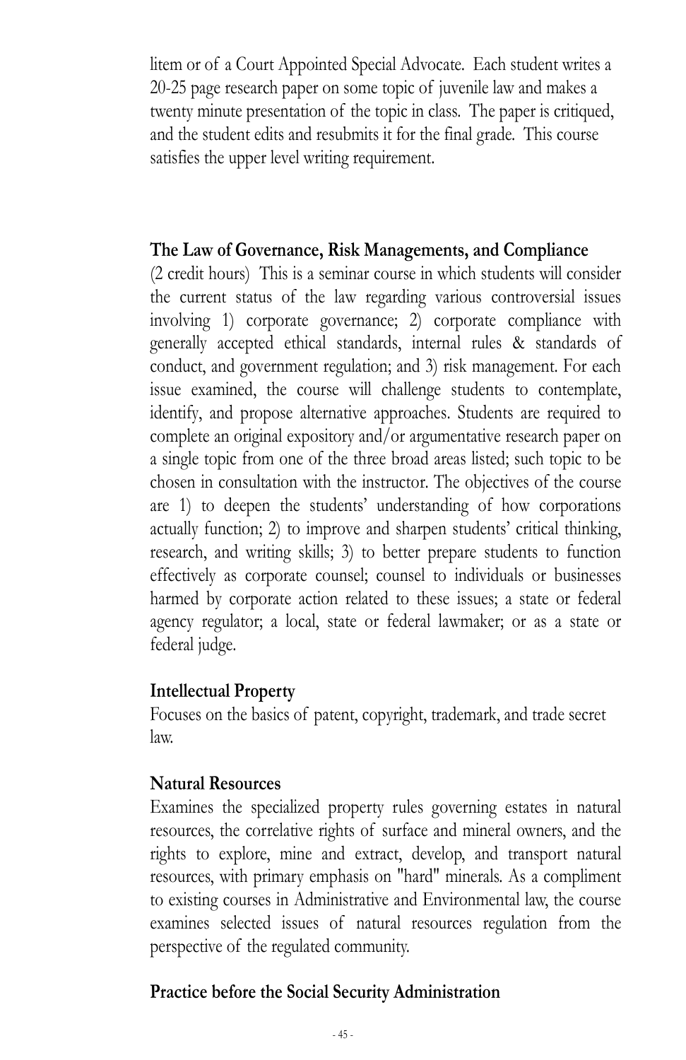litem or of a Court Appointed Special Advocate. Each student writes a 20-25 page research paper on some topic of juvenile law and makes a twenty minute presentation of the topic in class. The paper is critiqued, and the student edits and resubmits it for the final grade. This course satisfies the upper level writing requirement.

**The Law of Governance, Risk Managements, and Compliance**

(2 credit hours) This is a seminar course in which students will consider the current status of the law regarding various controversial issues involving 1) corporate governance; 2) corporate compliance with generally accepted ethical standards, internal rules & standards of conduct, and government regulation; and 3) risk management. For each issue examined, the course will challenge students to contemplate, identify, and propose alternative approaches. Students are required to complete an original expository and/or argumentative research paper on a single topic from one of the three broad areas listed; such topic to be chosen in consultation with the instructor. The objectives of the course are 1) to deepen the students' understanding of how corporations actually function; 2) to improve and sharpen students' critical thinking, research, and writing skills; 3) to better prepare students to function effectively as corporate counsel; counsel to individuals or businesses harmed by corporate action related to these issues; a state or federal agency regulator; a local, state or federal lawmaker; or as a state or federal judge.

**Intellectual Property**

Focuses on the basics of patent, copyright, trademark, and trade secret law.

**Natural Resources**

Examines the specialized property rules governing estates in natural resources, the correlative rights of surface and mineral owners, and the rights to explore, mine and extract, develop, and transport natural resources, with primary emphasis on "hard" minerals. As a compliment to existing courses in Administrative and Environmental law, the course examines selected issues of natural resources regulation from the perspective of the regulated community.

**Practice before the Social Security Administration**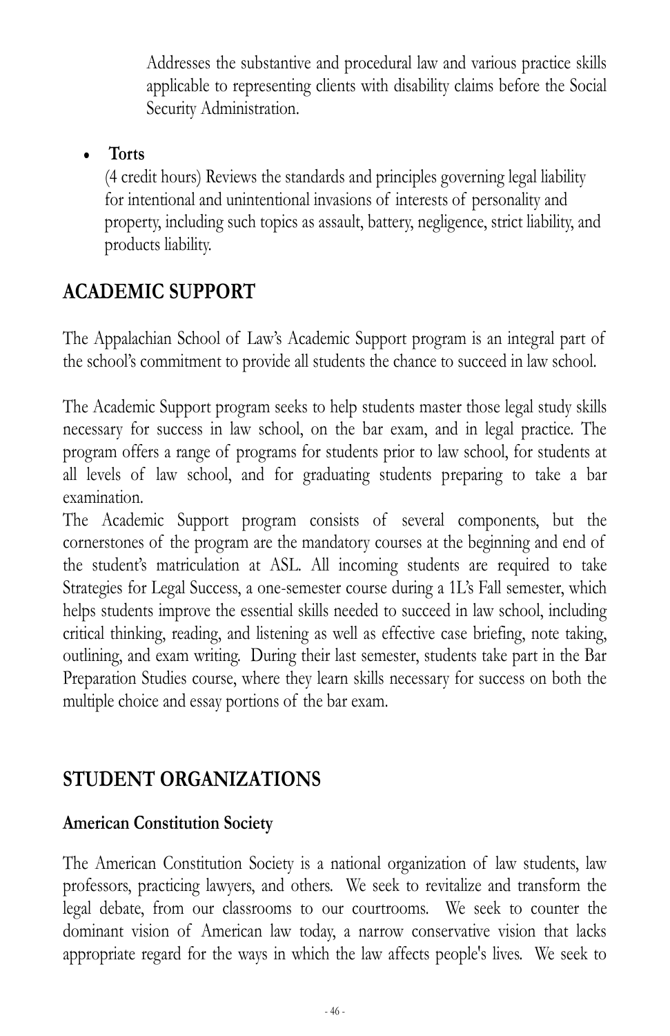Addresses the substantive and procedural law and various practice skills applicable to representing clients with disability claims before the Social Security Administration.

- **Torts**

  (4 credit hours) Reviews the standards and principles governing legal liability for intentional and unintentional invasions of interests of personality and property, including such topics as assault, battery, negligence, strict liability, and products liability.

## ACADEMIC SUPPORT

The Appalachian School of Law's Academic Support program is an integral part of the school's commitment to provide all students the chance to succeed in law school.

The Academic Support program seeks to help students master those legal study skills necessary for success in law school, on the bar exam, and in legal practice. The program offers a range of programs for students prior to law school, for students at all levels of law school, and for graduating students preparing to take a bar examination.

The Academic Support program consists of several components, but the cornerstones of the program are the mandatory courses at the beginning and end of the student's matriculation at ASL. All incoming students are required to take Strategies for Legal Success, a one-semester course during a 1L's Fall semester, which helps students improve the essential skills needed to succeed in law school, including critical thinking, reading, and listening as well as effective case briefing, note taking, outlining, and exam writing. During their last semester, students take part in the Bar Preparation Studies course, where they learn skills necessary for success on both the multiple choice and essay portions of the bar exam.

## STUDENT ORGANIZATIONS

### American Constitution Society

The American Constitution Society is a national organization of law students, law professors, practicing lawyers, and others. We seek to revitalize and transform the legal debate, from our classrooms to our courtrooms. We seek to counter the dominant vision of American law today, a narrow conservative vision that lacks appropriate regard for the ways in which the law affects people's lives. We seek to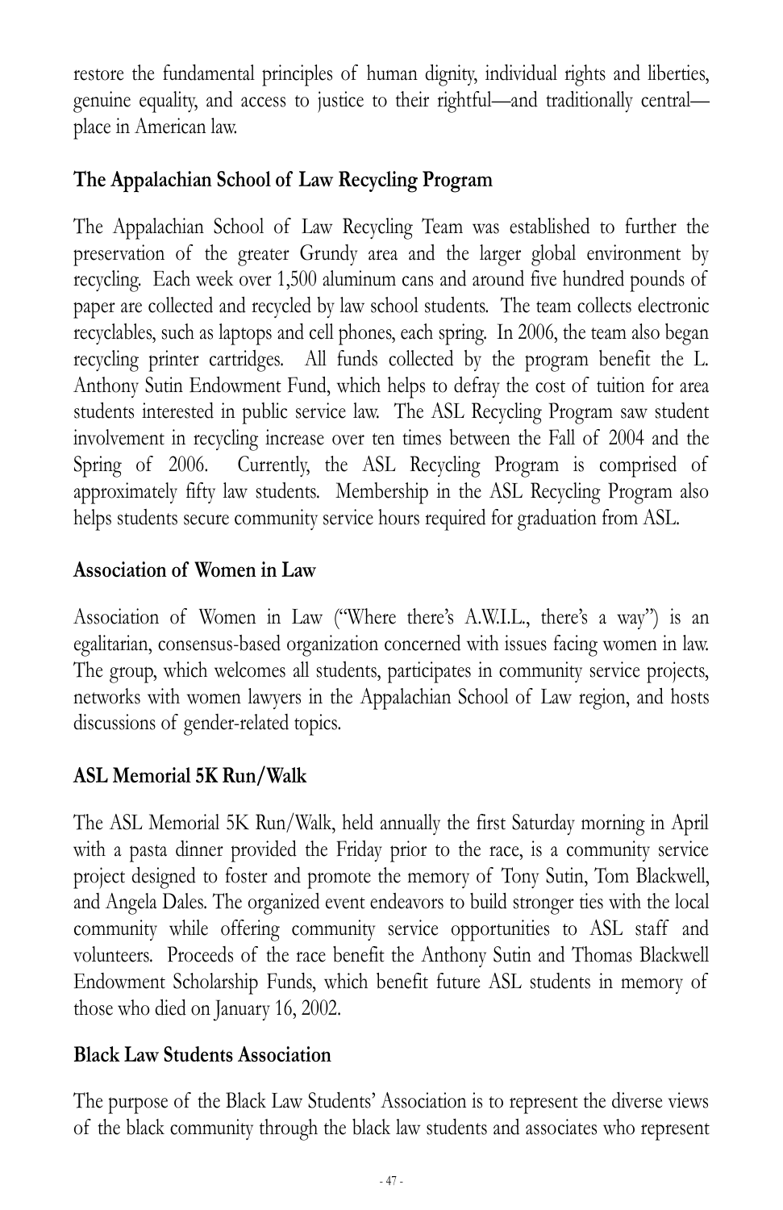restore the fundamental principles of human dignity, individual rights and liberties, genuine equality, and access to justice to their rightful—and traditionally central—place in American law.

### The Appalachian School of Law Recycling Program

The Appalachian School of Law Recycling Team was established to further the preservation of the greater Grundy area and the larger global environment by recycling. Each week over 1,500 aluminum cans and around five hundred pounds of paper are collected and recycled by law school students. The team collects electronic recyclables, such as laptops and cell phones, each spring. In 2006, the team also began recycling printer cartridges. All funds collected by the program benefit the L. Anthony Sutin Endowment Fund, which helps to defray the cost of tuition for area students interested in public service law. The ASL Recycling Program saw student involvement in recycling increase over ten times between the Fall of 2004 and the Spring of 2006. Currently, the ASL Recycling Program is comprised of approximately fifty law students. Membership in the ASL Recycling Program also helps students secure community service hours required for graduation from ASL.

### Association of Women in Law

Association of Women in Law ("Where there's A.W.I.L., there's a way") is an egalitarian, consensus-based organization concerned with issues facing women in law. The group, which welcomes all students, participates in community service projects, networks with women lawyers in the Appalachian School of Law region, and hosts discussions of gender-related topics.

### ASL Memorial 5K Run/Walk

The ASL Memorial 5K Run/Walk, held annually the first Saturday morning in April with a pasta dinner provided the Friday prior to the race, is a community service project designed to foster and promote the memory of Tony Sutin, Tom Blackwell, and Angela Dales. The organized event endeavors to build stronger ties with the local community while offering community service opportunities to ASL staff and volunteers. Proceeds of the race benefit the Anthony Sutin and Thomas Blackwell Endowment Scholarship Funds, which benefit future ASL students in memory of those who died on January 16, 2002.

### Black Law Students Association

The purpose of the Black Law Students' Association is to represent the diverse views of the black community through the black law students and associates who represent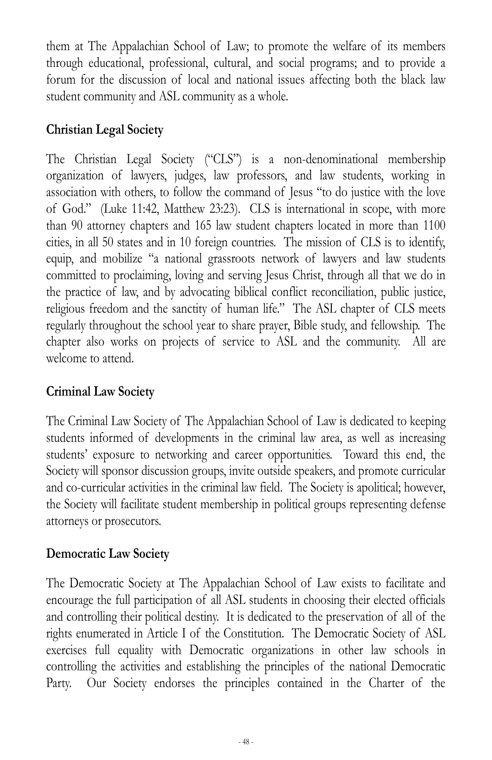them at The Appalachian School of Law; to promote the welfare of its members through educational, professional, cultural, and social programs; and to provide a forum for the discussion of local and national issues affecting both the black law student community and ASL community as a whole.

### Christian Legal Society

The Christian Legal Society ("CLS") is a non-denominational membership organization of lawyers, judges, law professors, and law students, working in association with others, to follow the command of Jesus "to do justice with the love of God." (Luke 11:42, Matthew 23:23). CLS is international in scope, with more than 90 attorney chapters and 165 law student chapters located in more than 1100 cities, in all 50 states and in 10 foreign countries. The mission of CLS is to identify, equip, and mobilize "a national grassroots network of lawyers and law students committed to proclaiming, loving and serving Jesus Christ, through all that we do in the practice of law, and by advocating biblical conflict reconciliation, public justice, religious freedom and the sanctity of human life." The ASL chapter of CLS meets regularly throughout the school year to share prayer, Bible study, and fellowship. The chapter also works on projects of service to ASL and the community. All are welcome to attend.

### Criminal Law Society

The Criminal Law Society of The Appalachian School of Law is dedicated to keeping students informed of developments in the criminal law area, as well as increasing students' exposure to networking and career opportunities. Toward this end, the Society will sponsor discussion groups, invite outside speakers, and promote curricular and co-curricular activities in the criminal law field. The Society is apolitical; however, the Society will facilitate student membership in political groups representing defense attorneys or prosecutors.

### Democratic Law Society

The Democratic Society at The Appalachian School of Law exists to facilitate and encourage the full participation of all ASL students in choosing their elected officials and controlling their political destiny. It is dedicated to the preservation of all of the rights enumerated in Article I of the Constitution. The Democratic Society of ASL exercises full equality with Democratic organizations in other law schools in controlling the activities and establishing the principles of the national Democratic Party. Our Society endorses the principles contained in the Charter of the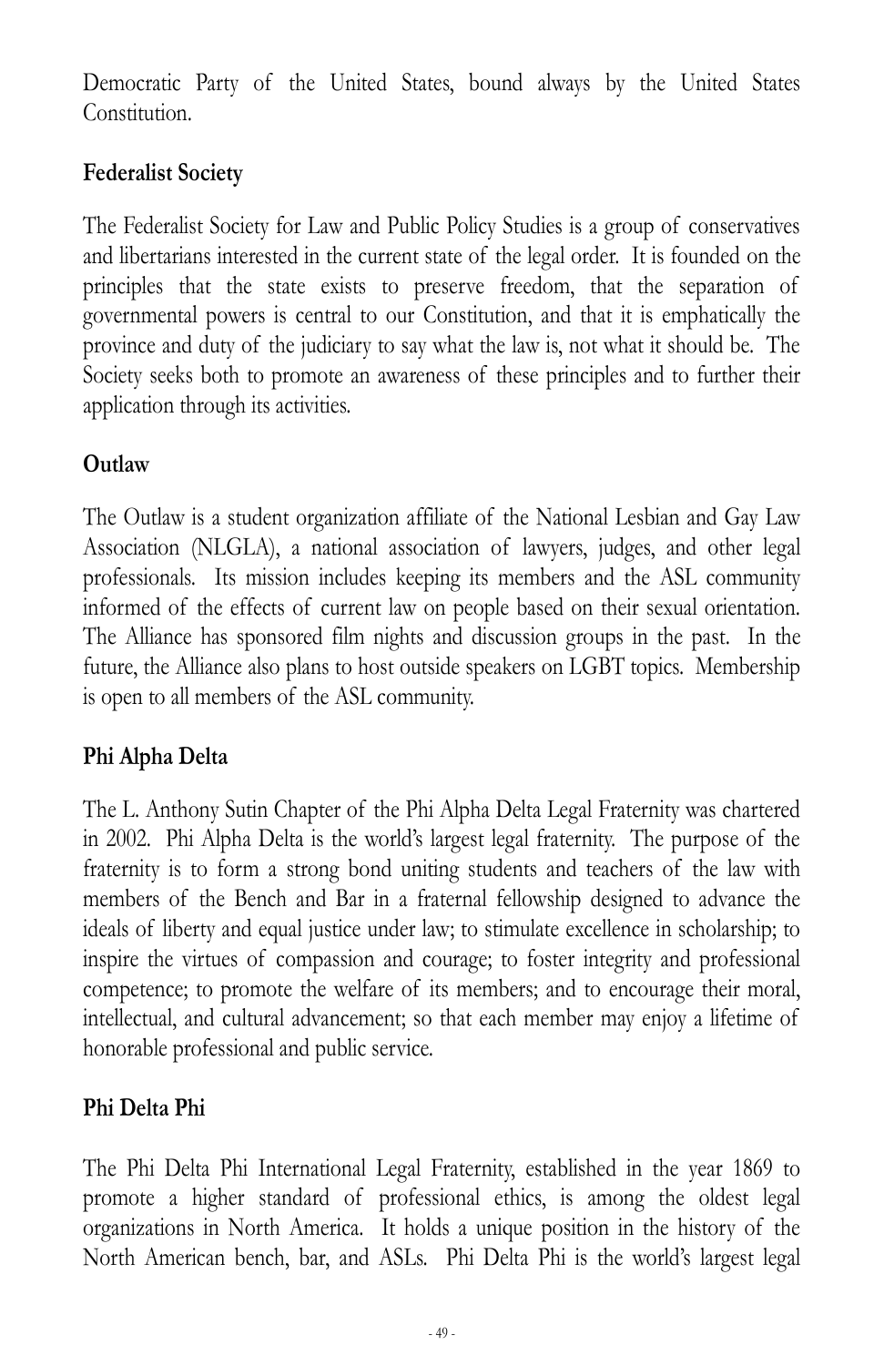Democratic Party of the United States, bound always by the United States Constitution.

### Federalist Society

The Federalist Society for Law and Public Policy Studies is a group of conservatives and libertarians interested in the current state of the legal order. It is founded on the principles that the state exists to preserve freedom, that the separation of governmental powers is central to our Constitution, and that it is emphatically the province and duty of the judiciary to say what the law is, not what it should be. The Society seeks both to promote an awareness of these principles and to further their application through its activities.

### Outlaw

The Outlaw is a student organization affiliate of the National Lesbian and Gay Law Association (NLGLA), a national association of lawyers, judges, and other legal professionals. Its mission includes keeping its members and the ASL community informed of the effects of current law on people based on their sexual orientation. The Alliance has sponsored film nights and discussion groups in the past. In the future, the Alliance also plans to host outside speakers on LGBT topics. Membership is open to all members of the ASL community.

### Phi Alpha Delta

The L. Anthony Sutin Chapter of the Phi Alpha Delta Legal Fraternity was chartered in 2002. Phi Alpha Delta is the world's largest legal fraternity. The purpose of the fraternity is to form a strong bond uniting students and teachers of the law with members of the Bench and Bar in a fraternal fellowship designed to advance the ideals of liberty and equal justice under law; to stimulate excellence in scholarship; to inspire the virtues of compassion and courage; to foster integrity and professional competence; to promote the welfare of its members; and to encourage their moral, intellectual, and cultural advancement; so that each member may enjoy a lifetime of honorable professional and public service.

### Phi Delta Phi

The Phi Delta Phi International Legal Fraternity, established in the year 1869 to promote a higher standard of professional ethics, is among the oldest legal organizations in North America. It holds a unique position in the history of the North American bench, bar, and ASLs. Phi Delta Phi is the world's largest legal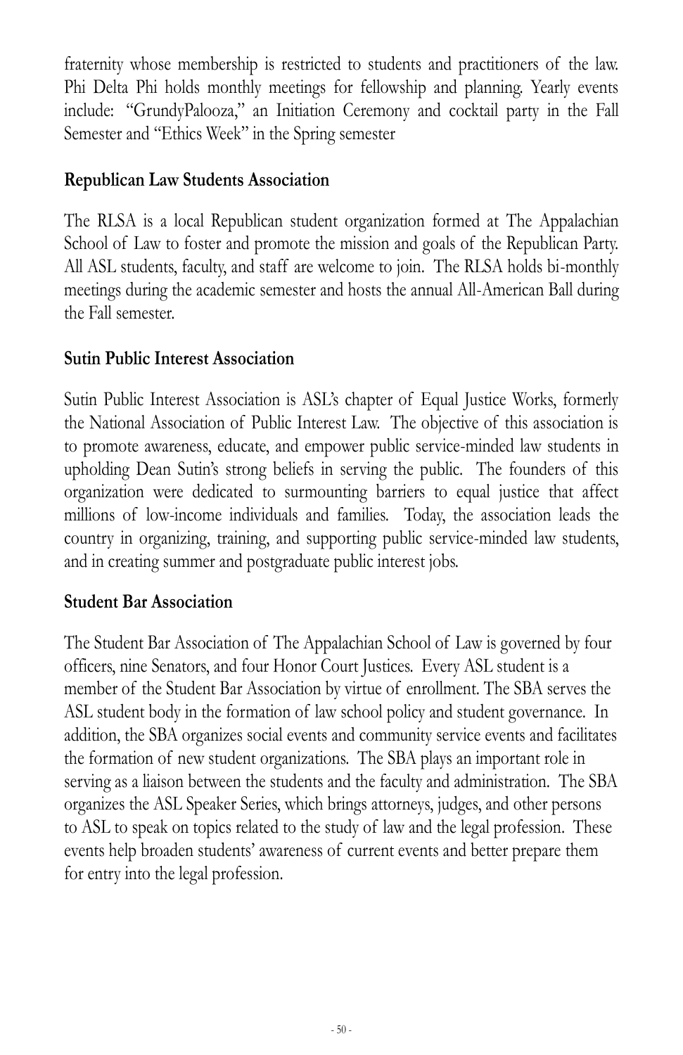fraternity whose membership is restricted to students and practitioners of the law. Phi Delta Phi holds monthly meetings for fellowship and planning. Yearly events include: "GrundyPalooza," an Initiation Ceremony and cocktail party in the Fall Semester and "Ethics Week" in the Spring semester

### Republican Law Students Association

The RLSA is a local Republican student organization formed at The Appalachian School of Law to foster and promote the mission and goals of the Republican Party. All ASL students, faculty, and staff are welcome to join. The RLSA holds bi-monthly meetings during the academic semester and hosts the annual All-American Ball during the Fall semester.

### Sutin Public Interest Association

Sutin Public Interest Association is ASL's chapter of Equal Justice Works, formerly the National Association of Public Interest Law. The objective of this association is to promote awareness, educate, and empower public service-minded law students in upholding Dean Sutin's strong beliefs in serving the public. The founders of this organization were dedicated to surmounting barriers to equal justice that affect millions of low-income individuals and families. Today, the association leads the country in organizing, training, and supporting public service-minded law students, and in creating summer and postgraduate public interest jobs.

### Student Bar Association

The Student Bar Association of The Appalachian School of Law is governed by four officers, nine Senators, and four Honor Court Justices. Every ASL student is a member of the Student Bar Association by virtue of enrollment. The SBA serves the ASL student body in the formation of law school policy and student governance. In addition, the SBA organizes social events and community service events and facilitates the formation of new student organizations. The SBA plays an important role in serving as a liaison between the students and the faculty and administration. The SBA organizes the ASL Speaker Series, which brings attorneys, judges, and other persons to ASL to speak on topics related to the study of law and the legal profession. These events help broaden students' awareness of current events and better prepare them for entry into the legal profession.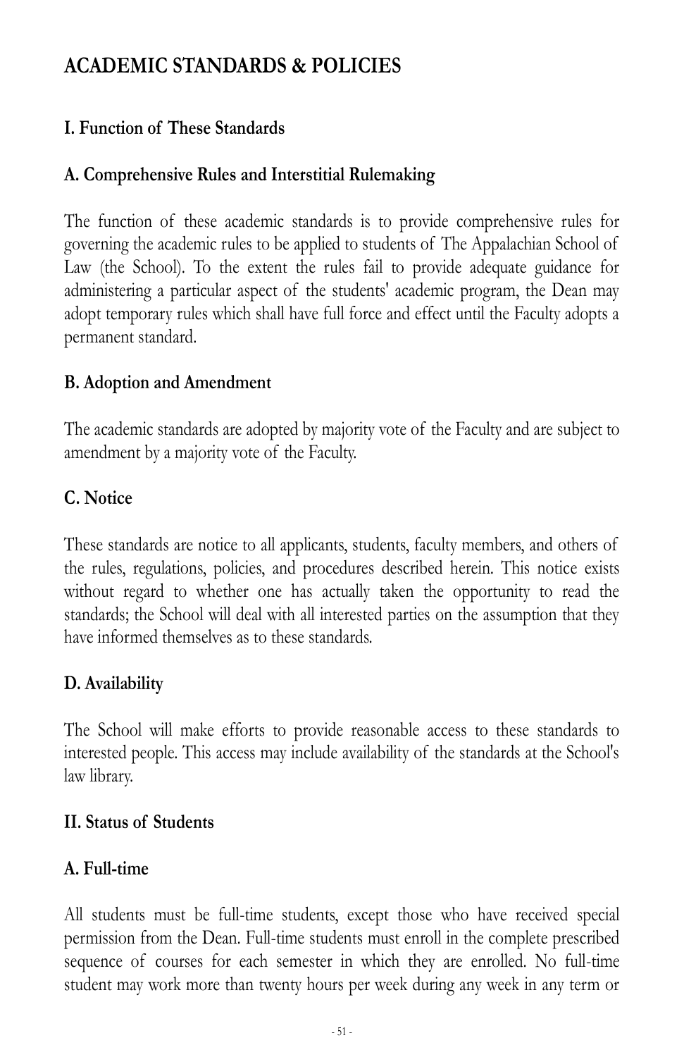# ACADEMIC STANDARDS & POLICIES

## I. Function of These Standards

### A. Comprehensive Rules and Interstitial Rulemaking

The function of these academic standards is to provide comprehensive rules for governing the academic rules to be applied to students of The Appalachian School of Law (the School). To the extent the rules fail to provide adequate guidance for administering a particular aspect of the students' academic program, the Dean may adopt temporary rules which shall have full force and effect until the Faculty adopts a permanent standard.

### B. Adoption and Amendment

The academic standards are adopted by majority vote of the Faculty and are subject to amendment by a majority vote of the Faculty.

### C. Notice

These standards are notice to all applicants, students, faculty members, and others of the rules, regulations, policies, and procedures described herein. This notice exists without regard to whether one has actually taken the opportunity to read the standards; the School will deal with all interested parties on the assumption that they have informed themselves as to these standards.

### D. Availability

The School will make efforts to provide reasonable access to these standards to interested people. This access may include availability of the standards at the School's law library.

## II. Status of Students

### A. Full-time

All students must be full-time students, except those who have received special permission from the Dean. Full-time students must enroll in the complete prescribed sequence of courses for each semester in which they are enrolled. No full-time student may work more than twenty hours per week during any week in any term or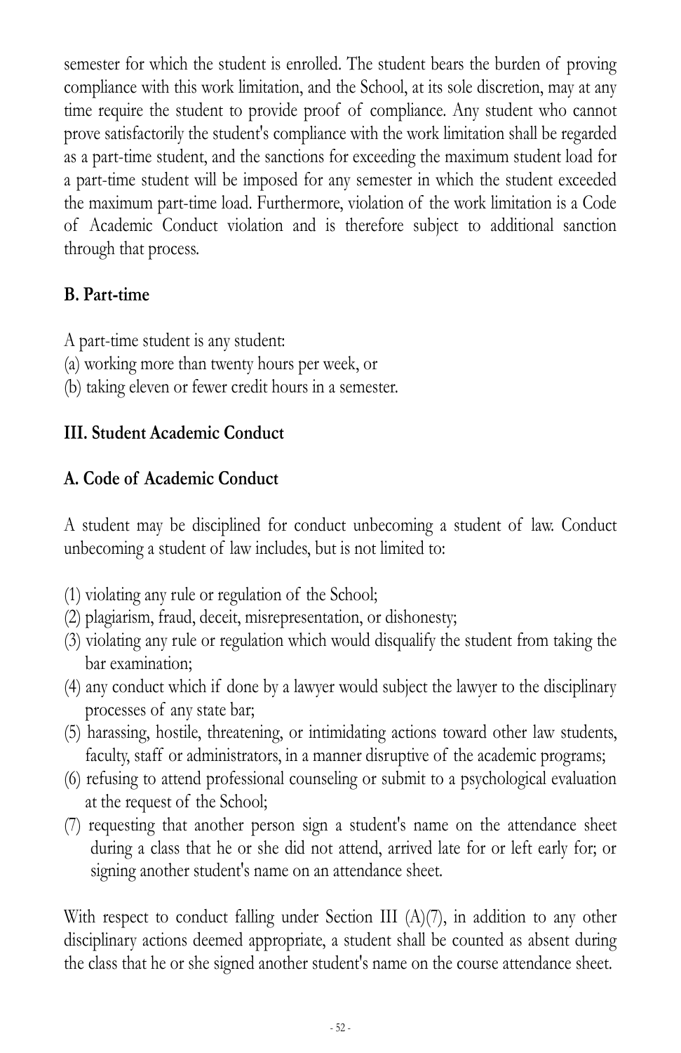semester for which the student is enrolled. The student bears the burden of proving compliance with this work limitation, and the School, at its sole discretion, may at any time require the student to provide proof of compliance. Any student who cannot prove satisfactorily the student's compliance with the work limitation shall be regarded as a part-time student, and the sanctions for exceeding the maximum student load for a part-time student will be imposed for any semester in which the student exceeded the maximum part-time load. Furthermore, violation of the work limitation is a Code of Academic Conduct violation and is therefore subject to additional sanction through that process.

### B. Part-time

A part-time student is any student:
(a) working more than twenty hours per week, or
(b) taking eleven or fewer credit hours in a semester.

## III. Student Academic Conduct

### A. Code of Academic Conduct

A student may be disciplined for conduct unbecoming a student of law. Conduct unbecoming a student of law includes, but is not limited to:

(1) violating any rule or regulation of the School;
(2) plagiarism, fraud, deceit, misrepresentation, or dishonesty;
(3) violating any rule or regulation which would disqualify the student from taking the bar examination;
(4) any conduct which if done by a lawyer would subject the lawyer to the disciplinary processes of any state bar;
(5) harassing, hostile, threatening, or intimidating actions toward other law students, faculty, staff or administrators, in a manner disruptive of the academic programs;
(6) refusing to attend professional counseling or submit to a psychological evaluation at the request of the School;
(7) requesting that another person sign a student's name on the attendance sheet during a class that he or she did not attend, arrived late for or left early for; or signing another student's name on an attendance sheet.

With respect to conduct falling under Section III (A)(7), in addition to any other disciplinary actions deemed appropriate, a student shall be counted as absent during the class that he or she signed another student's name on the course attendance sheet.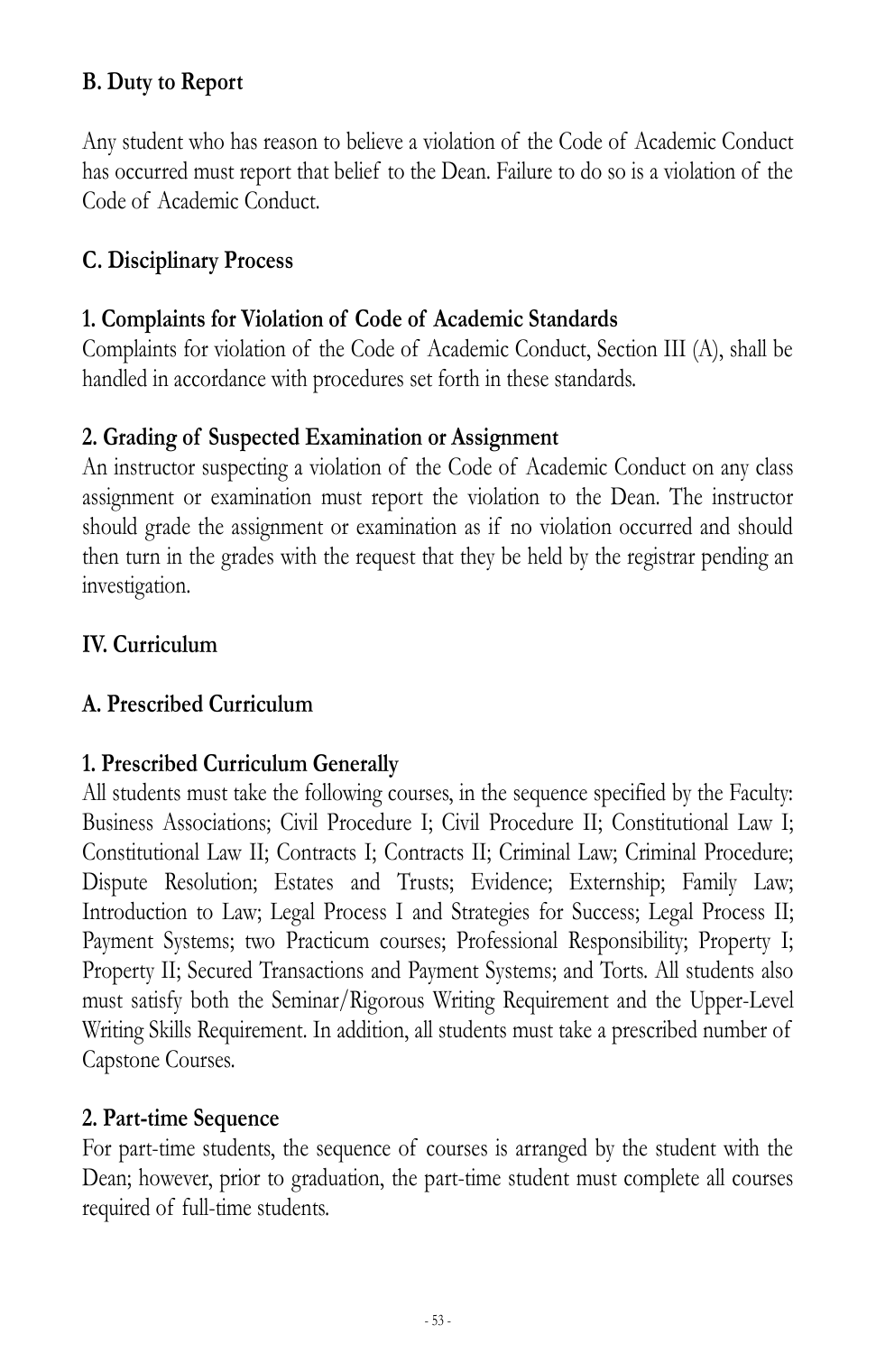### B. Duty to Report

Any student who has reason to believe a violation of the Code of Academic Conduct has occurred must report that belief to the Dean. Failure to do so is a violation of the Code of Academic Conduct.

### C. Disciplinary Process

#### 1. Complaints for Violation of Code of Academic Standards

Complaints for violation of the Code of Academic Conduct, Section III (A), shall be handled in accordance with procedures set forth in these standards.

#### 2. Grading of Suspected Examination or Assignment

An instructor suspecting a violation of the Code of Academic Conduct on any class assignment or examination must report the violation to the Dean. The instructor should grade the assignment or examination as if no violation occurred and should then turn in the grades with the request that they be held by the registrar pending an investigation.

## IV. Curriculum

### A. Prescribed Curriculum

#### 1. Prescribed Curriculum Generally

All students must take the following courses, in the sequence specified by the Faculty: Business Associations; Civil Procedure I; Civil Procedure II; Constitutional Law I; Constitutional Law II; Contracts I; Contracts II; Criminal Law; Criminal Procedure; Dispute Resolution; Estates and Trusts; Evidence; Externship; Family Law; Introduction to Law; Legal Process I and Strategies for Success; Legal Process II; Payment Systems; two Practicum courses; Professional Responsibility; Property I; Property II; Secured Transactions and Payment Systems; and Torts. All students also must satisfy both the Seminar/Rigorous Writing Requirement and the Upper-Level Writing Skills Requirement. In addition, all students must take a prescribed number of Capstone Courses.

#### 2. Part-time Sequence

For part-time students, the sequence of courses is arranged by the student with the Dean; however, prior to graduation, the part-time student must complete all courses required of full-time students.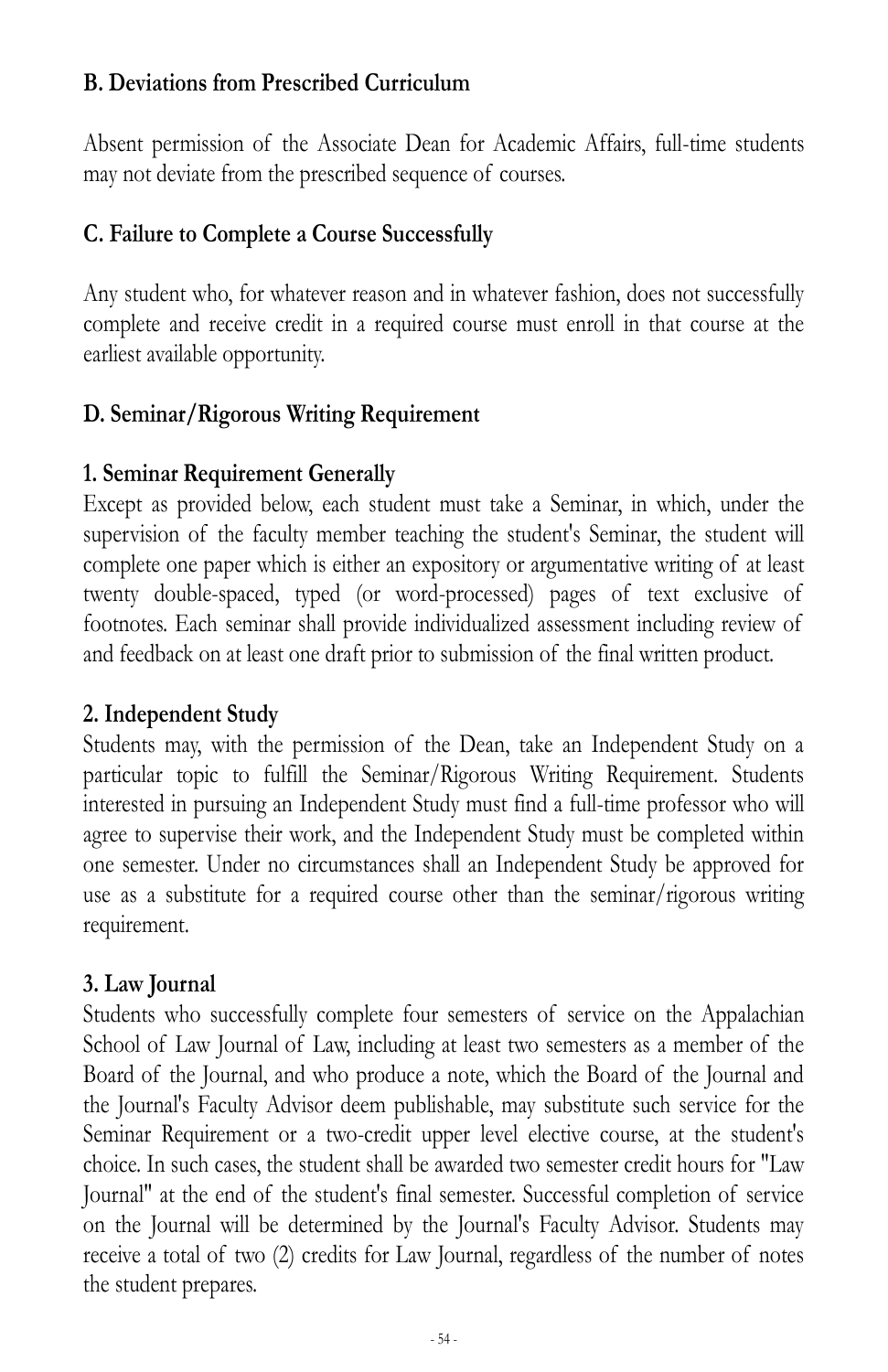### B. Deviations from Prescribed Curriculum

Absent permission of the Associate Dean for Academic Affairs, full-time students may not deviate from the prescribed sequence of courses.

### C. Failure to Complete a Course Successfully

Any student who, for whatever reason and in whatever fashion, does not successfully complete and receive credit in a required course must enroll in that course at the earliest available opportunity.

### D. Seminar/Rigorous Writing Requirement

#### 1. Seminar Requirement Generally

Except as provided below, each student must take a Seminar, in which, under the supervision of the faculty member teaching the student's Seminar, the student will complete one paper which is either an expository or argumentative writing of at least twenty double-spaced, typed (or word-processed) pages of text exclusive of footnotes. Each seminar shall provide individualized assessment including review of and feedback on at least one draft prior to submission of the final written product.

#### 2. Independent Study

Students may, with the permission of the Dean, take an Independent Study on a particular topic to fulfill the Seminar/Rigorous Writing Requirement. Students interested in pursuing an Independent Study must find a full-time professor who will agree to supervise their work, and the Independent Study must be completed within one semester. Under no circumstances shall an Independent Study be approved for use as a substitute for a required course other than the seminar/rigorous writing requirement.

#### 3. Law Journal

Students who successfully complete four semesters of service on the Appalachian School of Law Journal of Law, including at least two semesters as a member of the Board of the Journal, and who produce a note, which the Board of the Journal and the Journal's Faculty Advisor deem publishable, may substitute such service for the Seminar Requirement or a two-credit upper level elective course, at the student's choice. In such cases, the student shall be awarded two semester credit hours for "Law Journal" at the end of the student's final semester. Successful completion of service on the Journal will be determined by the Journal's Faculty Advisor. Students may receive a total of two (2) credits for Law Journal, regardless of the number of notes the student prepares.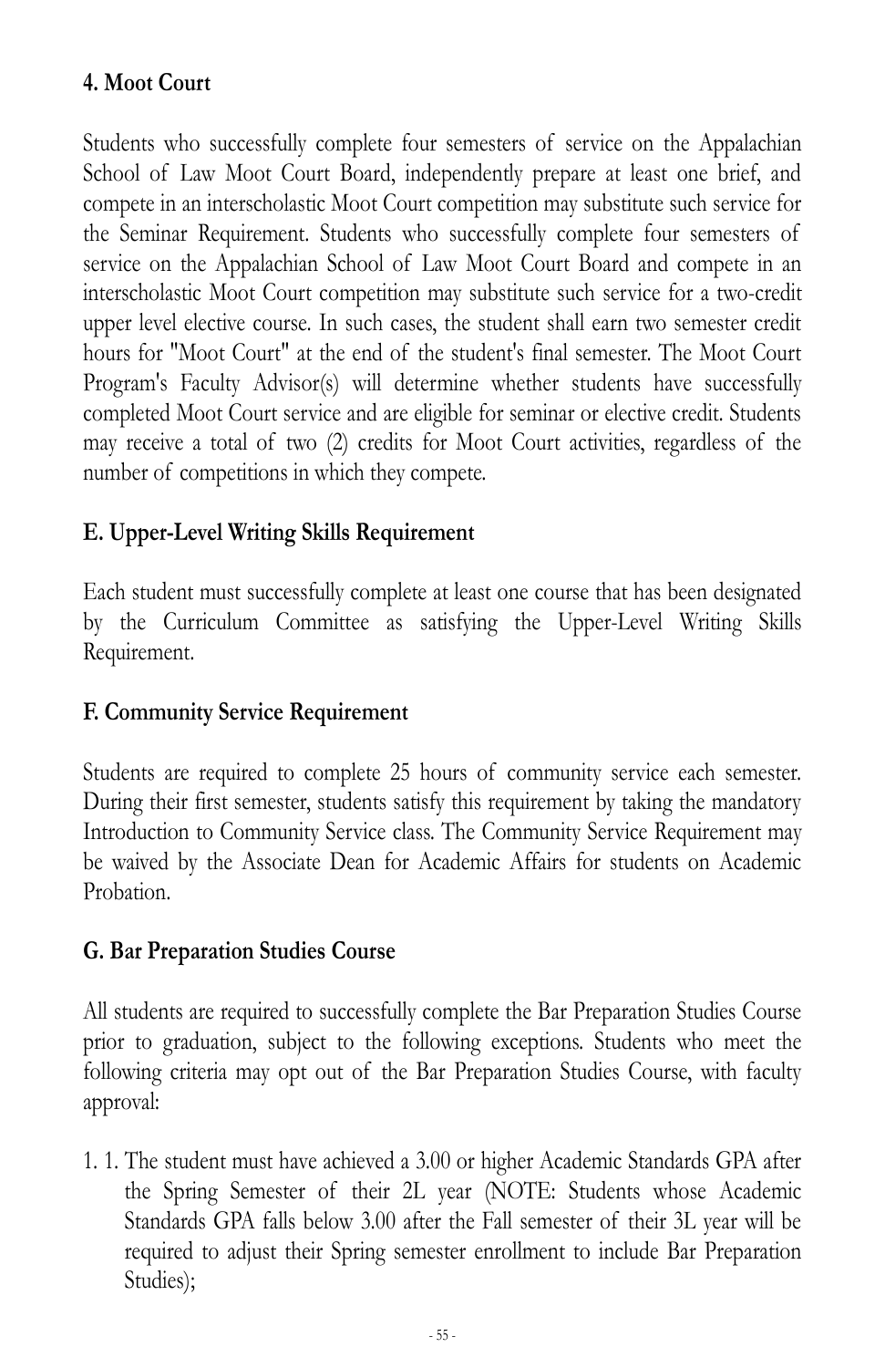### 4. Moot Court

Students who successfully complete four semesters of service on the Appalachian School of Law Moot Court Board, independently prepare at least one brief, and compete in an interscholastic Moot Court competition may substitute such service for the Seminar Requirement. Students who successfully complete four semesters of service on the Appalachian School of Law Moot Court Board and compete in an interscholastic Moot Court competition may substitute such service for a two-credit upper level elective course. In such cases, the student shall earn two semester credit hours for "Moot Court" at the end of the student's final semester. The Moot Court Program's Faculty Advisor(s) will determine whether students have successfully completed Moot Court service and are eligible for seminar or elective credit. Students may receive a total of two (2) credits for Moot Court activities, regardless of the number of competitions in which they compete.

### E. Upper-Level Writing Skills Requirement

Each student must successfully complete at least one course that has been designated by the Curriculum Committee as satisfying the Upper-Level Writing Skills Requirement.

### F. Community Service Requirement

Students are required to complete 25 hours of community service each semester. During their first semester, students satisfy this requirement by taking the mandatory Introduction to Community Service class. The Community Service Requirement may be waived by the Associate Dean for Academic Affairs for students on Academic Probation.

### G. Bar Preparation Studies Course

All students are required to successfully complete the Bar Preparation Studies Course prior to graduation, subject to the following exceptions. Students who meet the following criteria may opt out of the Bar Preparation Studies Course, with faculty approval:

1. 1. The student must have achieved a 3.00 or higher Academic Standards GPA after the Spring Semester of their 2L year (NOTE: Students whose Academic Standards GPA falls below 3.00 after the Fall semester of their 3L year will be required to adjust their Spring semester enrollment to include Bar Preparation Studies);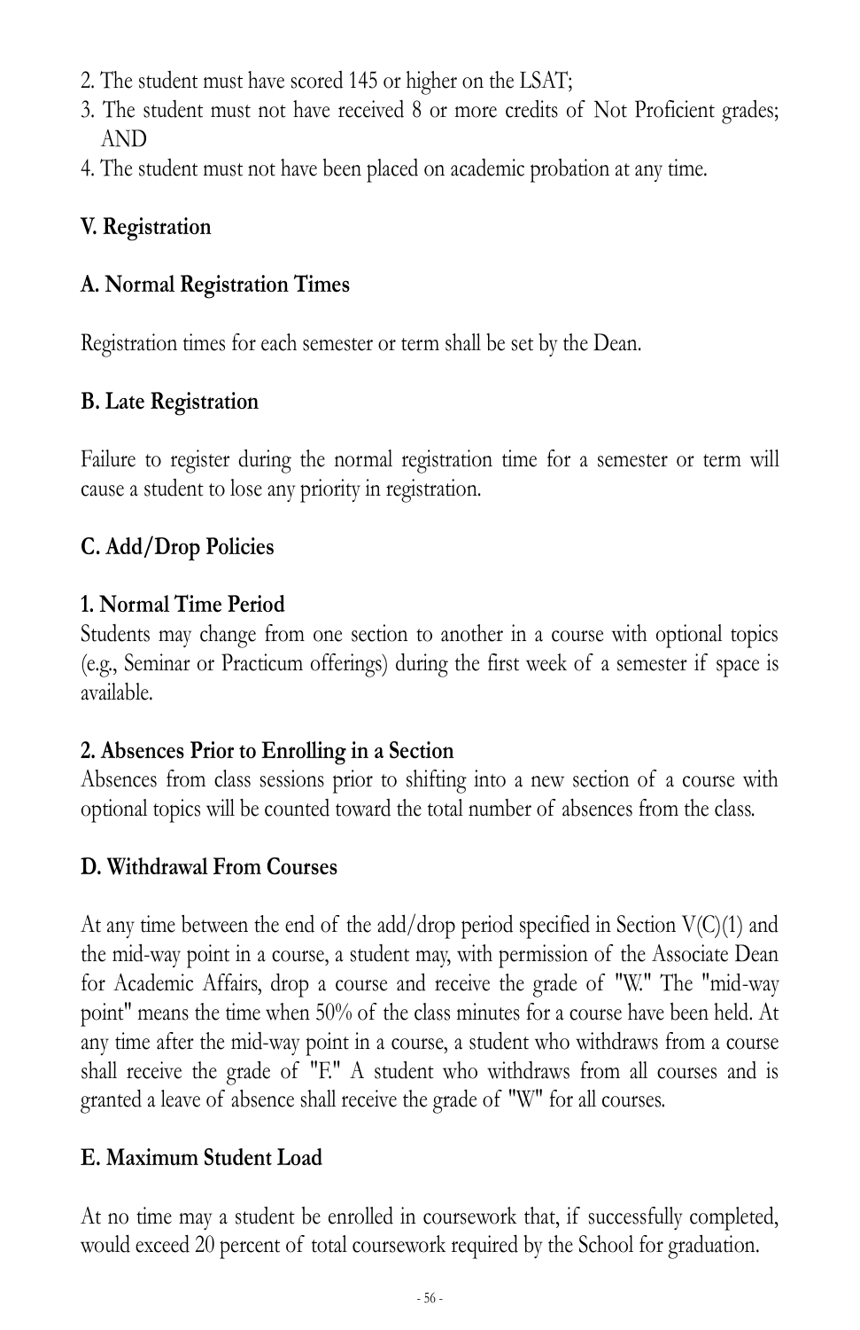2. The student must have scored 145 or higher on the LSAT;
3. The student must not have received 8 or more credits of Not Proficient grades; AND
4. The student must not have been placed on academic probation at any time.

## V. Registration

### A. Normal Registration Times

Registration times for each semester or term shall be set by the Dean.

### B. Late Registration

Failure to register during the normal registration time for a semester or term will cause a student to lose any priority in registration.

### C. Add/Drop Policies

#### 1. Normal Time Period

Students may change from one section to another in a course with optional topics (e.g., Seminar or Practicum offerings) during the first week of a semester if space is available.

#### 2. Absences Prior to Enrolling in a Section

Absences from class sessions prior to shifting into a new section of a course with optional topics will be counted toward the total number of absences from the class.

### D. Withdrawal From Courses

At any time between the end of the add/drop period specified in Section V(C)(1) and the mid-way point in a course, a student may, with permission of the Associate Dean for Academic Affairs, drop a course and receive the grade of "W." The "mid-way point" means the time when 50% of the class minutes for a course have been held. At any time after the mid-way point in a course, a student who withdraws from a course shall receive the grade of "F." A student who withdraws from all courses and is granted a leave of absence shall receive the grade of "W" for all courses.

### E. Maximum Student Load

At no time may a student be enrolled in coursework that, if successfully completed, would exceed 20 percent of total coursework required by the School for graduation.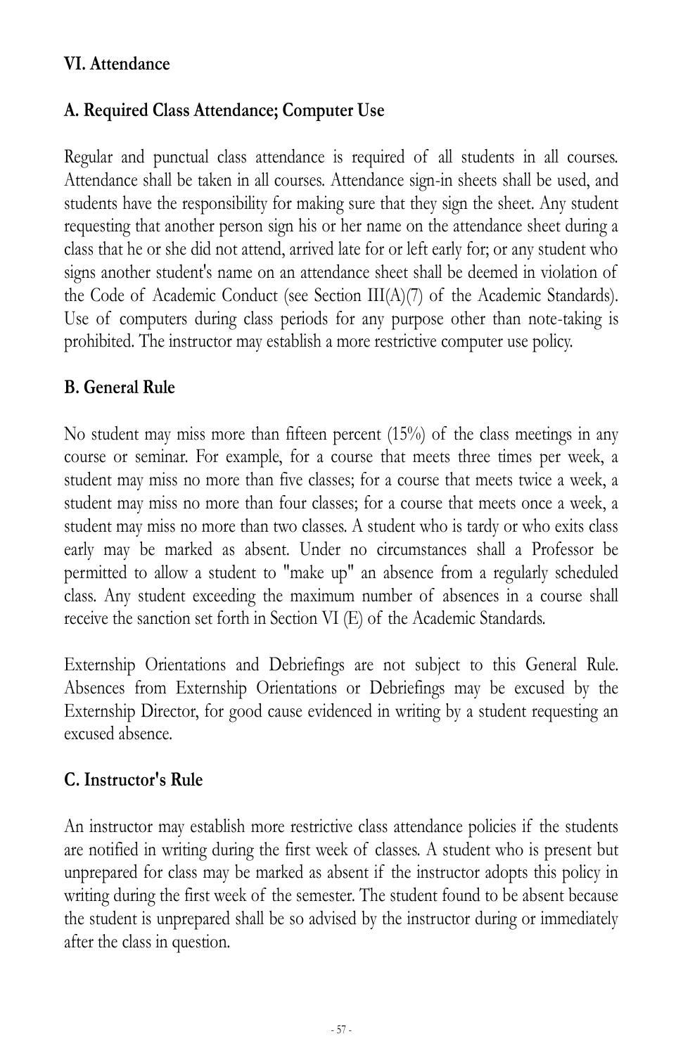## VI. Attendance

### A. Required Class Attendance; Computer Use

Regular and punctual class attendance is required of all students in all courses. Attendance shall be taken in all courses. Attendance sign-in sheets shall be used, and students have the responsibility for making sure that they sign the sheet. Any student requesting that another person sign his or her name on the attendance sheet during a class that he or she did not attend, arrived late for or left early for; or any student who signs another student's name on an attendance sheet shall be deemed in violation of the Code of Academic Conduct (see Section III(A)(7) of the Academic Standards). Use of computers during class periods for any purpose other than note-taking is prohibited. The instructor may establish a more restrictive computer use policy.

### B. General Rule

No student may miss more than fifteen percent (15%) of the class meetings in any course or seminar. For example, for a course that meets three times per week, a student may miss no more than five classes; for a course that meets twice a week, a student may miss no more than four classes; for a course that meets once a week, a student may miss no more than two classes. A student who is tardy or who exits class early may be marked as absent. Under no circumstances shall a Professor be permitted to allow a student to "make up" an absence from a regularly scheduled class. Any student exceeding the maximum number of absences in a course shall receive the sanction set forth in Section VI (E) of the Academic Standards.

Externship Orientations and Debriefings are not subject to this General Rule. Absences from Externship Orientations or Debriefings may be excused by the Externship Director, for good cause evidenced in writing by a student requesting an excused absence.

### C. Instructor's Rule

An instructor may establish more restrictive class attendance policies if the students are notified in writing during the first week of classes. A student who is present but unprepared for class may be marked as absent if the instructor adopts this policy in writing during the first week of the semester. The student found to be absent because the student is unprepared shall be so advised by the instructor during or immediately after the class in question.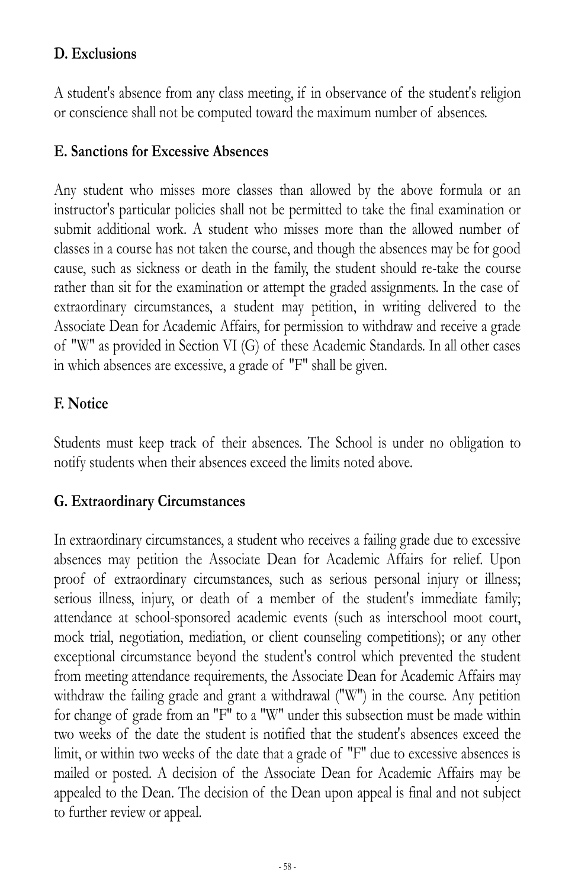### D. Exclusions

A student's absence from any class meeting, if in observance of the student's religion or conscience shall not be computed toward the maximum number of absences.

### E. Sanctions for Excessive Absences

Any student who misses more classes than allowed by the above formula or an instructor's particular policies shall not be permitted to take the final examination or submit additional work. A student who misses more than the allowed number of classes in a course has not taken the course, and though the absences may be for good cause, such as sickness or death in the family, the student should re-take the course rather than sit for the examination or attempt the graded assignments. In the case of extraordinary circumstances, a student may petition, in writing delivered to the Associate Dean for Academic Affairs, for permission to withdraw and receive a grade of "W" as provided in Section VI (G) of these Academic Standards. In all other cases in which absences are excessive, a grade of "F" shall be given.

### F. Notice

Students must keep track of their absences. The School is under no obligation to notify students when their absences exceed the limits noted above.

### G. Extraordinary Circumstances

In extraordinary circumstances, a student who receives a failing grade due to excessive absences may petition the Associate Dean for Academic Affairs for relief. Upon proof of extraordinary circumstances, such as serious personal injury or illness; serious illness, injury, or death of a member of the student's immediate family; attendance at school-sponsored academic events (such as interschool moot court, mock trial, negotiation, mediation, or client counseling competitions); or any other exceptional circumstance beyond the student's control which prevented the student from meeting attendance requirements, the Associate Dean for Academic Affairs may withdraw the failing grade and grant a withdrawal ("W") in the course. Any petition for change of grade from an "F" to a "W" under this subsection must be made within two weeks of the date the student is notified that the student's absences exceed the limit, or within two weeks of the date that a grade of "F" due to excessive absences is mailed or posted. A decision of the Associate Dean for Academic Affairs may be appealed to the Dean. The decision of the Dean upon appeal is final and not subject to further review or appeal.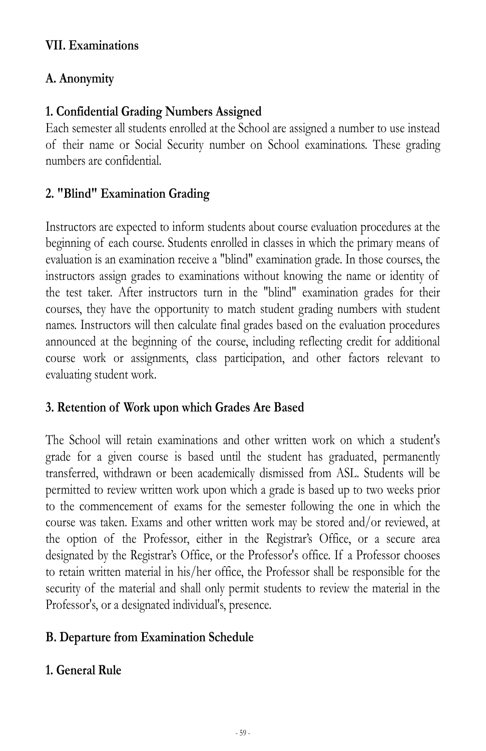## VII. Examinations

### A. Anonymity

#### 1. Confidential Grading Numbers Assigned

Each semester all students enrolled at the School are assigned a number to use instead of their name or Social Security number on School examinations. These grading numbers are confidential.

#### 2. "Blind" Examination Grading

Instructors are expected to inform students about course evaluation procedures at the beginning of each course. Students enrolled in classes in which the primary means of evaluation is an examination receive a "blind" examination grade. In those courses, the instructors assign grades to examinations without knowing the name or identity of the test taker. After instructors turn in the "blind" examination grades for their courses, they have the opportunity to match student grading numbers with student names. Instructors will then calculate final grades based on the evaluation procedures announced at the beginning of the course, including reflecting credit for additional course work or assignments, class participation, and other factors relevant to evaluating student work.

#### 3. Retention of Work upon which Grades Are Based

The School will retain examinations and other written work on which a student's grade for a given course is based until the student has graduated, permanently transferred, withdrawn or been academically dismissed from ASL. Students will be permitted to review written work upon which a grade is based up to two weeks prior to the commencement of exams for the semester following the one in which the course was taken. Exams and other written work may be stored and/or reviewed, at the option of the Professor, either in the Registrar's Office, or a secure area designated by the Registrar's Office, or the Professor's office. If a Professor chooses to retain written material in his/her office, the Professor shall be responsible for the security of the material and shall only permit students to review the material in the Professor's, or a designated individual's, presence.

### B. Departure from Examination Schedule

#### 1. General Rule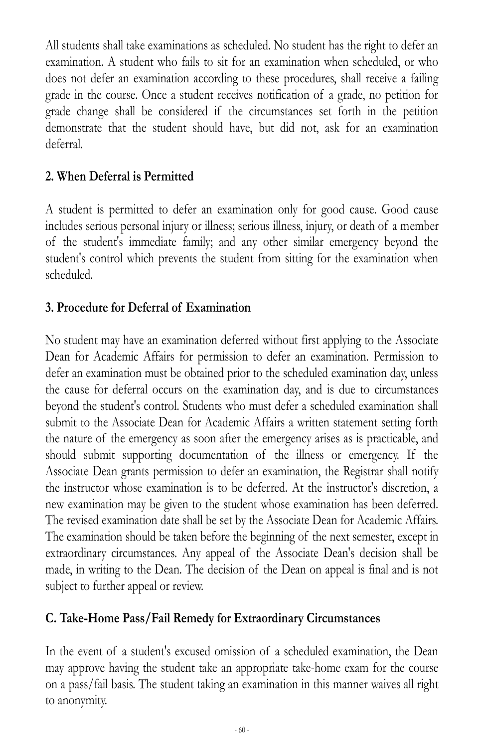All students shall take examinations as scheduled. No student has the right to defer an examination. A student who fails to sit for an examination when scheduled, or who does not defer an examination according to these procedures, shall receive a failing grade in the course. Once a student receives notification of a grade, no petition for grade change shall be considered if the circumstances set forth in the petition demonstrate that the student should have, but did not, ask for an examination deferral.

### 2. When Deferral is Permitted

A student is permitted to defer an examination only for good cause. Good cause includes serious personal injury or illness; serious illness, injury, or death of a member of the student's immediate family; and any other similar emergency beyond the student's control which prevents the student from sitting for the examination when scheduled.

### 3. Procedure for Deferral of Examination

No student may have an examination deferred without first applying to the Associate Dean for Academic Affairs for permission to defer an examination. Permission to defer an examination must be obtained prior to the scheduled examination day, unless the cause for deferral occurs on the examination day, and is due to circumstances beyond the student's control. Students who must defer a scheduled examination shall submit to the Associate Dean for Academic Affairs a written statement setting forth the nature of the emergency as soon after the emergency arises as is practicable, and should submit supporting documentation of the illness or emergency. If the Associate Dean grants permission to defer an examination, the Registrar shall notify the instructor whose examination is to be deferred. At the instructor's discretion, a new examination may be given to the student whose examination has been deferred. The revised examination date shall be set by the Associate Dean for Academic Affairs. The examination should be taken before the beginning of the next semester, except in extraordinary circumstances. Any appeal of the Associate Dean's decision shall be made, in writing to the Dean. The decision of the Dean on appeal is final and is not subject to further appeal or review.

## C. Take-Home Pass/Fail Remedy for Extraordinary Circumstances

In the event of a student's excused omission of a scheduled examination, the Dean may approve having the student take an appropriate take-home exam for the course on a pass/fail basis. The student taking an examination in this manner waives all right to anonymity.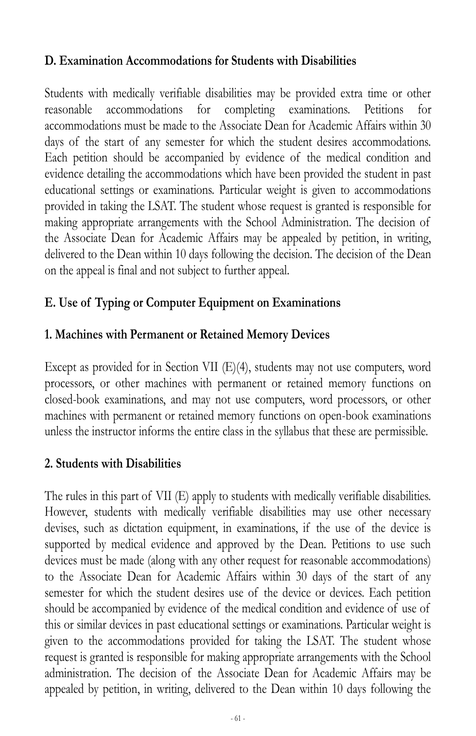### D. Examination Accommodations for Students with Disabilities

Students with medically verifiable disabilities may be provided extra time or other reasonable accommodations for completing examinations. Petitions for accommodations must be made to the Associate Dean for Academic Affairs within 30 days of the start of any semester for which the student desires accommodations. Each petition should be accompanied by evidence of the medical condition and evidence detailing the accommodations which have been provided the student in past educational settings or examinations. Particular weight is given to accommodations provided in taking the LSAT. The student whose request is granted is responsible for making appropriate arrangements with the School Administration. The decision of the Associate Dean for Academic Affairs may be appealed by petition, in writing, delivered to the Dean within 10 days following the decision. The decision of the Dean on the appeal is final and not subject to further appeal.

### E. Use of Typing or Computer Equipment on Examinations

#### 1. Machines with Permanent or Retained Memory Devices

Except as provided for in Section VII (E)(4), students may not use computers, word processors, or other machines with permanent or retained memory functions on closed-book examinations, and may not use computers, word processors, or other machines with permanent or retained memory functions on open-book examinations unless the instructor informs the entire class in the syllabus that these are permissible.

#### 2. Students with Disabilities

The rules in this part of VII (E) apply to students with medically verifiable disabilities. However, students with medically verifiable disabilities may use other necessary devises, such as dictation equipment, in examinations, if the use of the device is supported by medical evidence and approved by the Dean. Petitions to use such devices must be made (along with any other request for reasonable accommodations) to the Associate Dean for Academic Affairs within 30 days of the start of any semester for which the student desires use of the device or devices. Each petition should be accompanied by evidence of the medical condition and evidence of use of this or similar devices in past educational settings or examinations. Particular weight is given to the accommodations provided for taking the LSAT. The student whose request is granted is responsible for making appropriate arrangements with the School administration. The decision of the Associate Dean for Academic Affairs may be appealed by petition, in writing, delivered to the Dean within 10 days following the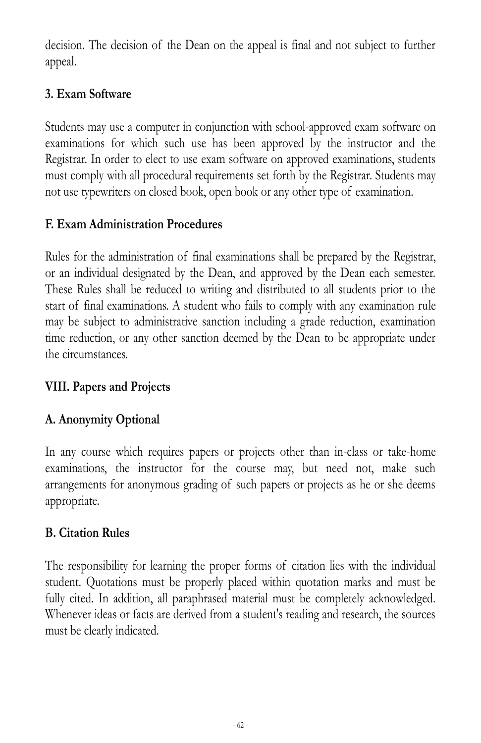decision. The decision of the Dean on the appeal is final and not subject to further appeal.

### 3. Exam Software

Students may use a computer in conjunction with school-approved exam software on examinations for which such use has been approved by the instructor and the Registrar. In order to elect to use exam software on approved examinations, students must comply with all procedural requirements set forth by the Registrar. Students may not use typewriters on closed book, open book or any other type of examination.

## F. Exam Administration Procedures

Rules for the administration of final examinations shall be prepared by the Registrar, or an individual designated by the Dean, and approved by the Dean each semester. These Rules shall be reduced to writing and distributed to all students prior to the start of final examinations. A student who fails to comply with any examination rule may be subject to administrative sanction including a grade reduction, examination time reduction, or any other sanction deemed by the Dean to be appropriate under the circumstances.

# VIII. Papers and Projects

## A. Anonymity Optional

In any course which requires papers or projects other than in-class or take-home examinations, the instructor for the course may, but need not, make such arrangements for anonymous grading of such papers or projects as he or she deems appropriate.

## B. Citation Rules

The responsibility for learning the proper forms of citation lies with the individual student. Quotations must be properly placed within quotation marks and must be fully cited. In addition, all paraphrased material must be completely acknowledged. Whenever ideas or facts are derived from a student's reading and research, the sources must be clearly indicated.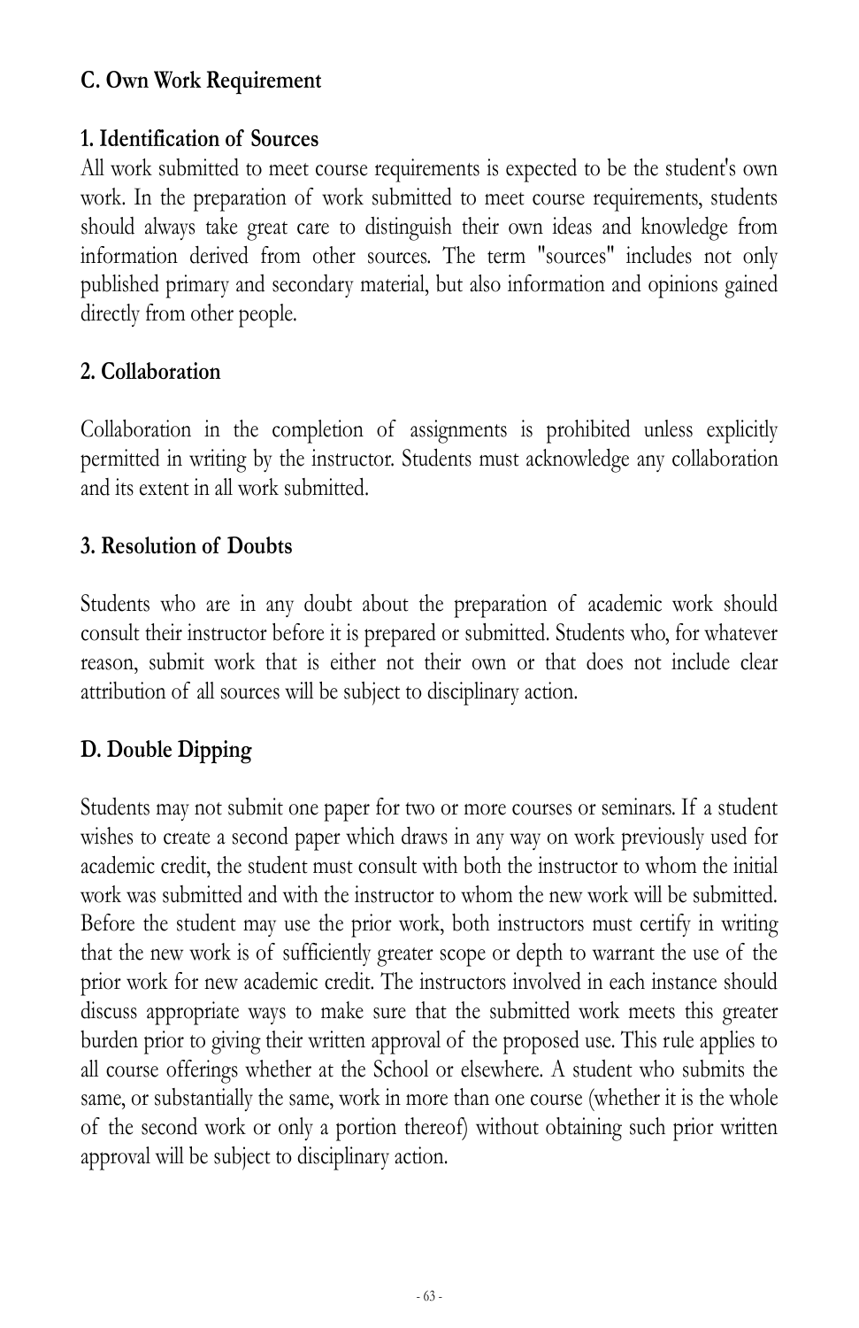## C. Own Work Requirement

### 1. Identification of Sources

All work submitted to meet course requirements is expected to be the student's own work. In the preparation of work submitted to meet course requirements, students should always take great care to distinguish their own ideas and knowledge from information derived from other sources. The term "sources" includes not only published primary and secondary material, but also information and opinions gained directly from other people.

### 2. Collaboration

Collaboration in the completion of assignments is prohibited unless explicitly permitted in writing by the instructor. Students must acknowledge any collaboration and its extent in all work submitted.

### 3. Resolution of Doubts

Students who are in any doubt about the preparation of academic work should consult their instructor before it is prepared or submitted. Students who, for whatever reason, submit work that is either not their own or that does not include clear attribution of all sources will be subject to disciplinary action.

## D. Double Dipping

Students may not submit one paper for two or more courses or seminars. If a student wishes to create a second paper which draws in any way on work previously used for academic credit, the student must consult with both the instructor to whom the initial work was submitted and with the instructor to whom the new work will be submitted. Before the student may use the prior work, both instructors must certify in writing that the new work is of sufficiently greater scope or depth to warrant the use of the prior work for new academic credit. The instructors involved in each instance should discuss appropriate ways to make sure that the submitted work meets this greater burden prior to giving their written approval of the proposed use. This rule applies to all course offerings whether at the School or elsewhere. A student who submits the same, or substantially the same, work in more than one course (whether it is the whole of the second work or only a portion thereof) without obtaining such prior written approval will be subject to disciplinary action.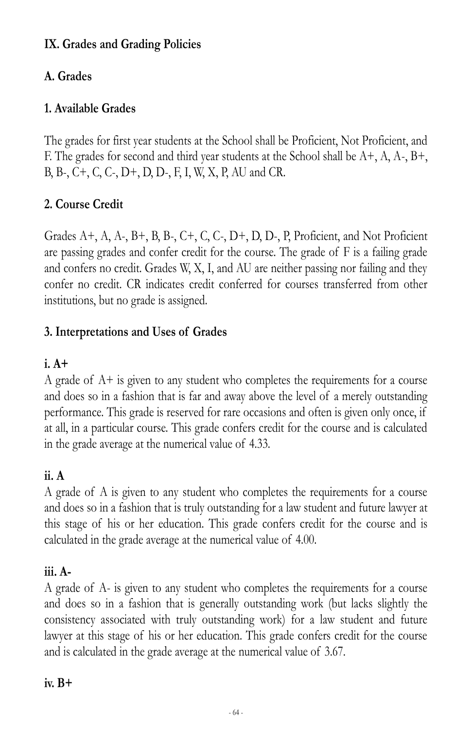## IX. Grades and Grading Policies

### A. Grades

#### 1. Available Grades

The grades for first year students at the School shall be Proficient, Not Proficient, and F. The grades for second and third year students at the School shall be A+, A, A-, B+, B, B-, C+, C, C-, D+, D, D-, F, I, W, X, P, AU and CR.

#### 2. Course Credit

Grades A+, A, A-, B+, B, B-, C+, C, C-, D+, D, D-, P, Proficient, and Not Proficient are passing grades and confer credit for the course. The grade of F is a failing grade and confers no credit. Grades W, X, I, and AU are neither passing nor failing and they confer no credit. CR indicates credit conferred for courses transferred from other institutions, but no grade is assigned.

#### 3. Interpretations and Uses of Grades

**i. A+**

A grade of A+ is given to any student who completes the requirements for a course and does so in a fashion that is far and away above the level of a merely outstanding performance. This grade is reserved for rare occasions and often is given only once, if at all, in a particular course. This grade confers credit for the course and is calculated in the grade average at the numerical value of 4.33.

**ii. A**

A grade of A is given to any student who completes the requirements for a course and does so in a fashion that is truly outstanding for a law student and future lawyer at this stage of his or her education. This grade confers credit for the course and is calculated in the grade average at the numerical value of 4.00.

**iii. A-**

A grade of A- is given to any student who completes the requirements for a course and does so in a fashion that is generally outstanding work (but lacks slightly the consistency associated with truly outstanding work) for a law student and future lawyer at this stage of his or her education. This grade confers credit for the course and is calculated in the grade average at the numerical value of 3.67.

**iv. B+**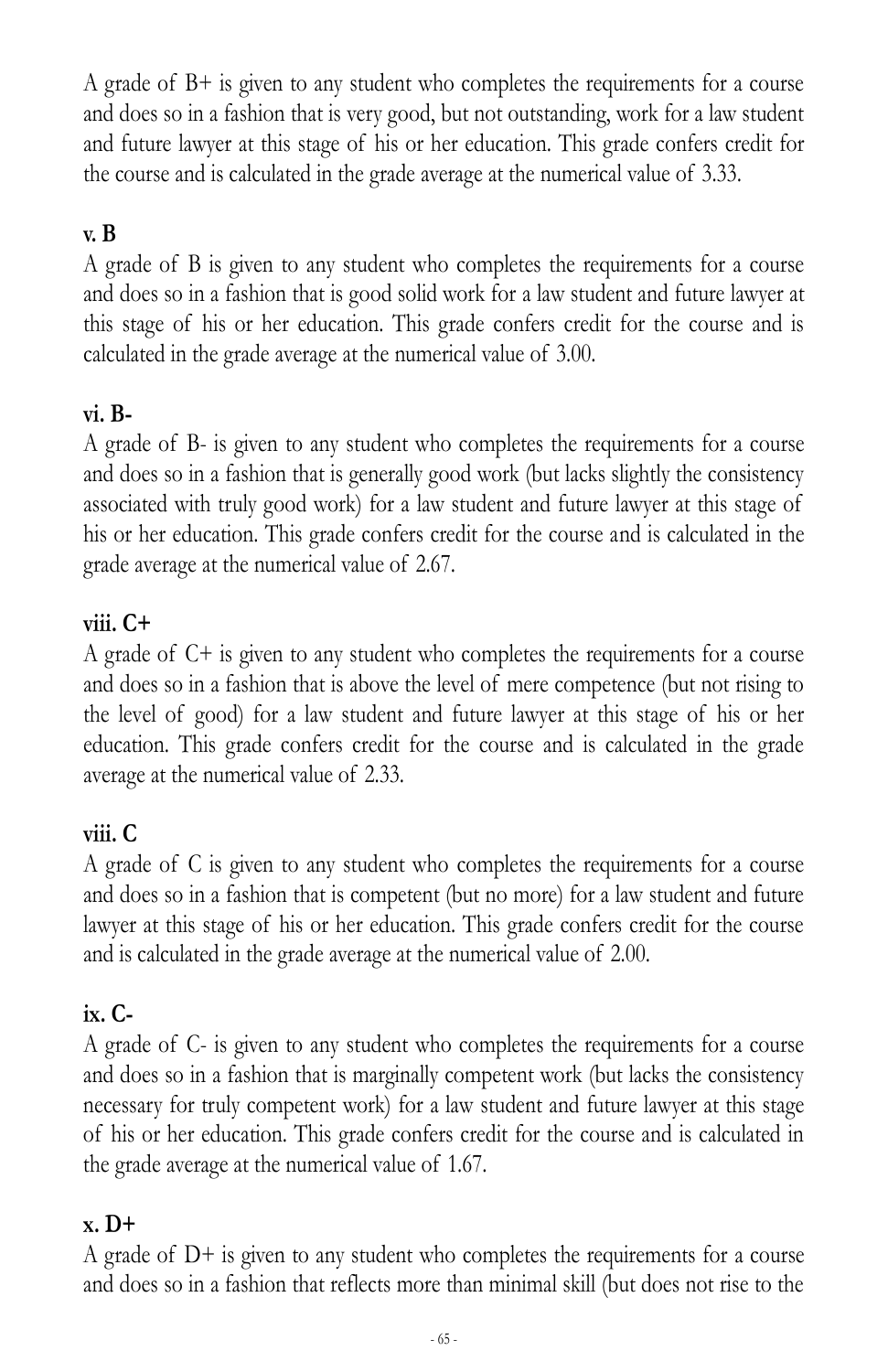A grade of B+ is given to any student who completes the requirements for a course and does so in a fashion that is very good, but not outstanding, work for a law student and future lawyer at this stage of his or her education. This grade confers credit for the course and is calculated in the grade average at the numerical value of 3.33.

**v. B**

A grade of B is given to any student who completes the requirements for a course and does so in a fashion that is good solid work for a law student and future lawyer at this stage of his or her education. This grade confers credit for the course and is calculated in the grade average at the numerical value of 3.00.

**vi. B-**

A grade of B- is given to any student who completes the requirements for a course and does so in a fashion that is generally good work (but lacks slightly the consistency associated with truly good work) for a law student and future lawyer at this stage of his or her education. This grade confers credit for the course and is calculated in the grade average at the numerical value of 2.67.

**viii. C+**

A grade of C+ is given to any student who completes the requirements for a course and does so in a fashion that is above the level of mere competence (but not rising to the level of good) for a law student and future lawyer at this stage of his or her education. This grade confers credit for the course and is calculated in the grade average at the numerical value of 2.33.

**viii. C**

A grade of C is given to any student who completes the requirements for a course and does so in a fashion that is competent (but no more) for a law student and future lawyer at this stage of his or her education. This grade confers credit for the course and is calculated in the grade average at the numerical value of 2.00.

**ix. C-**

A grade of C- is given to any student who completes the requirements for a course and does so in a fashion that is marginally competent work (but lacks the consistency necessary for truly competent work) for a law student and future lawyer at this stage of his or her education. This grade confers credit for the course and is calculated in the grade average at the numerical value of 1.67.

**x. D+**

A grade of D+ is given to any student who completes the requirements for a course and does so in a fashion that reflects more than minimal skill (but does not rise to the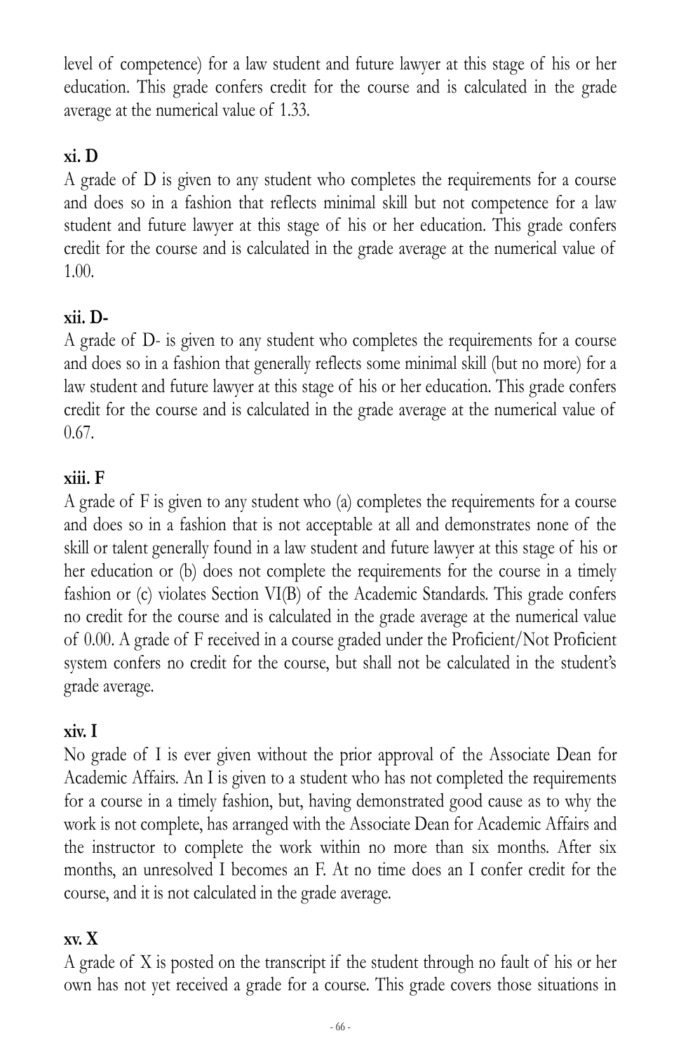level of competence) for a law student and future lawyer at this stage of his or her education. This grade confers credit for the course and is calculated in the grade average at the numerical value of 1.33.

### xi. D

A grade of D is given to any student who completes the requirements for a course and does so in a fashion that reflects minimal skill but not competence for a law student and future lawyer at this stage of his or her education. This grade confers credit for the course and is calculated in the grade average at the numerical value of 1.00.

### xii. D-

A grade of D- is given to any student who completes the requirements for a course and does so in a fashion that generally reflects some minimal skill (but no more) for a law student and future lawyer at this stage of his or her education. This grade confers credit for the course and is calculated in the grade average at the numerical value of 0.67.

### xiii. F

A grade of F is given to any student who (a) completes the requirements for a course and does so in a fashion that is not acceptable at all and demonstrates none of the skill or talent generally found in a law student and future lawyer at this stage of his or her education or (b) does not complete the requirements for the course in a timely fashion or (c) violates Section VI(B) of the Academic Standards. This grade confers no credit for the course and is calculated in the grade average at the numerical value of 0.00. A grade of F received in a course graded under the Proficient/Not Proficient system confers no credit for the course, but shall not be calculated in the student's grade average.

### xiv. I

No grade of I is ever given without the prior approval of the Associate Dean for Academic Affairs. An I is given to a student who has not completed the requirements for a course in a timely fashion, but, having demonstrated good cause as to why the work is not complete, has arranged with the Associate Dean for Academic Affairs and the instructor to complete the work within no more than six months. After six months, an unresolved I becomes an F. At no time does an I confer credit for the course, and it is not calculated in the grade average.

### xv. X

A grade of X is posted on the transcript if the student through no fault of his or her own has not yet received a grade for a course. This grade covers those situations in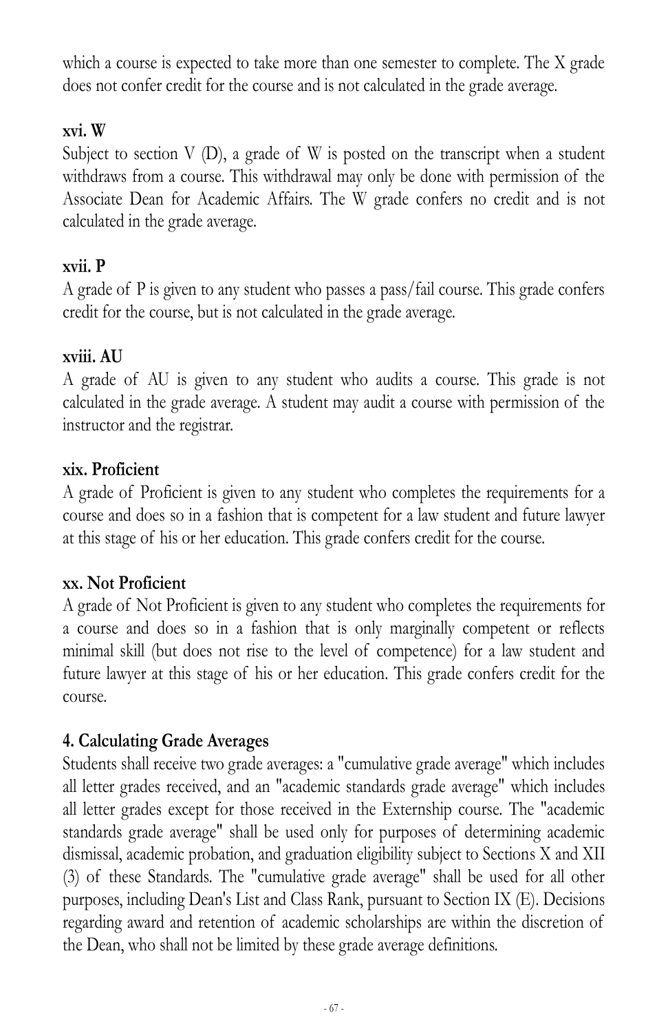which a course is expected to take more than one semester to complete. The X grade does not confer credit for the course and is not calculated in the grade average.

**xvi. W**

Subject to section V (D), a grade of W is posted on the transcript when a student withdraws from a course. This withdrawal may only be done with permission of the Associate Dean for Academic Affairs. The W grade confers no credit and is not calculated in the grade average.

**xvii. P**

A grade of P is given to any student who passes a pass/fail course. This grade confers credit for the course, but is not calculated in the grade average.

**xviii. AU**

A grade of AU is given to any student who audits a course. This grade is not calculated in the grade average. A student may audit a course with permission of the instructor and the registrar.

**xix. Proficient**

A grade of Proficient is given to any student who completes the requirements for a course and does so in a fashion that is competent for a law student and future lawyer at this stage of his or her education. This grade confers credit for the course.

**xx. Not Proficient**

A grade of Not Proficient is given to any student who completes the requirements for a course and does so in a fashion that is only marginally competent or reflects minimal skill (but does not rise to the level of competence) for a law student and future lawyer at this stage of his or her education. This grade confers credit for the course.

### 4. Calculating Grade Averages

Students shall receive two grade averages: a "cumulative grade average" which includes all letter grades received, and an "academic standards grade average" which includes all letter grades except for those received in the Externship course. The "academic standards grade average" shall be used only for purposes of determining academic dismissal, academic probation, and graduation eligibility subject to Sections X and XII (3) of these Standards. The "cumulative grade average" shall be used for all other purposes, including Dean's List and Class Rank, pursuant to Section IX (E). Decisions regarding award and retention of academic scholarships are within the discretion of the Dean, who shall not be limited by these grade average definitions.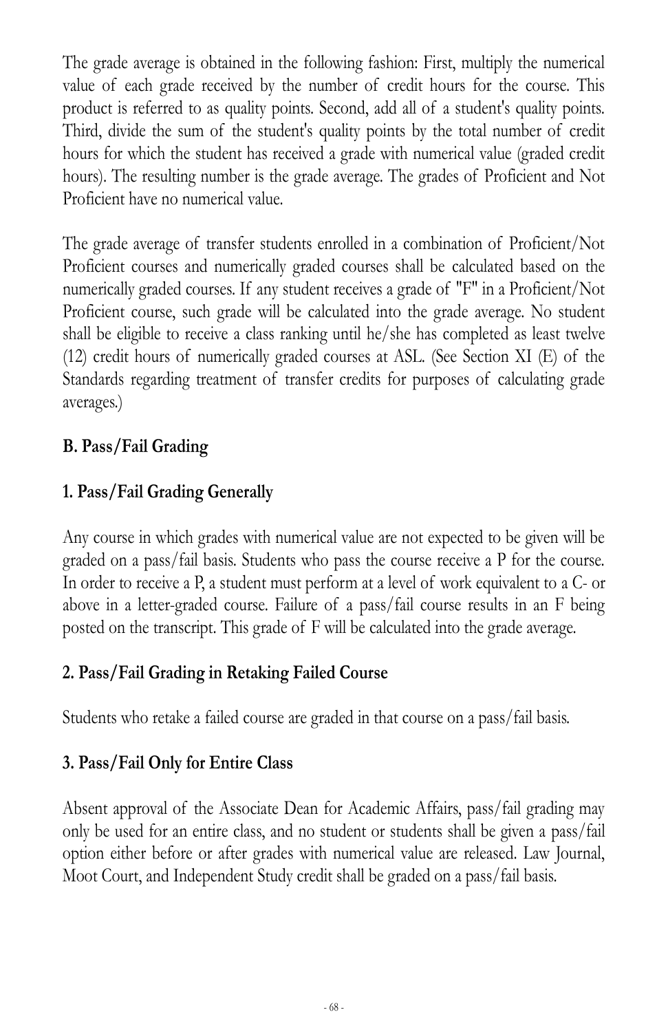The grade average is obtained in the following fashion: First, multiply the numerical value of each grade received by the number of credit hours for the course. This product is referred to as quality points. Second, add all of a student's quality points. Third, divide the sum of the student's quality points by the total number of credit hours for which the student has received a grade with numerical value (graded credit hours). The resulting number is the grade average. The grades of Proficient and Not Proficient have no numerical value.

The grade average of transfer students enrolled in a combination of Proficient/Not Proficient courses and numerically graded courses shall be calculated based on the numerically graded courses. If any student receives a grade of "F" in a Proficient/Not Proficient course, such grade will be calculated into the grade average. No student shall be eligible to receive a class ranking until he/she has completed as least twelve (12) credit hours of numerically graded courses at ASL. (See Section XI (E) of the Standards regarding treatment of transfer credits for purposes of calculating grade averages.)

### B. Pass/Fail Grading

#### 1. Pass/Fail Grading Generally

Any course in which grades with numerical value are not expected to be given will be graded on a pass/fail basis. Students who pass the course receive a P for the course. In order to receive a P, a student must perform at a level of work equivalent to a C- or above in a letter-graded course. Failure of a pass/fail course results in an F being posted on the transcript. This grade of F will be calculated into the grade average.

#### 2. Pass/Fail Grading in Retaking Failed Course

Students who retake a failed course are graded in that course on a pass/fail basis.

#### 3. Pass/Fail Only for Entire Class

Absent approval of the Associate Dean for Academic Affairs, pass/fail grading may only be used for an entire class, and no student or students shall be given a pass/fail option either before or after grades with numerical value are released. Law Journal, Moot Court, and Independent Study credit shall be graded on a pass/fail basis.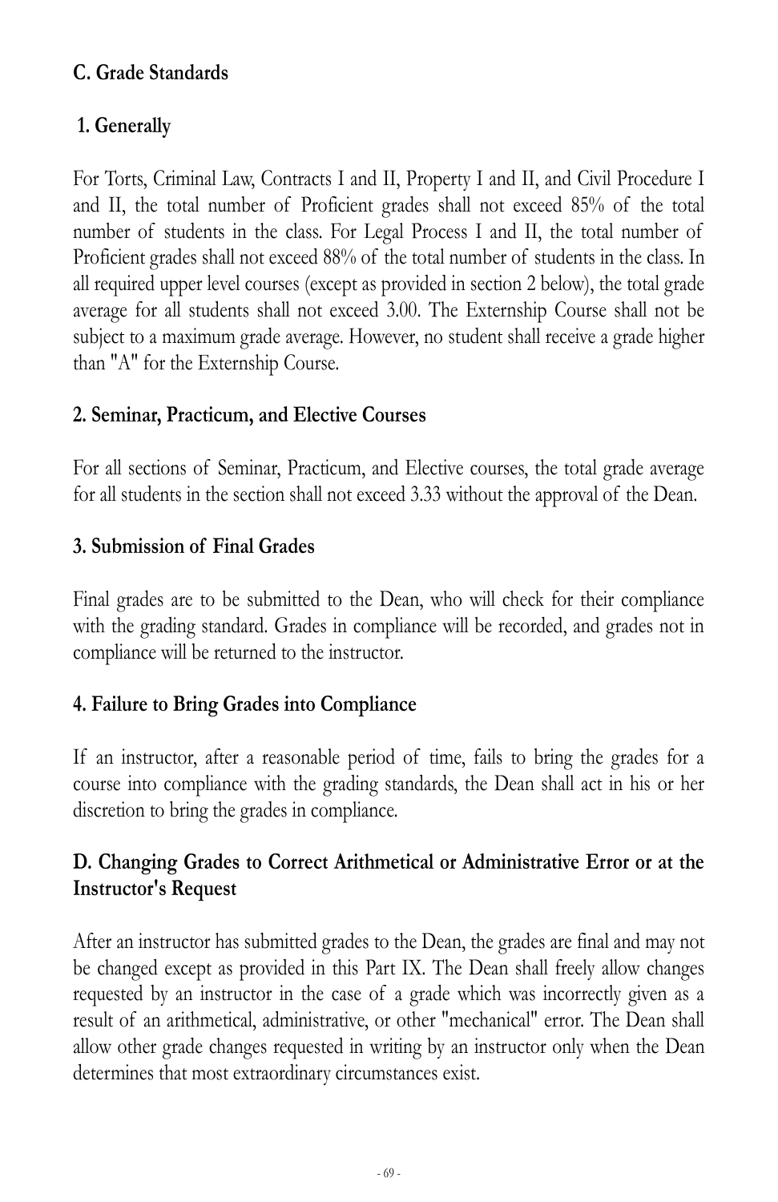### C. Grade Standards

#### 1. Generally

For Torts, Criminal Law, Contracts I and II, Property I and II, and Civil Procedure I and II, the total number of Proficient grades shall not exceed 85% of the total number of students in the class. For Legal Process I and II, the total number of Proficient grades shall not exceed 88% of the total number of students in the class. In all required upper level courses (except as provided in section 2 below), the total grade average for all students shall not exceed 3.00. The Externship Course shall not be subject to a maximum grade average. However, no student shall receive a grade higher than "A" for the Externship Course.

#### 2. Seminar, Practicum, and Elective Courses

For all sections of Seminar, Practicum, and Elective courses, the total grade average for all students in the section shall not exceed 3.33 without the approval of the Dean.

#### 3. Submission of Final Grades

Final grades are to be submitted to the Dean, who will check for their compliance with the grading standard. Grades in compliance will be recorded, and grades not in compliance will be returned to the instructor.

#### 4. Failure to Bring Grades into Compliance

If an instructor, after a reasonable period of time, fails to bring the grades for a course into compliance with the grading standards, the Dean shall act in his or her discretion to bring the grades in compliance.

### D. Changing Grades to Correct Arithmetical or Administrative Error or at the Instructor's Request

After an instructor has submitted grades to the Dean, the grades are final and may not be changed except as provided in this Part IX. The Dean shall freely allow changes requested by an instructor in the case of a grade which was incorrectly given as a result of an arithmetical, administrative, or other "mechanical" error. The Dean shall allow other grade changes requested in writing by an instructor only when the Dean determines that most extraordinary circumstances exist.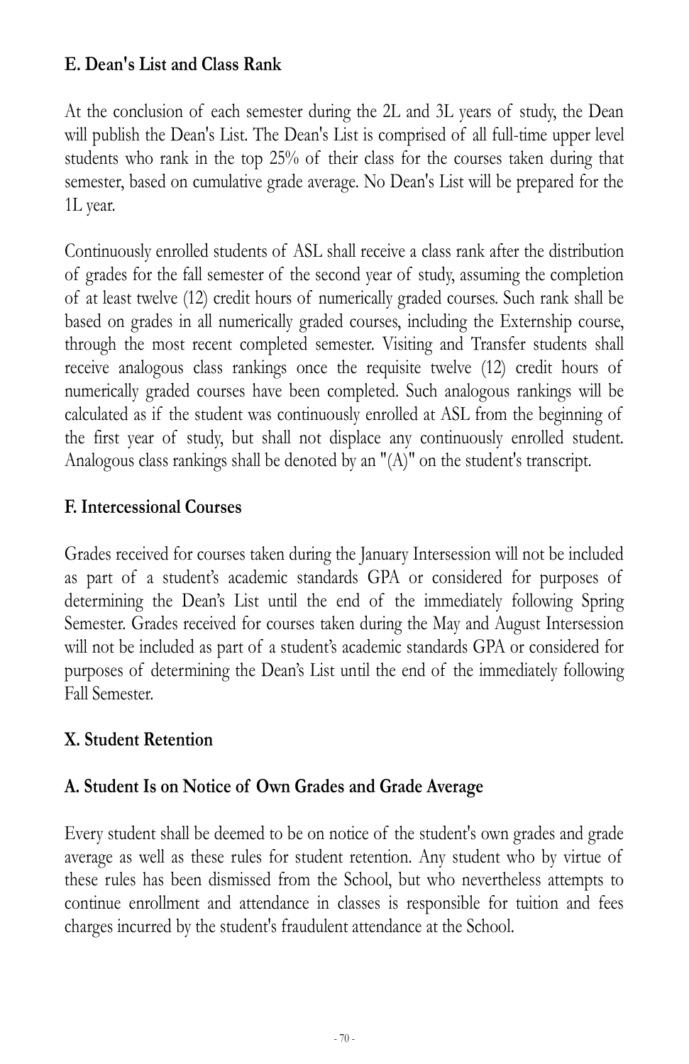### E. Dean's List and Class Rank

At the conclusion of each semester during the 2L and 3L years of study, the Dean will publish the Dean's List. The Dean's List is comprised of all full-time upper level students who rank in the top 25% of their class for the courses taken during that semester, based on cumulative grade average. No Dean's List will be prepared for the 1L year.

Continuously enrolled students of ASL shall receive a class rank after the distribution of grades for the fall semester of the second year of study, assuming the completion of at least twelve (12) credit hours of numerically graded courses. Such rank shall be based on grades in all numerically graded courses, including the Externship course, through the most recent completed semester. Visiting and Transfer students shall receive analogous class rankings once the requisite twelve (12) credit hours of numerically graded courses have been completed. Such analogous rankings will be calculated as if the student was continuously enrolled at ASL from the beginning of the first year of study, but shall not displace any continuously enrolled student. Analogous class rankings shall be denoted by an "(A)" on the student's transcript.

### F. Intercessional Courses

Grades received for courses taken during the January Intersession will not be included as part of a student's academic standards GPA or considered for purposes of determining the Dean's List until the end of the immediately following Spring Semester. Grades received for courses taken during the May and August Intersession will not be included as part of a student's academic standards GPA or considered for purposes of determining the Dean's List until the end of the immediately following Fall Semester.

## X. Student Retention

### A. Student Is on Notice of Own Grades and Grade Average

Every student shall be deemed to be on notice of the student's own grades and grade average as well as these rules for student retention. Any student who by virtue of these rules has been dismissed from the School, but who nevertheless attempts to continue enrollment and attendance in classes is responsible for tuition and fees charges incurred by the student's fraudulent attendance at the School.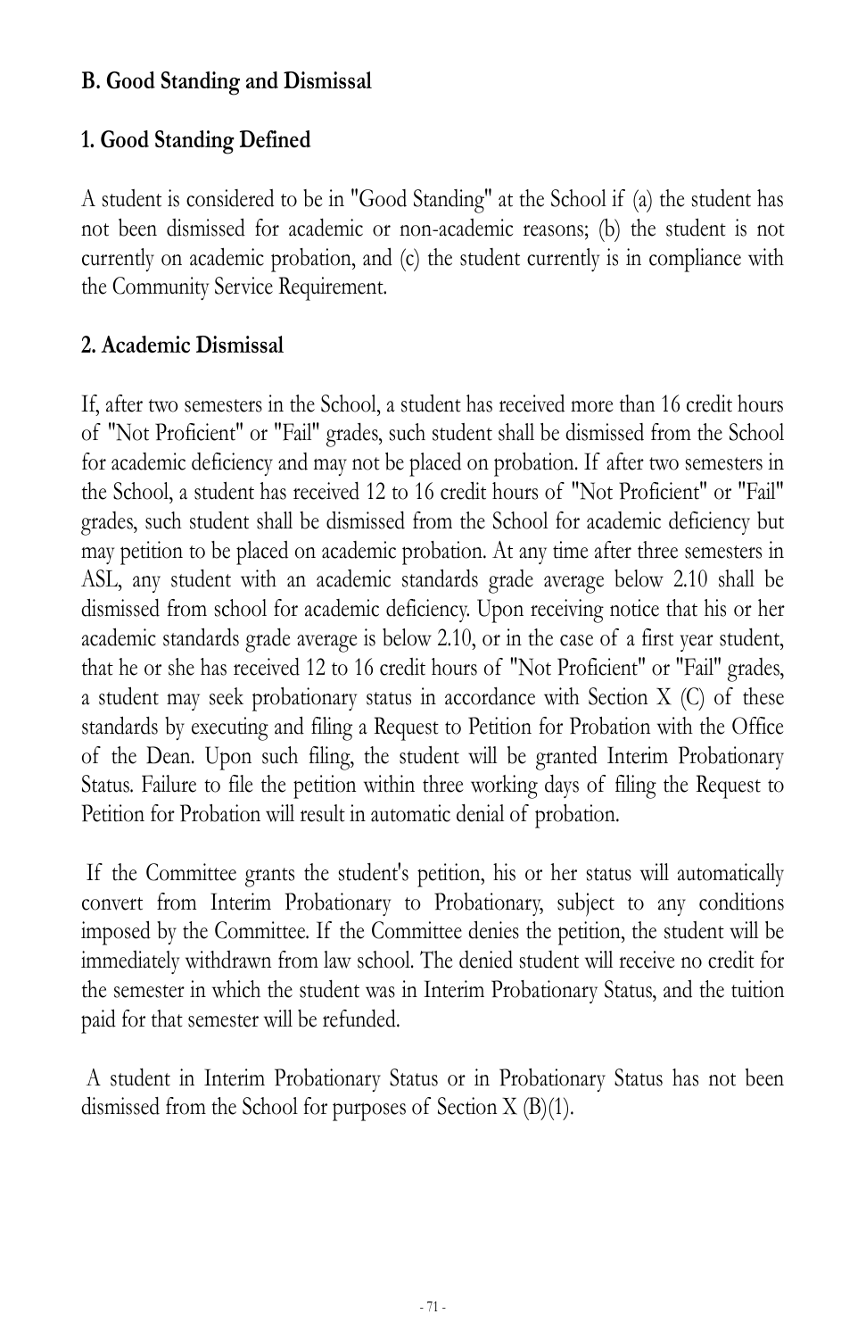## B. Good Standing and Dismissal

### 1. Good Standing Defined

A student is considered to be in "Good Standing" at the School if (a) the student has not been dismissed for academic or non-academic reasons; (b) the student is not currently on academic probation, and (c) the student currently is in compliance with the Community Service Requirement.

### 2. Academic Dismissal

If, after two semesters in the School, a student has received more than 16 credit hours of "Not Proficient" or "Fail" grades, such student shall be dismissed from the School for academic deficiency and may not be placed on probation. If after two semesters in the School, a student has received 12 to 16 credit hours of "Not Proficient" or "Fail" grades, such student shall be dismissed from the School for academic deficiency but may petition to be placed on academic probation. At any time after three semesters in ASL, any student with an academic standards grade average below 2.10 shall be dismissed from school for academic deficiency. Upon receiving notice that his or her academic standards grade average is below 2.10, or in the case of a first year student, that he or she has received 12 to 16 credit hours of "Not Proficient" or "Fail" grades, a student may seek probationary status in accordance with Section X (C) of these standards by executing and filing a Request to Petition for Probation with the Office of the Dean. Upon such filing, the student will be granted Interim Probationary Status. Failure to file the petition within three working days of filing the Request to Petition for Probation will result in automatic denial of probation.

If the Committee grants the student's petition, his or her status will automatically convert from Interim Probationary to Probationary, subject to any conditions imposed by the Committee. If the Committee denies the petition, the student will be immediately withdrawn from law school. The denied student will receive no credit for the semester in which the student was in Interim Probationary Status, and the tuition paid for that semester will be refunded.

A student in Interim Probationary Status or in Probationary Status has not been dismissed from the School for purposes of Section X (B)(1).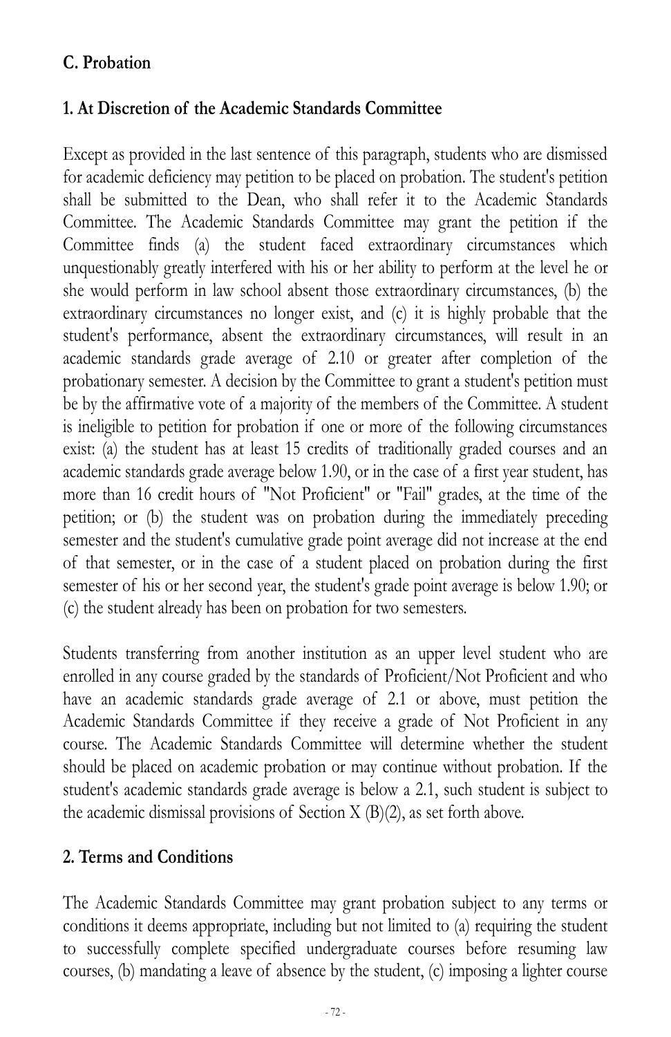### C. Probation

#### 1. At Discretion of the Academic Standards Committee

Except as provided in the last sentence of this paragraph, students who are dismissed for academic deficiency may petition to be placed on probation. The student's petition shall be submitted to the Dean, who shall refer it to the Academic Standards Committee. The Academic Standards Committee may grant the petition if the Committee finds (a) the student faced extraordinary circumstances which unquestionably greatly interfered with his or her ability to perform at the level he or she would perform in law school absent those extraordinary circumstances, (b) the extraordinary circumstances no longer exist, and (c) it is highly probable that the student's performance, absent the extraordinary circumstances, will result in an academic standards grade average of 2.10 or greater after completion of the probationary semester. A decision by the Committee to grant a student's petition must be by the affirmative vote of a majority of the members of the Committee. A student is ineligible to petition for probation if one or more of the following circumstances exist: (a) the student has at least 15 credits of traditionally graded courses and an academic standards grade average below 1.90, or in the case of a first year student, has more than 16 credit hours of "Not Proficient" or "Fail" grades, at the time of the petition; or (b) the student was on probation during the immediately preceding semester and the student's cumulative grade point average did not increase at the end of that semester, or in the case of a student placed on probation during the first semester of his or her second year, the student's grade point average is below 1.90; or (c) the student already has been on probation for two semesters.

Students transferring from another institution as an upper level student who are enrolled in any course graded by the standards of Proficient/Not Proficient and who have an academic standards grade average of 2.1 or above, must petition the Academic Standards Committee if they receive a grade of Not Proficient in any course. The Academic Standards Committee will determine whether the student should be placed on academic probation or may continue without probation. If the student's academic standards grade average is below a 2.1, such student is subject to the academic dismissal provisions of Section X (B)(2), as set forth above.

#### 2. Terms and Conditions

The Academic Standards Committee may grant probation subject to any terms or conditions it deems appropriate, including but not limited to (a) requiring the student to successfully complete specified undergraduate courses before resuming law courses, (b) mandating a leave of absence by the student, (c) imposing a lighter course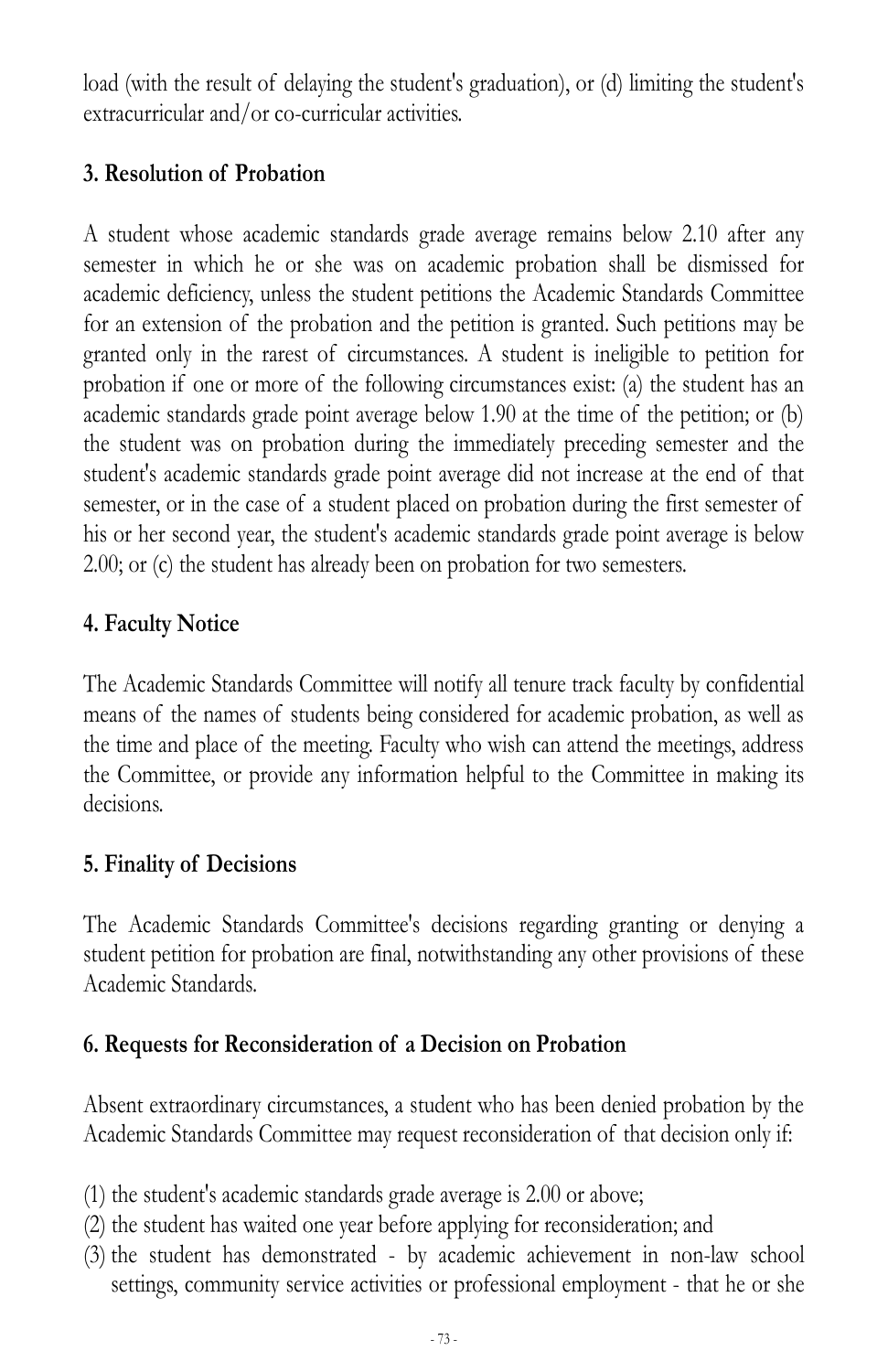load (with the result of delaying the student's graduation), or (d) limiting the student's extracurricular and/or co-curricular activities.

### 3. Resolution of Probation

A student whose academic standards grade average remains below 2.10 after any semester in which he or she was on academic probation shall be dismissed for academic deficiency, unless the student petitions the Academic Standards Committee for an extension of the probation and the petition is granted. Such petitions may be granted only in the rarest of circumstances. A student is ineligible to petition for probation if one or more of the following circumstances exist: (a) the student has an academic standards grade point average below 1.90 at the time of the petition; or (b) the student was on probation during the immediately preceding semester and the student's academic standards grade point average did not increase at the end of that semester, or in the case of a student placed on probation during the first semester of his or her second year, the student's academic standards grade point average is below 2.00; or (c) the student has already been on probation for two semesters.

### 4. Faculty Notice

The Academic Standards Committee will notify all tenure track faculty by confidential means of the names of students being considered for academic probation, as well as the time and place of the meeting. Faculty who wish can attend the meetings, address the Committee, or provide any information helpful to the Committee in making its decisions.

### 5. Finality of Decisions

The Academic Standards Committee's decisions regarding granting or denying a student petition for probation are final, notwithstanding any other provisions of these Academic Standards.

### 6. Requests for Reconsideration of a Decision on Probation

Absent extraordinary circumstances, a student who has been denied probation by the Academic Standards Committee may request reconsideration of that decision only if:

(1) the student's academic standards grade average is 2.00 or above;
(2) the student has waited one year before applying for reconsideration; and
(3) the student has demonstrated - by academic achievement in non-law school settings, community service activities or professional employment - that he or she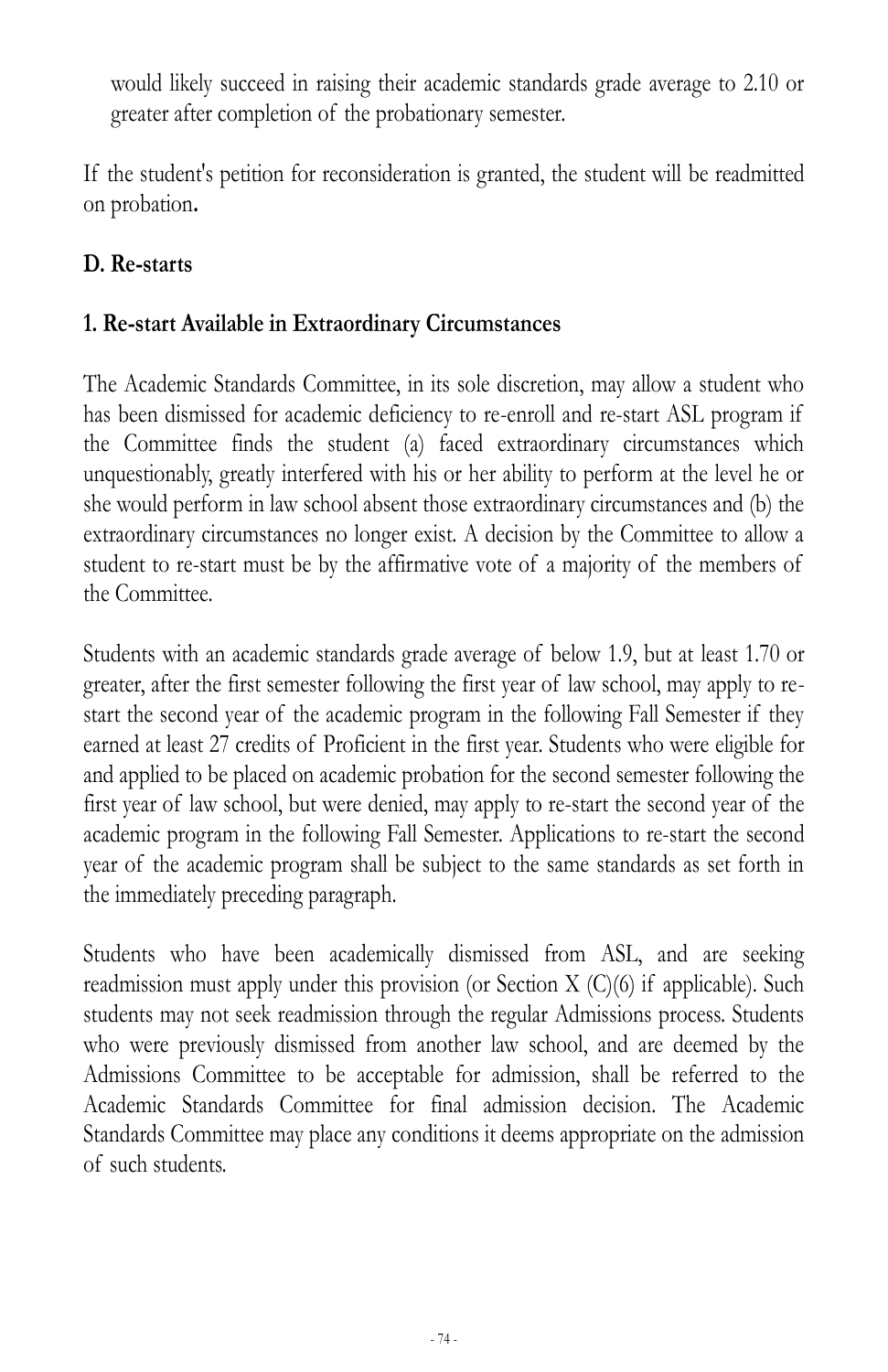would likely succeed in raising their academic standards grade average to 2.10 or greater after completion of the probationary semester.

If the student's petition for reconsideration is granted, the student will be readmitted on probation**.**

### D. Re-starts

#### 1. Re-start Available in Extraordinary Circumstances

The Academic Standards Committee, in its sole discretion, may allow a student who has been dismissed for academic deficiency to re-enroll and re-start ASL program if the Committee finds the student (a) faced extraordinary circumstances which unquestionably, greatly interfered with his or her ability to perform at the level he or she would perform in law school absent those extraordinary circumstances and (b) the extraordinary circumstances no longer exist. A decision by the Committee to allow a student to re-start must be by the affirmative vote of a majority of the members of the Committee.

Students with an academic standards grade average of below 1.9, but at least 1.70 or greater, after the first semester following the first year of law school, may apply to re-start the second year of the academic program in the following Fall Semester if they earned at least 27 credits of Proficient in the first year. Students who were eligible for and applied to be placed on academic probation for the second semester following the first year of law school, but were denied, may apply to re-start the second year of the academic program in the following Fall Semester. Applications to re-start the second year of the academic program shall be subject to the same standards as set forth in the immediately preceding paragraph.

Students who have been academically dismissed from ASL, and are seeking readmission must apply under this provision (or Section X (C)(6) if applicable). Such students may not seek readmission through the regular Admissions process. Students who were previously dismissed from another law school, and are deemed by the Admissions Committee to be acceptable for admission, shall be referred to the Academic Standards Committee for final admission decision. The Academic Standards Committee may place any conditions it deems appropriate on the admission of such students.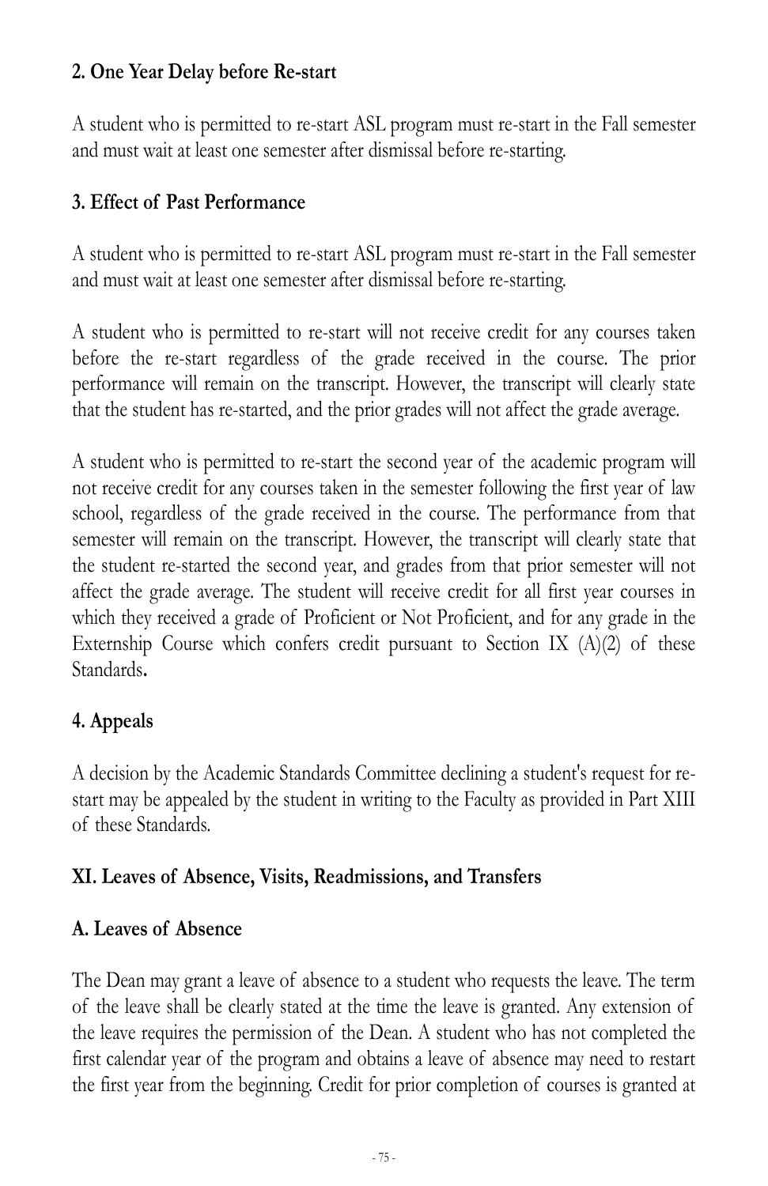### 2. One Year Delay before Re-start

A student who is permitted to re-start ASL program must re-start in the Fall semester and must wait at least one semester after dismissal before re-starting.

### 3. Effect of Past Performance

A student who is permitted to re-start ASL program must re-start in the Fall semester and must wait at least one semester after dismissal before re-starting.

A student who is permitted to re-start will not receive credit for any courses taken before the re-start regardless of the grade received in the course. The prior performance will remain on the transcript. However, the transcript will clearly state that the student has re-started, and the prior grades will not affect the grade average.

A student who is permitted to re-start the second year of the academic program will not receive credit for any courses taken in the semester following the first year of law school, regardless of the grade received in the course. The performance from that semester will remain on the transcript. However, the transcript will clearly state that the student re-started the second year, and grades from that prior semester will not affect the grade average. The student will receive credit for all first year courses in which they received a grade of Proficient or Not Proficient, and for any grade in the Externship Course which confers credit pursuant to Section IX (A)(2) of these Standards.

### 4. Appeals

A decision by the Academic Standards Committee declining a student's request for re-start may be appealed by the student in writing to the Faculty as provided in Part XIII of these Standards.

## XI. Leaves of Absence, Visits, Readmissions, and Transfers

### A. Leaves of Absence

The Dean may grant a leave of absence to a student who requests the leave. The term of the leave shall be clearly stated at the time the leave is granted. Any extension of the leave requires the permission of the Dean. A student who has not completed the first calendar year of the program and obtains a leave of absence may need to restart the first year from the beginning. Credit for prior completion of courses is granted at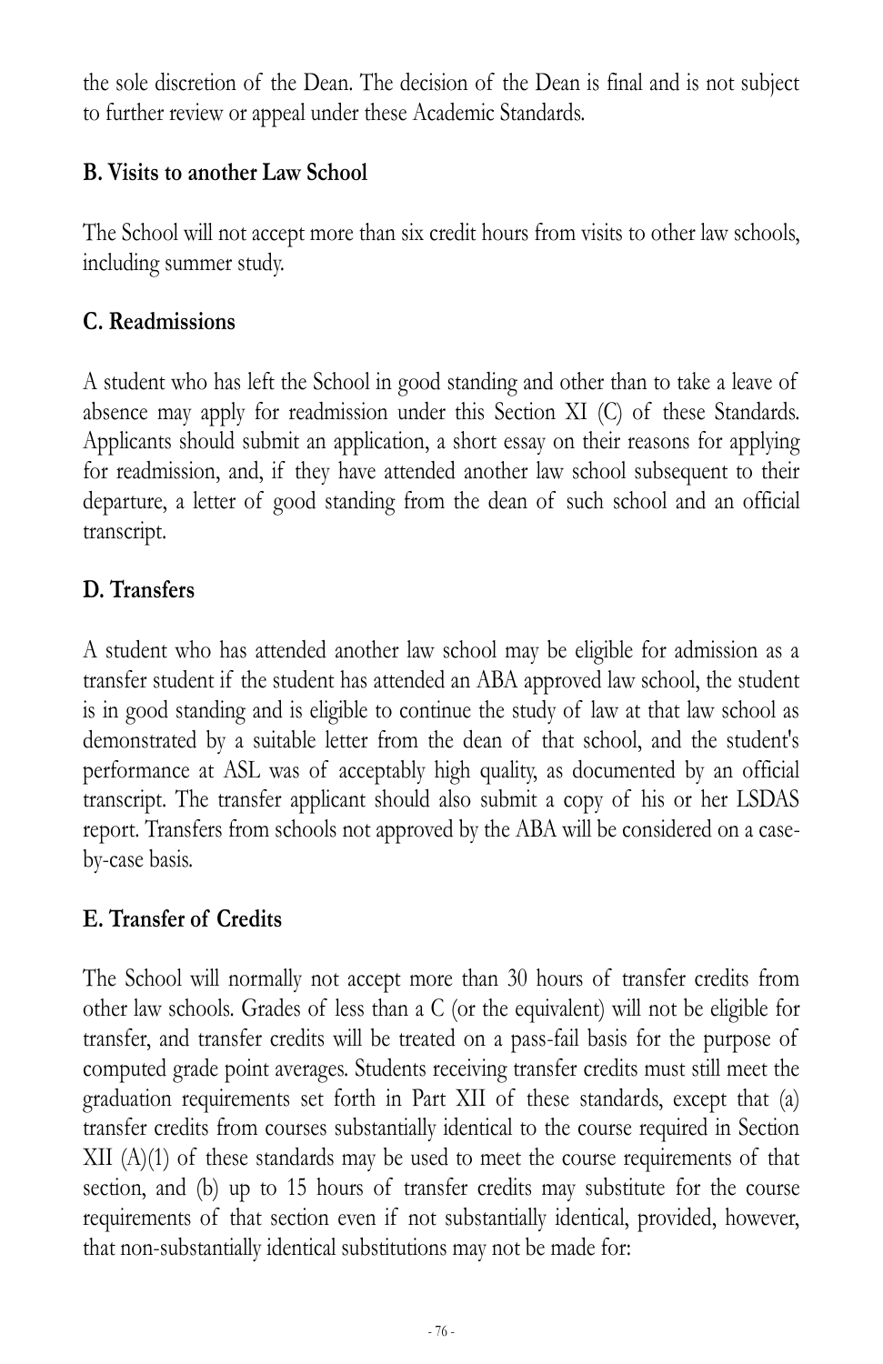the sole discretion of the Dean. The decision of the Dean is final and is not subject to further review or appeal under these Academic Standards.

### B. Visits to another Law School

The School will not accept more than six credit hours from visits to other law schools, including summer study.

### C. Readmissions

A student who has left the School in good standing and other than to take a leave of absence may apply for readmission under this Section XI (C) of these Standards. Applicants should submit an application, a short essay on their reasons for applying for readmission, and, if they have attended another law school subsequent to their departure, a letter of good standing from the dean of such school and an official transcript.

### D. Transfers

A student who has attended another law school may be eligible for admission as a transfer student if the student has attended an ABA approved law school, the student is in good standing and is eligible to continue the study of law at that law school as demonstrated by a suitable letter from the dean of that school, and the student's performance at ASL was of acceptably high quality, as documented by an official transcript. The transfer applicant should also submit a copy of his or her LSDAS report. Transfers from schools not approved by the ABA will be considered on a case-by-case basis.

### E. Transfer of Credits

The School will normally not accept more than 30 hours of transfer credits from other law schools. Grades of less than a C (or the equivalent) will not be eligible for transfer, and transfer credits will be treated on a pass-fail basis for the purpose of computed grade point averages. Students receiving transfer credits must still meet the graduation requirements set forth in Part XII of these standards, except that (a) transfer credits from courses substantially identical to the course required in Section XII (A)(1) of these standards may be used to meet the course requirements of that section, and (b) up to 15 hours of transfer credits may substitute for the course requirements of that section even if not substantially identical, provided, however, that non-substantially identical substitutions may not be made for: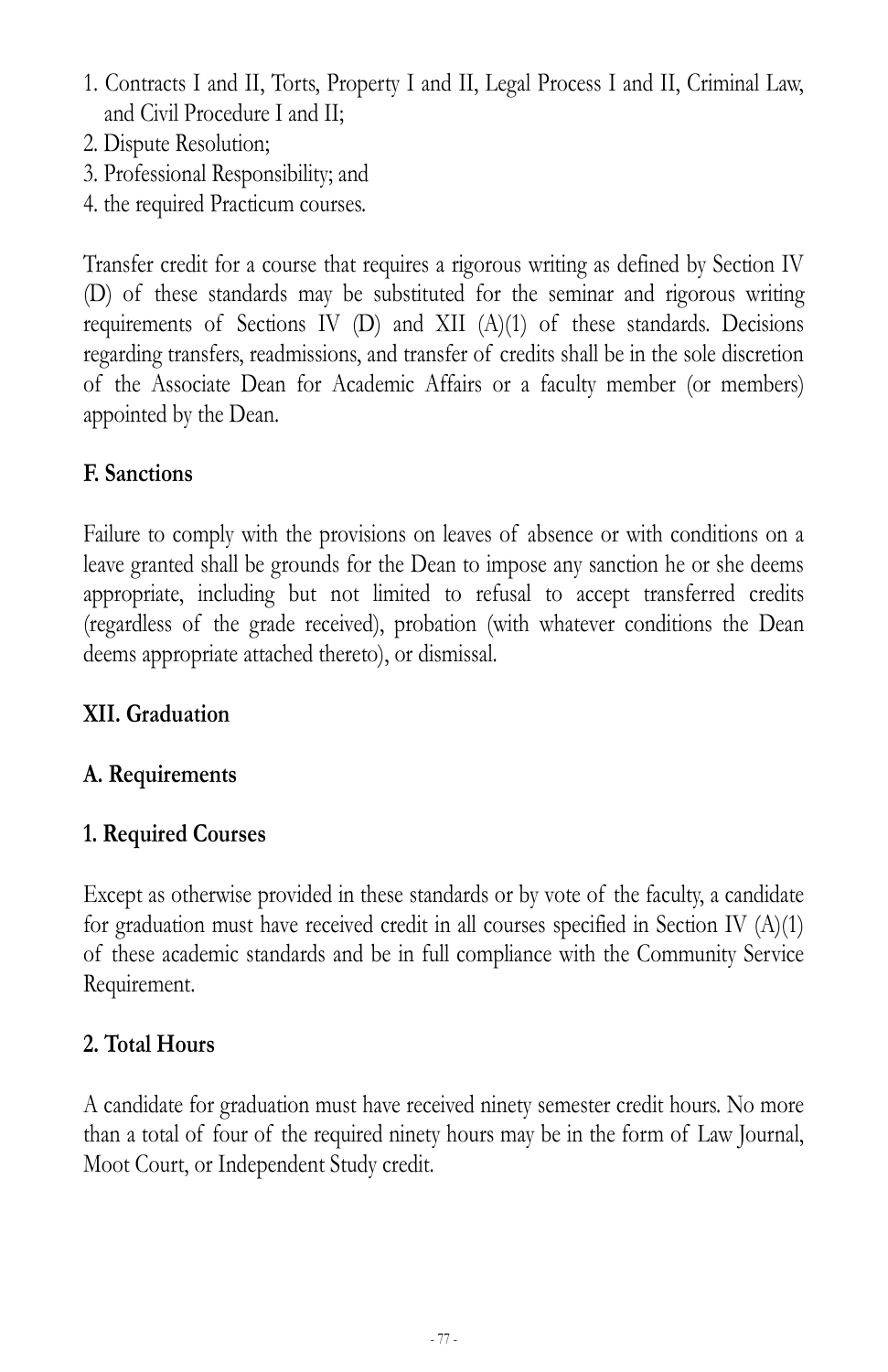1. Contracts I and II, Torts, Property I and II, Legal Process I and II, Criminal Law, and Civil Procedure I and II;
2. Dispute Resolution;
3. Professional Responsibility; and
4. the required Practicum courses.

Transfer credit for a course that requires a rigorous writing as defined by Section IV (D) of these standards may be substituted for the seminar and rigorous writing requirements of Sections IV (D) and XII (A)(1) of these standards. Decisions regarding transfers, readmissions, and transfer of credits shall be in the sole discretion of the Associate Dean for Academic Affairs or a faculty member (or members) appointed by the Dean.

### F. Sanctions

Failure to comply with the provisions on leaves of absence or with conditions on a leave granted shall be grounds for the Dean to impose any sanction he or she deems appropriate, including but not limited to refusal to accept transferred credits (regardless of the grade received), probation (with whatever conditions the Dean deems appropriate attached thereto), or dismissal.

## XII. Graduation

### A. Requirements

#### 1. Required Courses

Except as otherwise provided in these standards or by vote of the faculty, a candidate for graduation must have received credit in all courses specified in Section IV (A)(1) of these academic standards and be in full compliance with the Community Service Requirement.

#### 2. Total Hours

A candidate for graduation must have received ninety semester credit hours. No more than a total of four of the required ninety hours may be in the form of Law Journal, Moot Court, or Independent Study credit.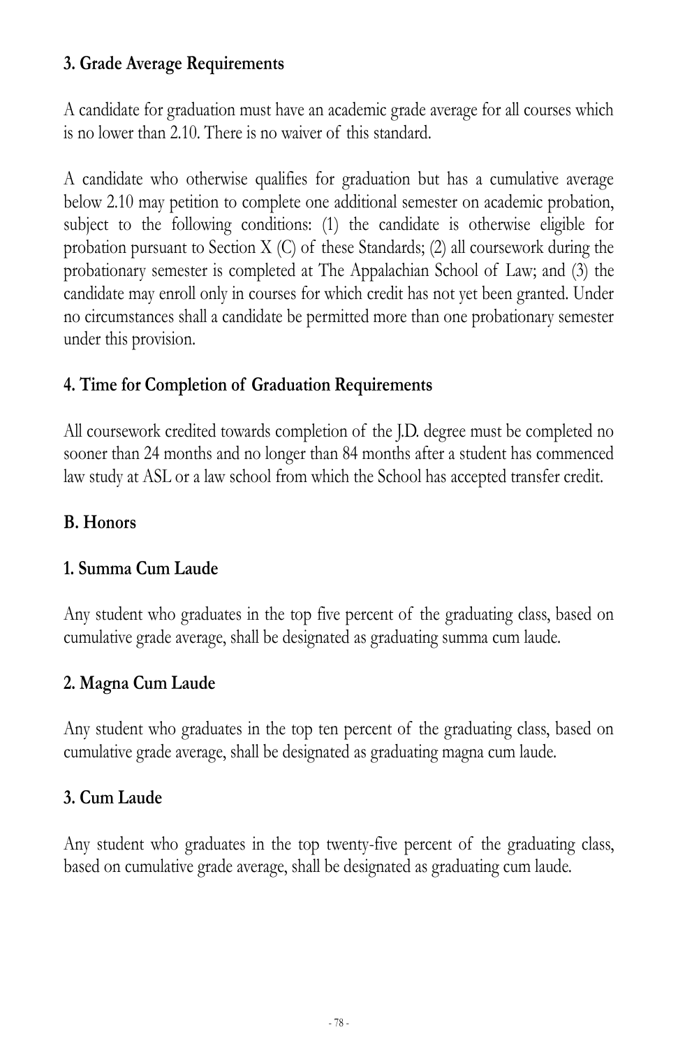### 3. Grade Average Requirements

A candidate for graduation must have an academic grade average for all courses which is no lower than 2.10. There is no waiver of this standard.

A candidate who otherwise qualifies for graduation but has a cumulative average below 2.10 may petition to complete one additional semester on academic probation, subject to the following conditions: (1) the candidate is otherwise eligible for probation pursuant to Section X (C) of these Standards; (2) all coursework during the probationary semester is completed at The Appalachian School of Law; and (3) the candidate may enroll only in courses for which credit has not yet been granted. Under no circumstances shall a candidate be permitted more than one probationary semester under this provision.

### 4. Time for Completion of Graduation Requirements

All coursework credited towards completion of the J.D. degree must be completed no sooner than 24 months and no longer than 84 months after a student has commenced law study at ASL or a law school from which the School has accepted transfer credit.

## B. Honors

### 1. Summa Cum Laude

Any student who graduates in the top five percent of the graduating class, based on cumulative grade average, shall be designated as graduating summa cum laude.

### 2. Magna Cum Laude

Any student who graduates in the top ten percent of the graduating class, based on cumulative grade average, shall be designated as graduating magna cum laude.

### 3. Cum Laude

Any student who graduates in the top twenty-five percent of the graduating class, based on cumulative grade average, shall be designated as graduating cum laude.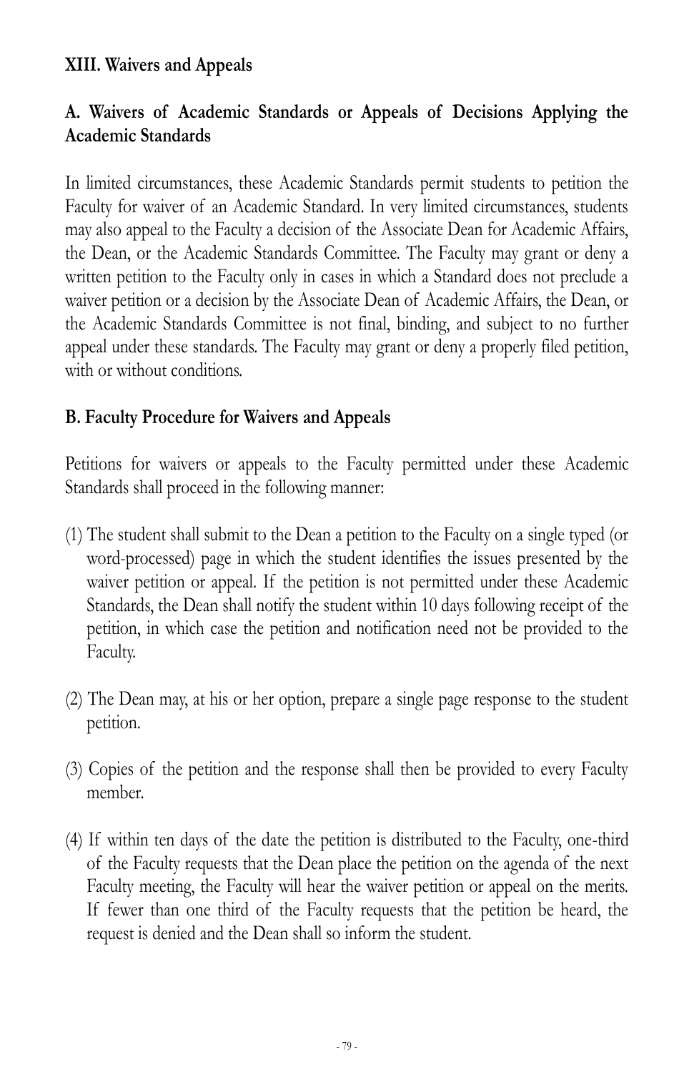## XIII. Waivers and Appeals

### A. Waivers of Academic Standards or Appeals of Decisions Applying the Academic Standards

In limited circumstances, these Academic Standards permit students to petition the Faculty for waiver of an Academic Standard. In very limited circumstances, students may also appeal to the Faculty a decision of the Associate Dean for Academic Affairs, the Dean, or the Academic Standards Committee. The Faculty may grant or deny a written petition to the Faculty only in cases in which a Standard does not preclude a waiver petition or a decision by the Associate Dean of Academic Affairs, the Dean, or the Academic Standards Committee is not final, binding, and subject to no further appeal under these standards. The Faculty may grant or deny a properly filed petition, with or without conditions.

### B. Faculty Procedure for Waivers and Appeals

Petitions for waivers or appeals to the Faculty permitted under these Academic Standards shall proceed in the following manner:

(1) The student shall submit to the Dean a petition to the Faculty on a single typed (or word-processed) page in which the student identifies the issues presented by the waiver petition or appeal. If the petition is not permitted under these Academic Standards, the Dean shall notify the student within 10 days following receipt of the petition, in which case the petition and notification need not be provided to the Faculty.

(2) The Dean may, at his or her option, prepare a single page response to the student petition.

(3) Copies of the petition and the response shall then be provided to every Faculty member.

(4) If within ten days of the date the petition is distributed to the Faculty, one-third of the Faculty requests that the Dean place the petition on the agenda of the next Faculty meeting, the Faculty will hear the waiver petition or appeal on the merits. If fewer than one third of the Faculty requests that the petition be heard, the request is denied and the Dean shall so inform the student.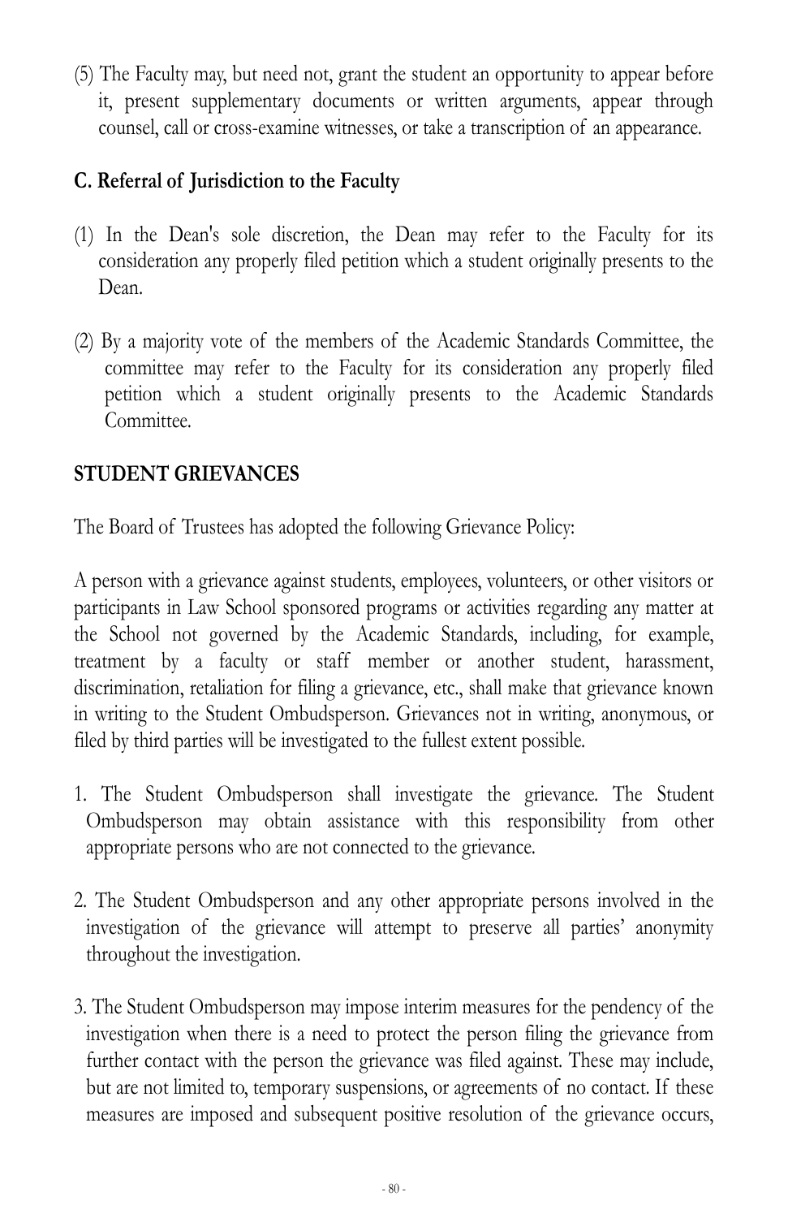(5) The Faculty may, but need not, grant the student an opportunity to appear before it, present supplementary documents or written arguments, appear through counsel, call or cross-examine witnesses, or take a transcription of an appearance.

### C. Referral of Jurisdiction to the Faculty

(1) In the Dean's sole discretion, the Dean may refer to the Faculty for its consideration any properly filed petition which a student originally presents to the Dean.

(2) By a majority vote of the members of the Academic Standards Committee, the committee may refer to the Faculty for its consideration any properly filed petition which a student originally presents to the Academic Standards Committee.

## STUDENT GRIEVANCES

The Board of Trustees has adopted the following Grievance Policy:

A person with a grievance against students, employees, volunteers, or other visitors or participants in Law School sponsored programs or activities regarding any matter at the School not governed by the Academic Standards, including, for example, treatment by a faculty or staff member or another student, harassment, discrimination, retaliation for filing a grievance, etc., shall make that grievance known in writing to the Student Ombudsperson. Grievances not in writing, anonymous, or filed by third parties will be investigated to the fullest extent possible.

1. The Student Ombudsperson shall investigate the grievance. The Student Ombudsperson may obtain assistance with this responsibility from other appropriate persons who are not connected to the grievance.

2. The Student Ombudsperson and any other appropriate persons involved in the investigation of the grievance will attempt to preserve all parties' anonymity throughout the investigation.

3. The Student Ombudsperson may impose interim measures for the pendency of the investigation when there is a need to protect the person filing the grievance from further contact with the person the grievance was filed against. These may include, but are not limited to, temporary suspensions, or agreements of no contact. If these measures are imposed and subsequent positive resolution of the grievance occurs,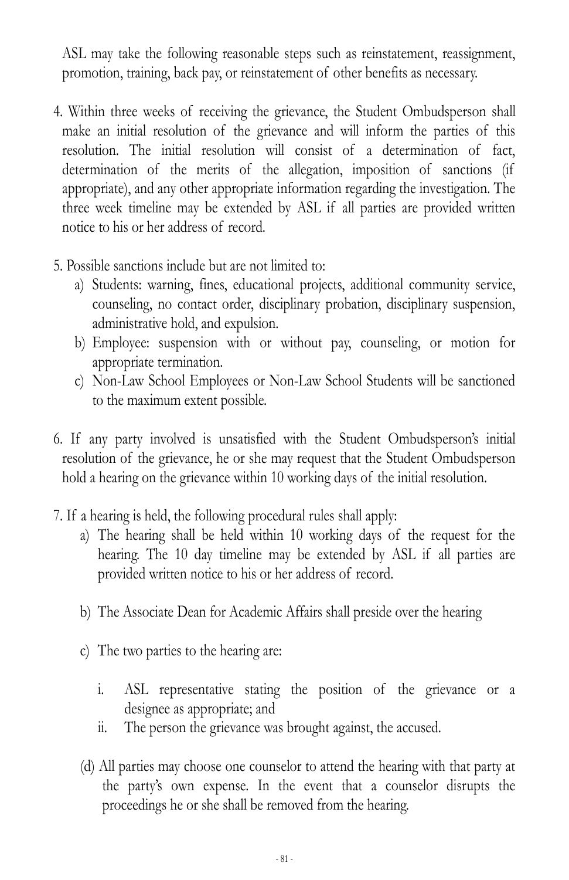ASL may take the following reasonable steps such as reinstatement, reassignment, promotion, training, back pay, or reinstatement of other benefits as necessary.

4. Within three weeks of receiving the grievance, the Student Ombudsperson shall make an initial resolution of the grievance and will inform the parties of this resolution. The initial resolution will consist of a determination of fact, determination of the merits of the allegation, imposition of sanctions (if appropriate), and any other appropriate information regarding the investigation. The three week timeline may be extended by ASL if all parties are provided written notice to his or her address of record.

5. Possible sanctions include but are not limited to:
   a) Students: warning, fines, educational projects, additional community service, counseling, no contact order, disciplinary probation, disciplinary suspension, administrative hold, and expulsion.
   b) Employee: suspension with or without pay, counseling, or motion for appropriate termination.
   c) Non-Law School Employees or Non-Law School Students will be sanctioned to the maximum extent possible.

6. If any party involved is unsatisfied with the Student Ombudsperson's initial resolution of the grievance, he or she may request that the Student Ombudsperson hold a hearing on the grievance within 10 working days of the initial resolution.

7. If a hearing is held, the following procedural rules shall apply:
   a) The hearing shall be held within 10 working days of the request for the hearing. The 10 day timeline may be extended by ASL if all parties are provided written notice to his or her address of record.

   b) The Associate Dean for Academic Affairs shall preside over the hearing

   c) The two parties to the hearing are:

      i. ASL representative stating the position of the grievance or a designee as appropriate; and
      ii. The person the grievance was brought against, the accused.

   (d) All parties may choose one counselor to attend the hearing with that party at the party's own expense. In the event that a counselor disrupts the proceedings he or she shall be removed from the hearing.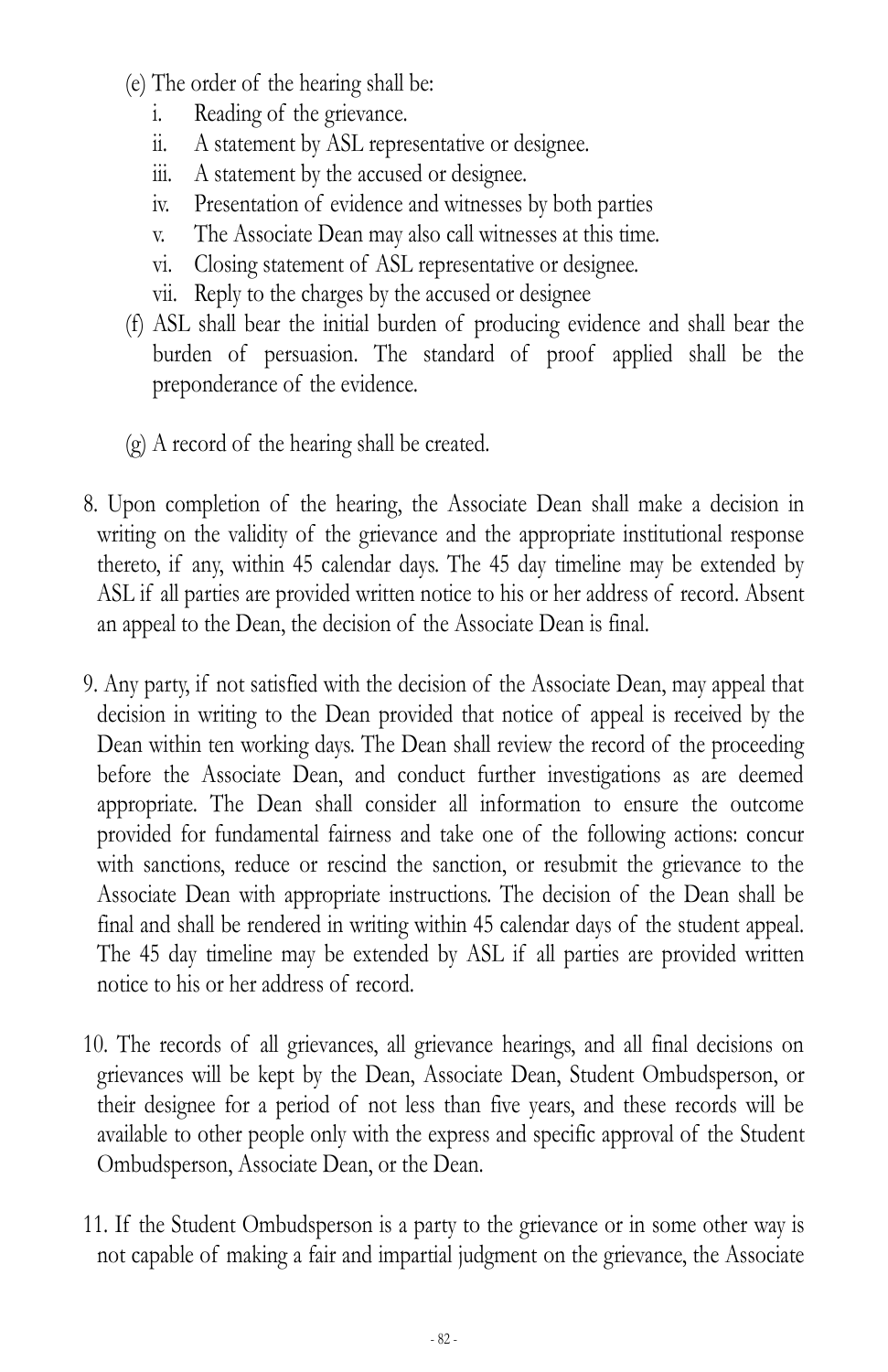(e) The order of the hearing shall be:

   i. Reading of the grievance.
   ii. A statement by ASL representative or designee.
   iii. A statement by the accused or designee.
   iv. Presentation of evidence and witnesses by both parties
   v. The Associate Dean may also call witnesses at this time.
   vi. Closing statement of ASL representative or designee.
   vii. Reply to the charges by the accused or designee

(f) ASL shall bear the initial burden of producing evidence and shall bear the burden of persuasion. The standard of proof applied shall be the preponderance of the evidence.

(g) A record of the hearing shall be created.

8. Upon completion of the hearing, the Associate Dean shall make a decision in writing on the validity of the grievance and the appropriate institutional response thereto, if any, within 45 calendar days. The 45 day timeline may be extended by ASL if all parties are provided written notice to his or her address of record. Absent an appeal to the Dean, the decision of the Associate Dean is final.

9. Any party, if not satisfied with the decision of the Associate Dean, may appeal that decision in writing to the Dean provided that notice of appeal is received by the Dean within ten working days. The Dean shall review the record of the proceeding before the Associate Dean, and conduct further investigations as are deemed appropriate. The Dean shall consider all information to ensure the outcome provided for fundamental fairness and take one of the following actions: concur with sanctions, reduce or rescind the sanction, or resubmit the grievance to the Associate Dean with appropriate instructions. The decision of the Dean shall be final and shall be rendered in writing within 45 calendar days of the student appeal. The 45 day timeline may be extended by ASL if all parties are provided written notice to his or her address of record.

10. The records of all grievances, all grievance hearings, and all final decisions on grievances will be kept by the Dean, Associate Dean, Student Ombudsperson, or their designee for a period of not less than five years, and these records will be available to other people only with the express and specific approval of the Student Ombudsperson, Associate Dean, or the Dean.

11. If the Student Ombudsperson is a party to the grievance or in some other way is not capable of making a fair and impartial judgment on the grievance, the Associate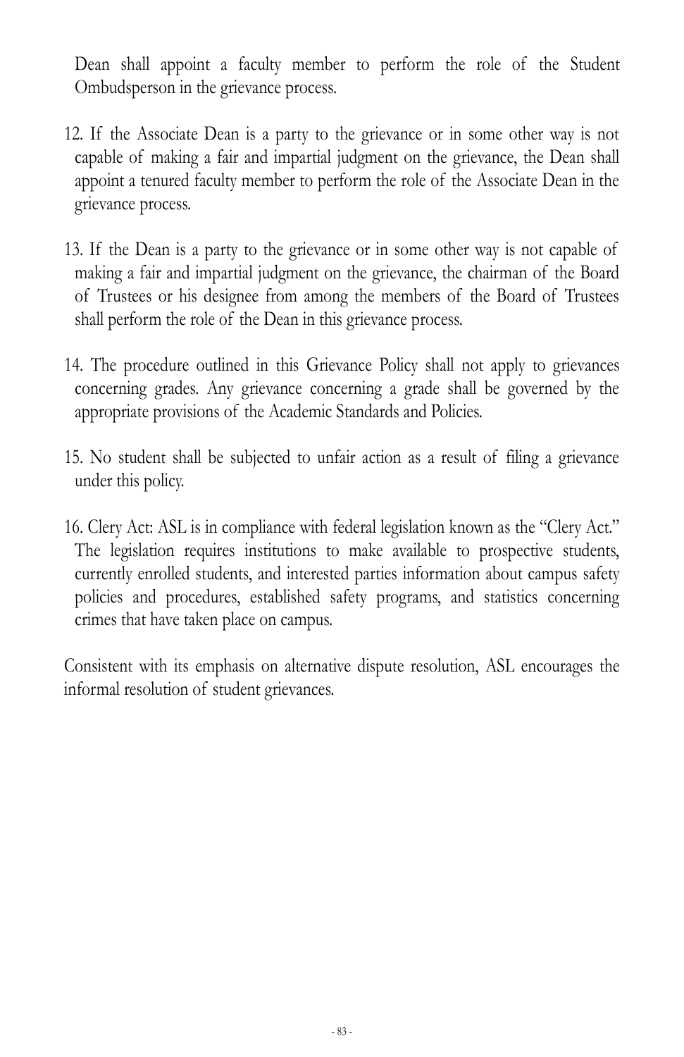Dean shall appoint a faculty member to perform the role of the Student Ombudsperson in the grievance process.

12. If the Associate Dean is a party to the grievance or in some other way is not capable of making a fair and impartial judgment on the grievance, the Dean shall appoint a tenured faculty member to perform the role of the Associate Dean in the grievance process.

13. If the Dean is a party to the grievance or in some other way is not capable of making a fair and impartial judgment on the grievance, the chairman of the Board of Trustees or his designee from among the members of the Board of Trustees shall perform the role of the Dean in this grievance process.

14. The procedure outlined in this Grievance Policy shall not apply to grievances concerning grades. Any grievance concerning a grade shall be governed by the appropriate provisions of the Academic Standards and Policies.

15. No student shall be subjected to unfair action as a result of filing a grievance under this policy.

16. Clery Act: ASL is in compliance with federal legislation known as the "Clery Act." The legislation requires institutions to make available to prospective students, currently enrolled students, and interested parties information about campus safety policies and procedures, established safety programs, and statistics concerning crimes that have taken place on campus.

Consistent with its emphasis on alternative dispute resolution, ASL encourages the informal resolution of student grievances.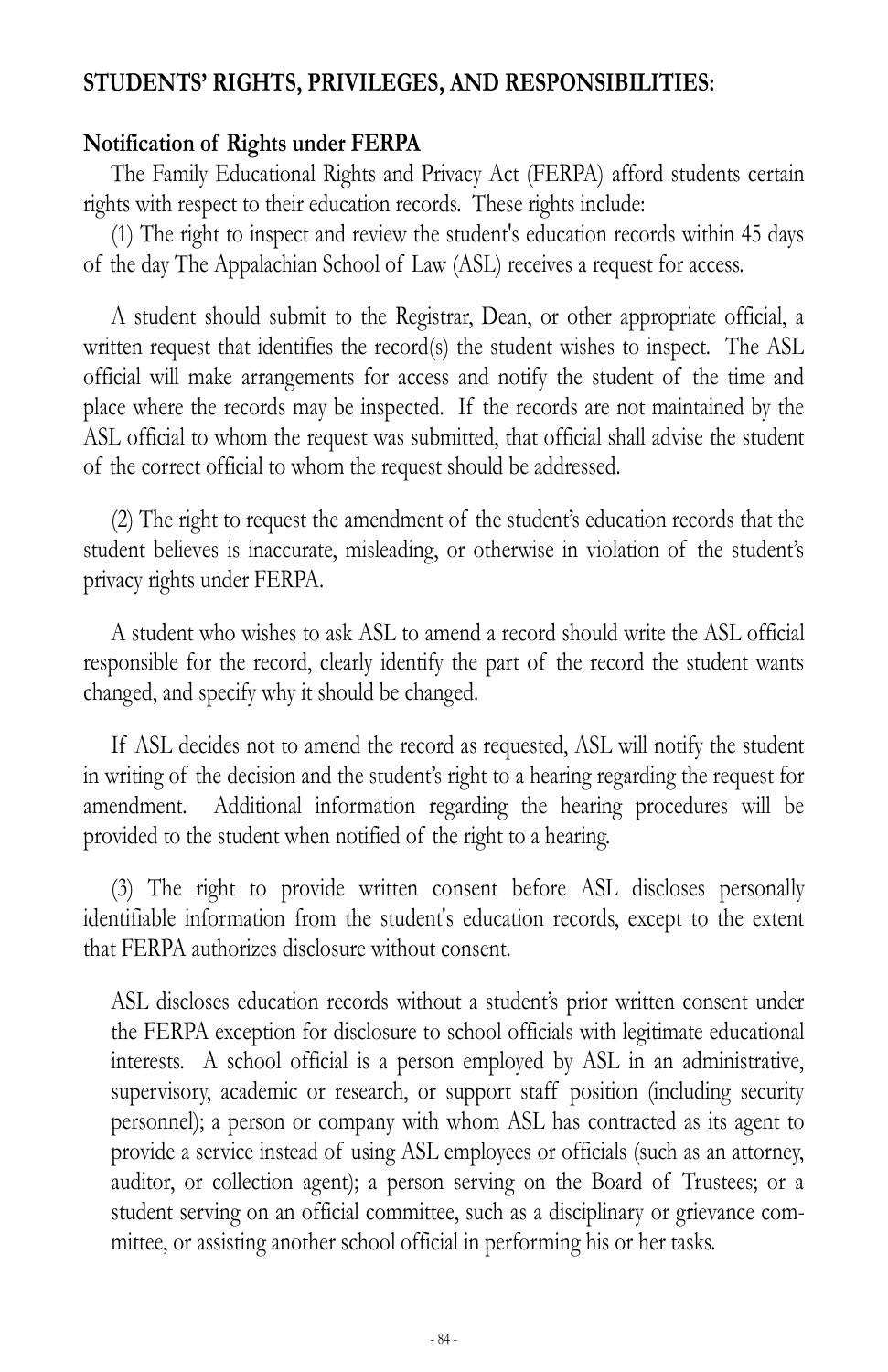## STUDENTS' RIGHTS, PRIVILEGES, AND RESPONSIBILITIES:

### Notification of Rights under FERPA

The Family Educational Rights and Privacy Act (FERPA) afford students certain rights with respect to their education records. These rights include:

(1) The right to inspect and review the student's education records within 45 days of the day The Appalachian School of Law (ASL) receives a request for access.

A student should submit to the Registrar, Dean, or other appropriate official, a written request that identifies the record(s) the student wishes to inspect. The ASL official will make arrangements for access and notify the student of the time and place where the records may be inspected. If the records are not maintained by the ASL official to whom the request was submitted, that official shall advise the student of the correct official to whom the request should be addressed.

(2) The right to request the amendment of the student's education records that the student believes is inaccurate, misleading, or otherwise in violation of the student's privacy rights under FERPA.

A student who wishes to ask ASL to amend a record should write the ASL official responsible for the record, clearly identify the part of the record the student wants changed, and specify why it should be changed.

If ASL decides not to amend the record as requested, ASL will notify the student in writing of the decision and the student's right to a hearing regarding the request for amendment. Additional information regarding the hearing procedures will be provided to the student when notified of the right to a hearing.

(3) The right to provide written consent before ASL discloses personally identifiable information from the student's education records, except to the extent that FERPA authorizes disclosure without consent.

ASL discloses education records without a student's prior written consent under the FERPA exception for disclosure to school officials with legitimate educational interests. A school official is a person employed by ASL in an administrative, supervisory, academic or research, or support staff position (including security personnel); a person or company with whom ASL has contracted as its agent to provide a service instead of using ASL employees or officials (such as an attorney, auditor, or collection agent); a person serving on the Board of Trustees; or a student serving on an official committee, such as a disciplinary or grievance committee, or assisting another school official in performing his or her tasks.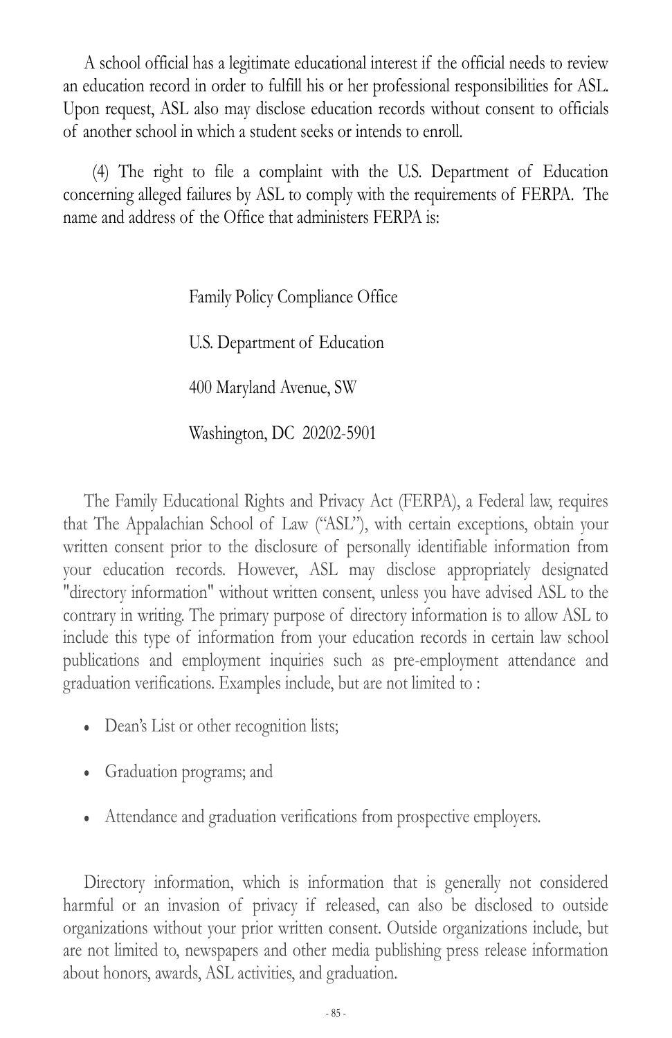A school official has a legitimate educational interest if the official needs to review an education record in order to fulfill his or her professional responsibilities for ASL. Upon request, ASL also may disclose education records without consent to officials of another school in which a student seeks or intends to enroll.

(4) The right to file a complaint with the U.S. Department of Education concerning alleged failures by ASL to comply with the requirements of FERPA. The name and address of the Office that administers FERPA is:

Family Policy Compliance Office

U.S. Department of Education

400 Maryland Avenue, SW

Washington, DC 20202-5901

The Family Educational Rights and Privacy Act (FERPA), a Federal law, requires that The Appalachian School of Law ("ASL"), with certain exceptions, obtain your written consent prior to the disclosure of personally identifiable information from your education records. However, ASL may disclose appropriately designated "directory information" without written consent, unless you have advised ASL to the contrary in writing. The primary purpose of directory information is to allow ASL to include this type of information from your education records in certain law school publications and employment inquiries such as pre-employment attendance and graduation verifications. Examples include, but are not limited to :

- Dean's List or other recognition lists;
- Graduation programs; and
- Attendance and graduation verifications from prospective employers.

Directory information, which is information that is generally not considered harmful or an invasion of privacy if released, can also be disclosed to outside organizations without your prior written consent. Outside organizations include, but are not limited to, newspapers and other media publishing press release information about honors, awards, ASL activities, and graduation.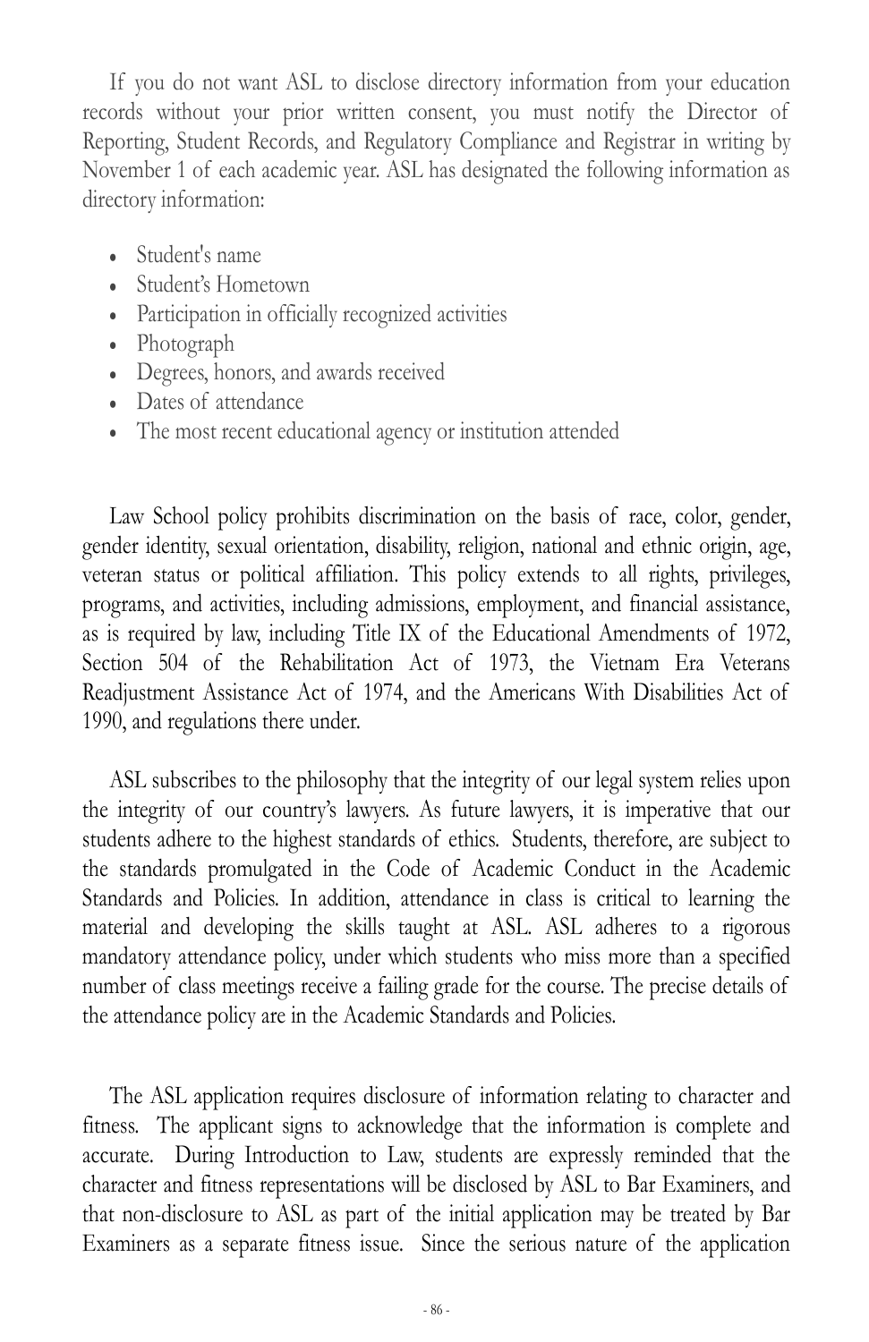If you do not want ASL to disclose directory information from your education records without your prior written consent, you must notify the Director of Reporting, Student Records, and Regulatory Compliance and Registrar in writing by November 1 of each academic year. ASL has designated the following information as directory information:

- Student's name
- Student's Hometown
- Participation in officially recognized activities
- Photograph
- Degrees, honors, and awards received
- Dates of attendance
- The most recent educational agency or institution attended

Law School policy prohibits discrimination on the basis of race, color, gender, gender identity, sexual orientation, disability, religion, national and ethnic origin, age, veteran status or political affiliation. This policy extends to all rights, privileges, programs, and activities, including admissions, employment, and financial assistance, as is required by law, including Title IX of the Educational Amendments of 1972, Section 504 of the Rehabilitation Act of 1973, the Vietnam Era Veterans Readjustment Assistance Act of 1974, and the Americans With Disabilities Act of 1990, and regulations there under.

ASL subscribes to the philosophy that the integrity of our legal system relies upon the integrity of our country's lawyers. As future lawyers, it is imperative that our students adhere to the highest standards of ethics. Students, therefore, are subject to the standards promulgated in the Code of Academic Conduct in the Academic Standards and Policies. In addition, attendance in class is critical to learning the material and developing the skills taught at ASL. ASL adheres to a rigorous mandatory attendance policy, under which students who miss more than a specified number of class meetings receive a failing grade for the course. The precise details of the attendance policy are in the Academic Standards and Policies.

The ASL application requires disclosure of information relating to character and fitness. The applicant signs to acknowledge that the information is complete and accurate. During Introduction to Law, students are expressly reminded that the character and fitness representations will be disclosed by ASL to Bar Examiners, and that non-disclosure to ASL as part of the initial application may be treated by Bar Examiners as a separate fitness issue. Since the serious nature of the application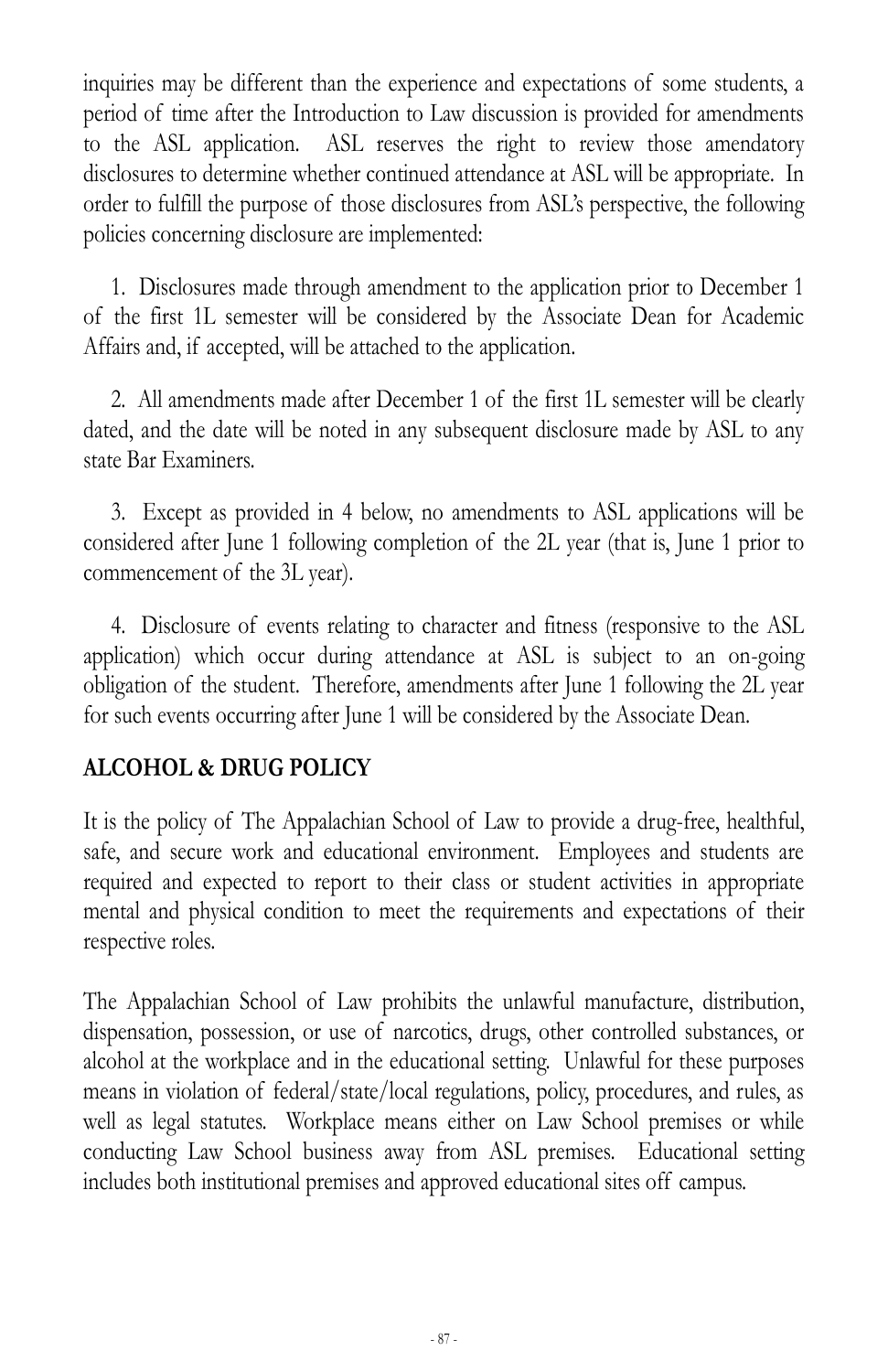inquiries may be different than the experience and expectations of some students, a period of time after the Introduction to Law discussion is provided for amendments to the ASL application. ASL reserves the right to review those amendatory disclosures to determine whether continued attendance at ASL will be appropriate. In order to fulfill the purpose of those disclosures from ASL's perspective, the following policies concerning disclosure are implemented:

1. Disclosures made through amendment to the application prior to December 1 of the first 1L semester will be considered by the Associate Dean for Academic Affairs and, if accepted, will be attached to the application.

2. All amendments made after December 1 of the first 1L semester will be clearly dated, and the date will be noted in any subsequent disclosure made by ASL to any state Bar Examiners.

3. Except as provided in 4 below, no amendments to ASL applications will be considered after June 1 following completion of the 2L year (that is, June 1 prior to commencement of the 3L year).

4. Disclosure of events relating to character and fitness (responsive to the ASL application) which occur during attendance at ASL is subject to an on-going obligation of the student. Therefore, amendments after June 1 following the 2L year for such events occurring after June 1 will be considered by the Associate Dean.

## ALCOHOL & DRUG POLICY

It is the policy of The Appalachian School of Law to provide a drug-free, healthful, safe, and secure work and educational environment. Employees and students are required and expected to report to their class or student activities in appropriate mental and physical condition to meet the requirements and expectations of their respective roles.

The Appalachian School of Law prohibits the unlawful manufacture, distribution, dispensation, possession, or use of narcotics, drugs, other controlled substances, or alcohol at the workplace and in the educational setting. Unlawful for these purposes means in violation of federal/state/local regulations, policy, procedures, and rules, as well as legal statutes. Workplace means either on Law School premises or while conducting Law School business away from ASL premises. Educational setting includes both institutional premises and approved educational sites off campus.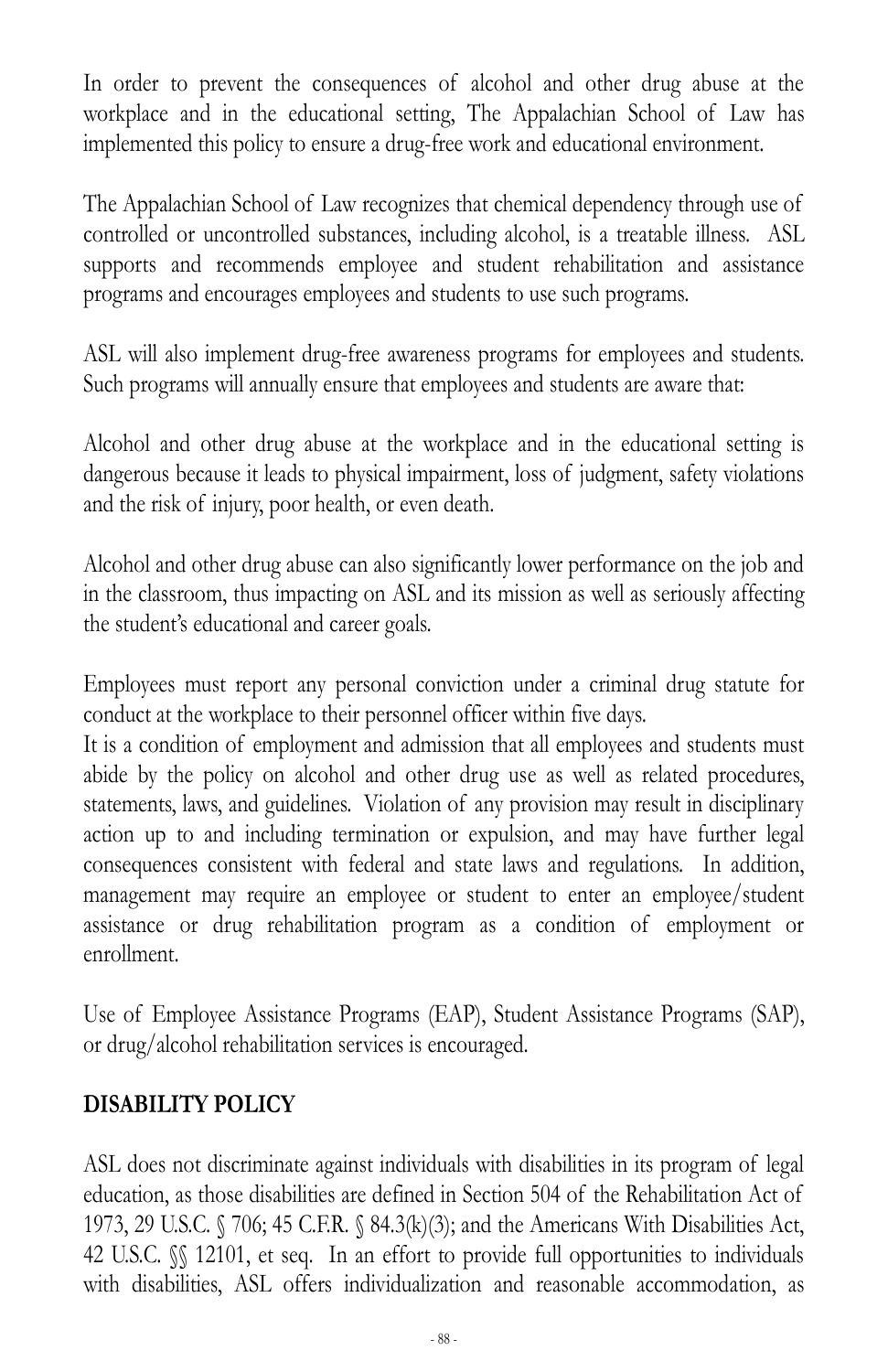In order to prevent the consequences of alcohol and other drug abuse at the workplace and in the educational setting, The Appalachian School of Law has implemented this policy to ensure a drug-free work and educational environment.

The Appalachian School of Law recognizes that chemical dependency through use of controlled or uncontrolled substances, including alcohol, is a treatable illness. ASL supports and recommends employee and student rehabilitation and assistance programs and encourages employees and students to use such programs.

ASL will also implement drug-free awareness programs for employees and students. Such programs will annually ensure that employees and students are aware that:

Alcohol and other drug abuse at the workplace and in the educational setting is dangerous because it leads to physical impairment, loss of judgment, safety violations and the risk of injury, poor health, or even death.

Alcohol and other drug abuse can also significantly lower performance on the job and in the classroom, thus impacting on ASL and its mission as well as seriously affecting the student's educational and career goals.

Employees must report any personal conviction under a criminal drug statute for conduct at the workplace to their personnel officer within five days.

It is a condition of employment and admission that all employees and students must abide by the policy on alcohol and other drug use as well as related procedures, statements, laws, and guidelines. Violation of any provision may result in disciplinary action up to and including termination or expulsion, and may have further legal consequences consistent with federal and state laws and regulations. In addition, management may require an employee or student to enter an employee/student assistance or drug rehabilitation program as a condition of employment or enrollment.

Use of Employee Assistance Programs (EAP), Student Assistance Programs (SAP), or drug/alcohol rehabilitation services is encouraged.

## DISABILITY POLICY

ASL does not discriminate against individuals with disabilities in its program of legal education, as those disabilities are defined in Section 504 of the Rehabilitation Act of 1973, 29 U.S.C. § 706; 45 C.F.R. § 84.3(k)(3); and the Americans With Disabilities Act, 42 U.S.C. §§ 12101, et seq. In an effort to provide full opportunities to individuals with disabilities, ASL offers individualization and reasonable accommodation, as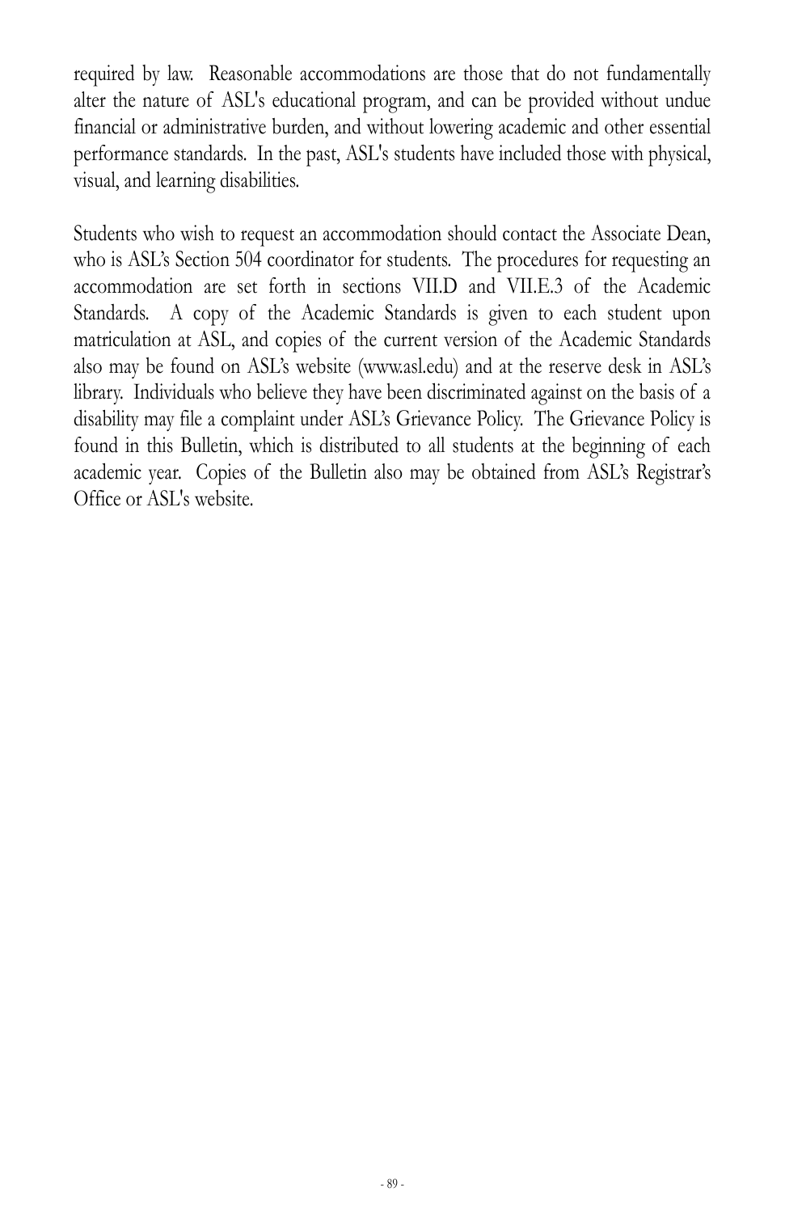required by law. Reasonable accommodations are those that do not fundamentally alter the nature of ASL's educational program, and can be provided without undue financial or administrative burden, and without lowering academic and other essential performance standards. In the past, ASL's students have included those with physical, visual, and learning disabilities.

Students who wish to request an accommodation should contact the Associate Dean, who is ASL's Section 504 coordinator for students. The procedures for requesting an accommodation are set forth in sections VII.D and VII.E.3 of the Academic Standards. A copy of the Academic Standards is given to each student upon matriculation at ASL, and copies of the current version of the Academic Standards also may be found on ASL's website (www.asl.edu) and at the reserve desk in ASL's library. Individuals who believe they have been discriminated against on the basis of a disability may file a complaint under ASL's Grievance Policy. The Grievance Policy is found in this Bulletin, which is distributed to all students at the beginning of each academic year. Copies of the Bulletin also may be obtained from ASL's Registrar's Office or ASL's website.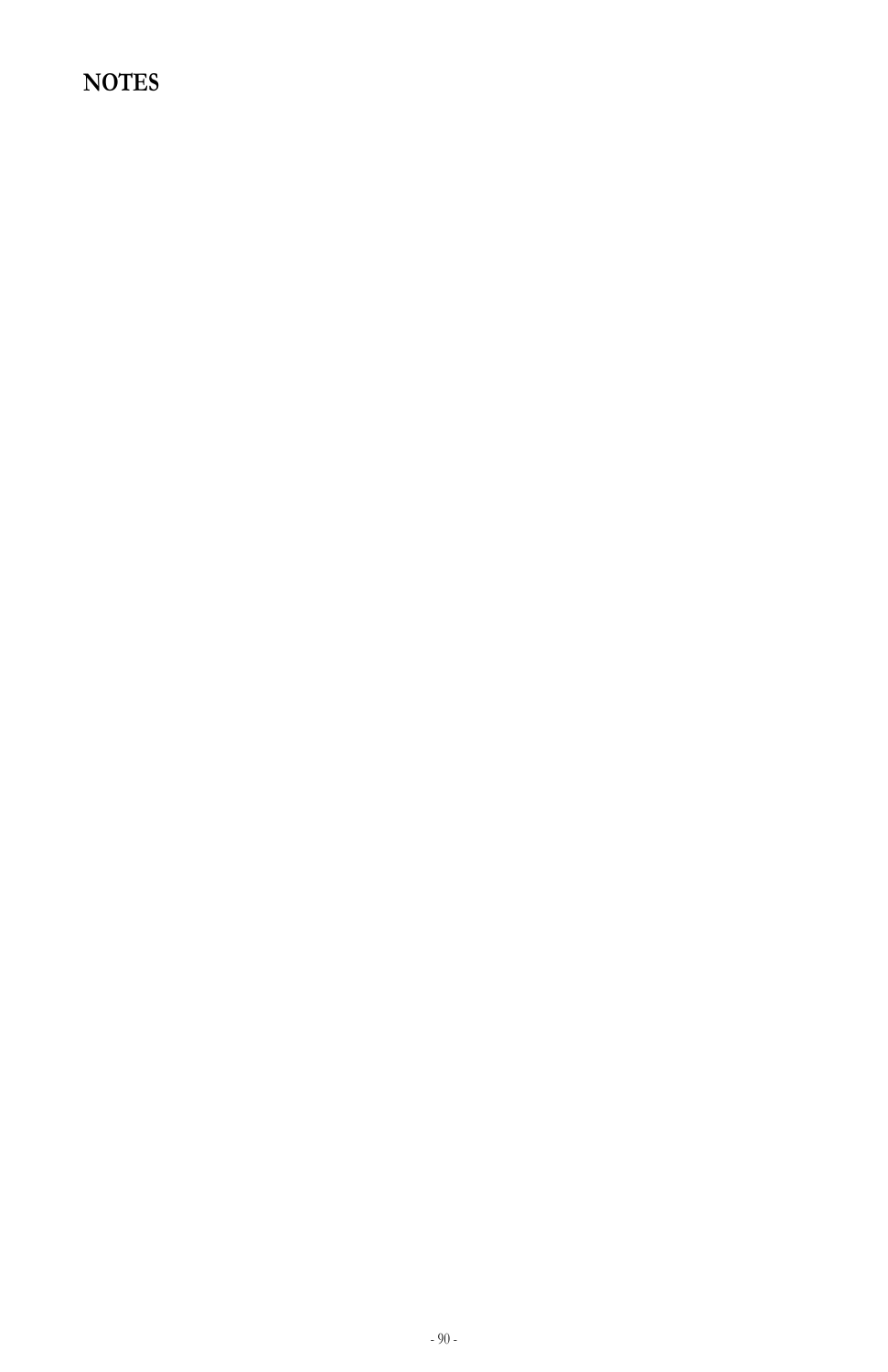# NOTES